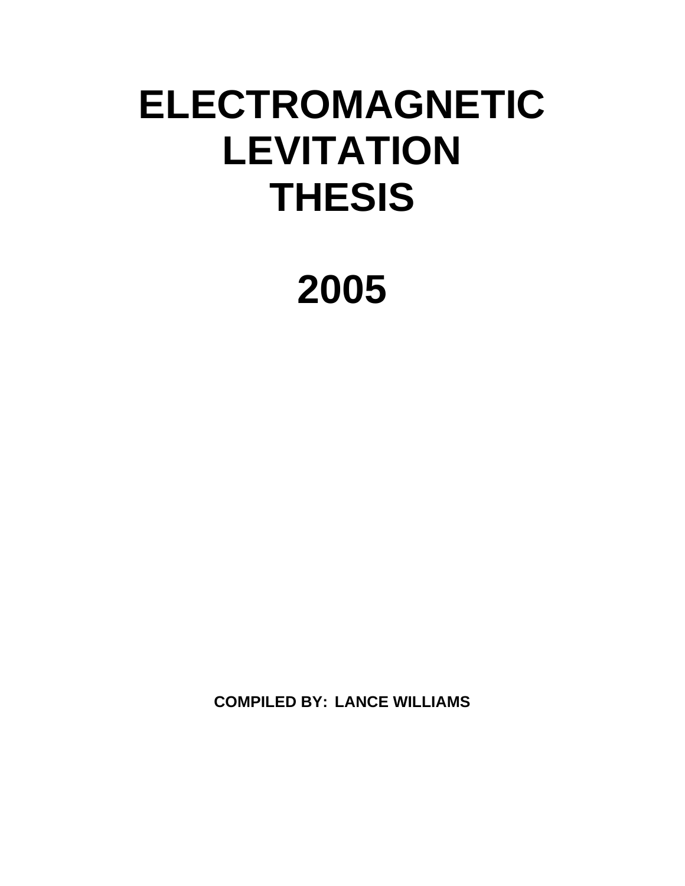# ELECTROMAGNETIC LEVITATION THESIS

# 2005

**COMPILED BY: LANCE WILLIAMS**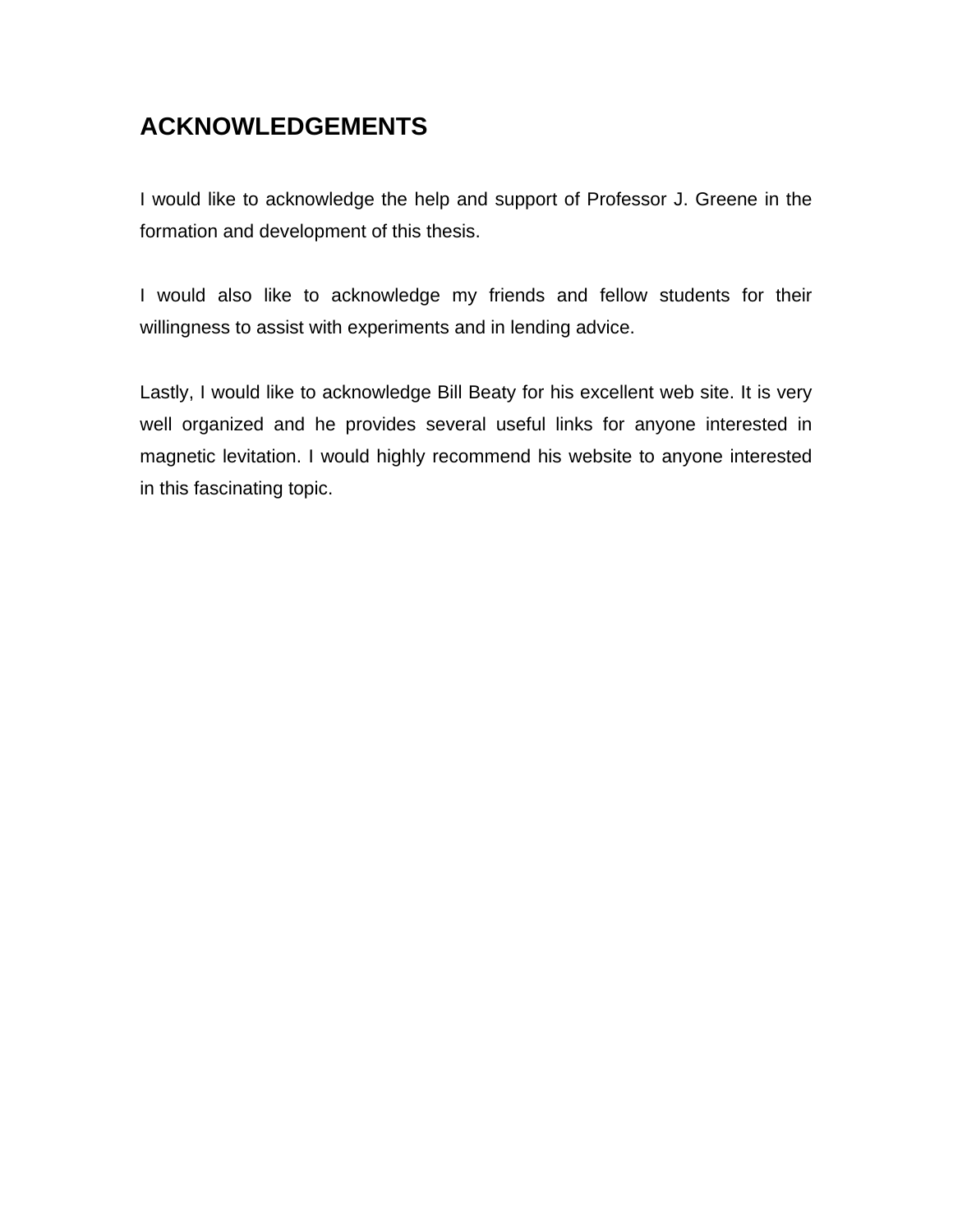# ACKNOWLEDGEMENTS

I would like to acknowledge the help and support of Professor J. Greene in the formation and development of this thesis.

I would also like to acknowledge my friends and fellow students for their willingness to assist with experiments and in lending advice.

Lastly, I would like to acknowledge Bill Beaty for his excellent web site. It is very well organized and he provides several useful links for anyone interested in magnetic levitation. I would highly recommend his website to anyone interested in this fascinating topic.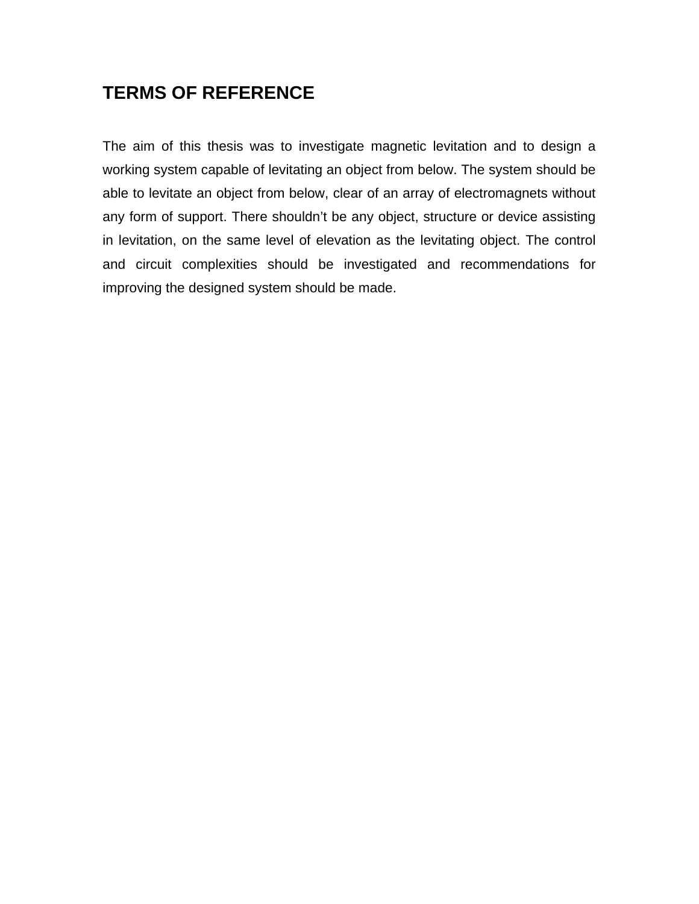# TERMS OF REFERENCE

The aim of this thesis was to investigate magnetic levitation and to design a working system capable of levitating an object from below. The system should be able to levitate an object from below, clear of an array of electromagnets without any form of support. There shouldn't be any object, structure or device assisting in levitation, on the same level of elevation as the levitating object. The control and circuit complexities should be investigated and recommendations for improving the designed system should be made.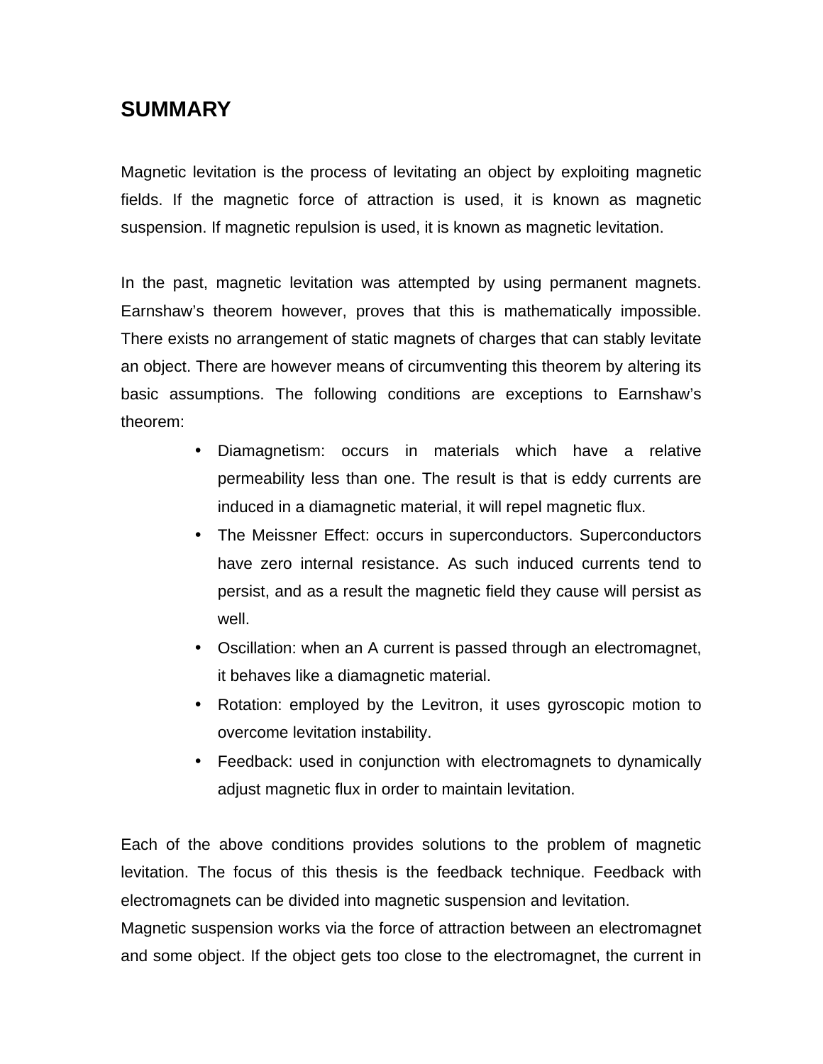# SUMMARY

Magnetic levitation is the process of levitating an object by exploiting magnetic fields. If the magnetic force of attraction is used, it is known as magnetic suspension. If magnetic repulsion is used, it is known as magnetic levitation.

In the past, magnetic levitation was attempted by using permanent magnets. Earnshaw's theorem however, proves that this is mathematically impossible. There exists no arrangement of static magnets of charges that can stably levitate an object. There are however means of circumventing this theorem by altering its basic assumptions. The following conditions are exceptions to Earnshaw's theorem:

- Diamagnetism: occurs in materials which have a relative permeability less than one. The result is that is eddy currents are induced in a diamagnetic material, it will repel magnetic flux.
- The Meissner Effect: occurs in superconductors. Superconductors have zero internal resistance. As such induced currents tend to persist, and as a result the magnetic field they cause will persist as well.
- Oscillation: when an A current is passed through an electromagnet, it behaves like a diamagnetic material.
- Rotation: employed by the Levitron, it uses gyroscopic motion to overcome levitation instability.
- Feedback: used in conjunction with electromagnets to dynamically adjust magnetic flux in order to maintain levitation.

Each of the above conditions provides solutions to the problem of magnetic levitation. The focus of this thesis is the feedback technique. Feedback with electromagnets can be divided into magnetic suspension and levitation.

Magnetic suspension works via the force of attraction between an electromagnet and some object. If the object gets too close to the electromagnet, the current in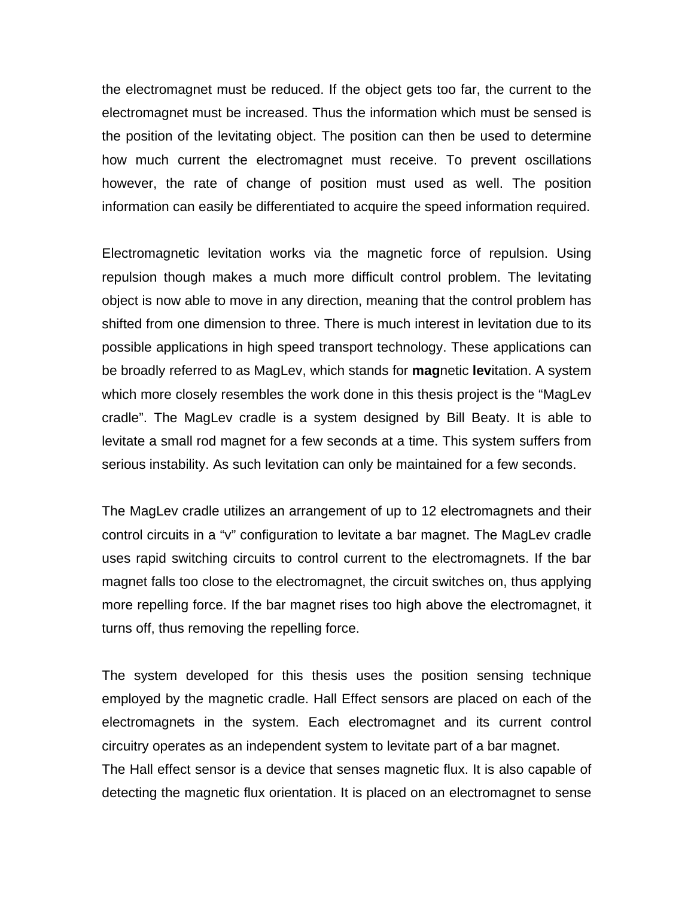the electromagnet must be reduced. If the object gets too far, the current to the electromagnet must be increased. Thus the information which must be sensed is the position of the levitating object. The position can then be used to determine how much current the electromagnet must receive. To prevent oscillations however, the rate of change of position must used as well. The position information can easily be differentiated to acquire the speed information required.

Electromagnetic levitation works via the magnetic force of repulsion. Using repulsion though makes a much more difficult control problem. The levitating object is now able to move in any direction, meaning that the control problem has shifted from one dimension to three. There is much interest in levitation due to its possible applications in high speed transport technology. These applications can be broadly referred to as MagLev, which stands for **mag**netic **lev**itation. A system which more closely resembles the work done in this thesis project is the "MagLev cradle". The MagLev cradle is a system designed by Bill Beaty. It is able to levitate a small rod magnet for a few seconds at a time. This system suffers from serious instability. As such levitation can only be maintained for a few seconds.

The MagLev cradle utilizes an arrangement of up to 12 electromagnets and their control circuits in a "v" configuration to levitate a bar magnet. The MagLev cradle uses rapid switching circuits to control current to the electromagnets. If the bar magnet falls too close to the electromagnet, the circuit switches on, thus applying more repelling force. If the bar magnet rises too high above the electromagnet, it turns off, thus removing the repelling force.

The system developed for this thesis uses the position sensing technique employed by the magnetic cradle. Hall Effect sensors are placed on each of the electromagnets in the system. Each electromagnet and its current control circuitry operates as an independent system to levitate part of a bar magnet.
The Hall effect sensor is a device that senses magnetic flux. It is also capable of detecting the magnetic flux orientation. It is placed on an electromagnet to sense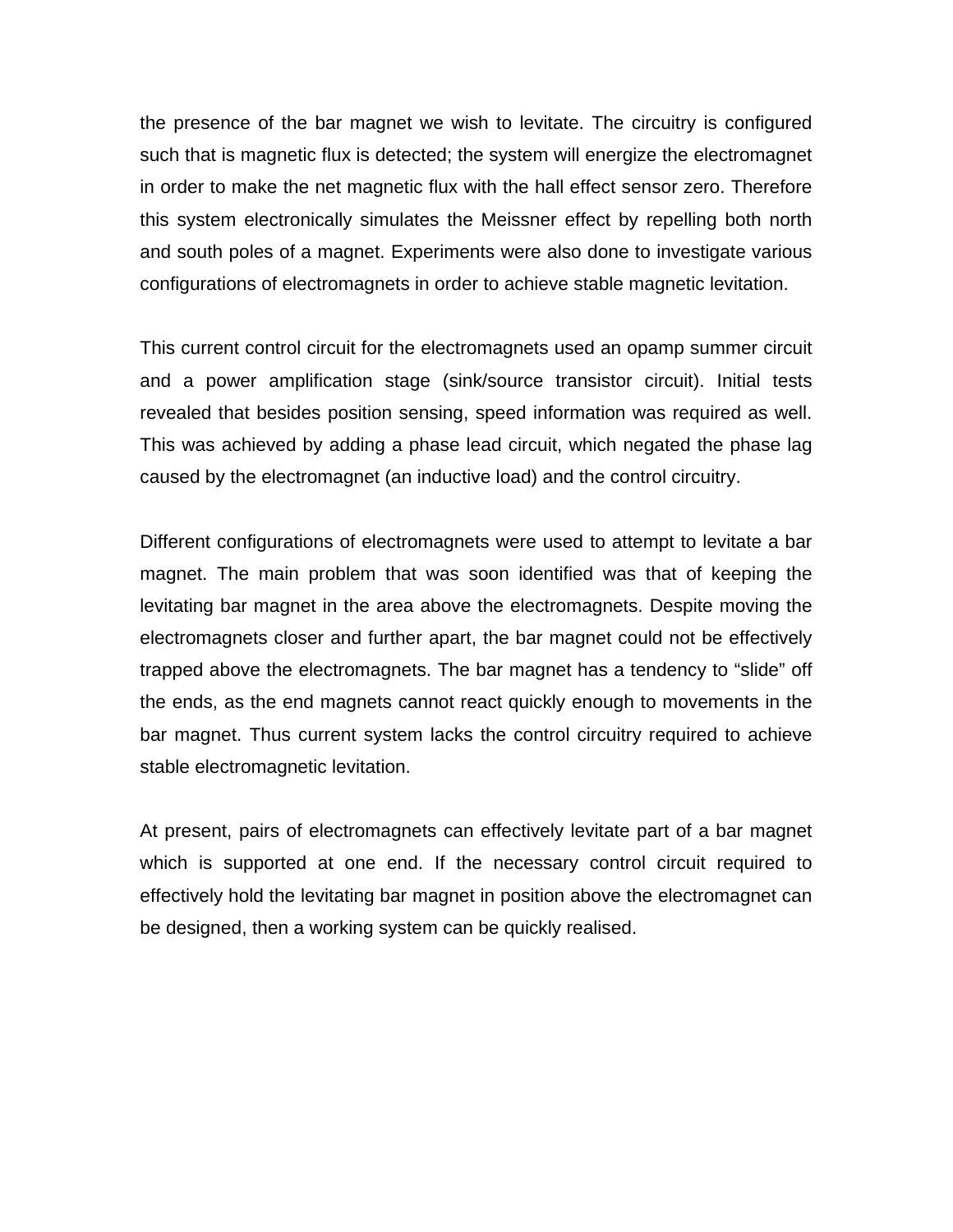the presence of the bar magnet we wish to levitate. The circuitry is configured such that is magnetic flux is detected; the system will energize the electromagnet in order to make the net magnetic flux with the hall effect sensor zero. Therefore this system electronically simulates the Meissner effect by repelling both north and south poles of a magnet. Experiments were also done to investigate various configurations of electromagnets in order to achieve stable magnetic levitation.

This current control circuit for the electromagnets used an opamp summer circuit and a power amplification stage (sink/source transistor circuit). Initial tests revealed that besides position sensing, speed information was required as well. This was achieved by adding a phase lead circuit, which negated the phase lag caused by the electromagnet (an inductive load) and the control circuitry.

Different configurations of electromagnets were used to attempt to levitate a bar magnet. The main problem that was soon identified was that of keeping the levitating bar magnet in the area above the electromagnets. Despite moving the electromagnets closer and further apart, the bar magnet could not be effectively trapped above the electromagnets. The bar magnet has a tendency to "slide" off the ends, as the end magnets cannot react quickly enough to movements in the bar magnet. Thus current system lacks the control circuitry required to achieve stable electromagnetic levitation.

At present, pairs of electromagnets can effectively levitate part of a bar magnet which is supported at one end. If the necessary control circuit required to effectively hold the levitating bar magnet in position above the electromagnet can be designed, then a working system can be quickly realised.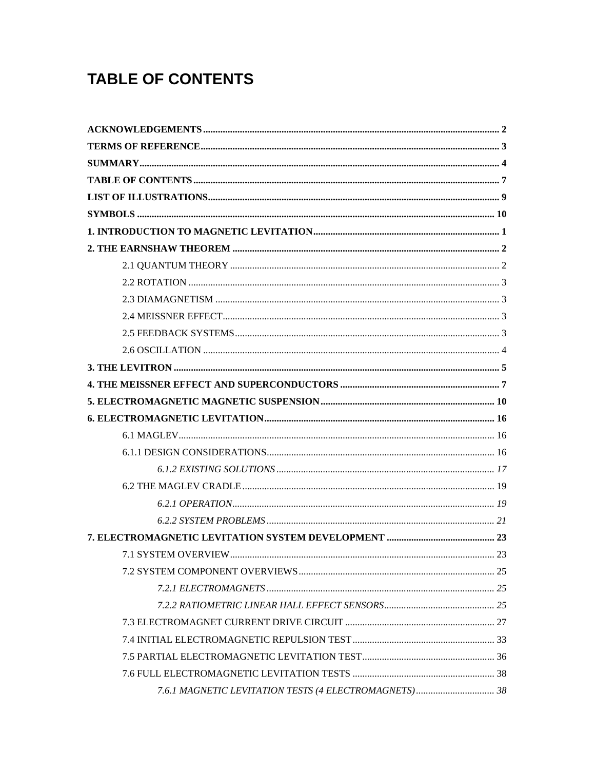# TABLE OF CONTENTS

**ACKNOWLEDGEMENTS** ........ 2

**TERMS OF REFERENCE** ........ 3

**SUMMARY** ........ 4

**TABLE OF CONTENTS** ........ 7

**LIST OF ILLUSTRATIONS** ........ 9

**SYMBOLS** ........ 10

**1. INTRODUCTION TO MAGNETIC LEVITATION** ........ 1

**2. THE EARNSHAW THEOREM** ........ 2

- 2.1 QUANTUM THEORY ........ 2
- 2.2 ROTATION ........ 3
- 2.3 DIAMAGNETISM ........ 3
- 2.4 MEISSNER EFFECT ........ 3
- 2.5 FEEDBACK SYSTEMS ........ 3
- 2.6 OSCILLATION ........ 4

**3. THE LEVITRON** ........ 5

**4. THE MEISSNER EFFECT AND SUPERCONDUCTORS** ........ 7

**5. ELECTROMAGNETIC MAGNETIC SUSPENSION** ........ 10

**6. ELECTROMAGNETIC LEVITATION** ........ 16

- 6.1 MAGLEV ........ 16
- 6.1.1 DESIGN CONSIDERATIONS ........ 16
  - *6.1.2 EXISTING SOLUTIONS* ........ *17*
- 6.2 THE MAGLEV CRADLE ........ 19
  - *6.2.1 OPERATION* ........ *19*
  - *6.2.2 SYSTEM PROBLEMS* ........ *21*

**7. ELECTROMAGNETIC LEVITATION SYSTEM DEVELOPMENT** ........ 23

- 7.1 SYSTEM OVERVIEW ........ 23
- 7.2 SYSTEM COMPONENT OVERVIEWS ........ 25
  - *7.2.1 ELECTROMAGNETS* ........ *25*
  - *7.2.2 RATIOMETRIC LINEAR HALL EFFECT SENSORS* ........ *25*
- 7.3 ELECTROMAGNET CURRENT DRIVE CIRCUIT ........ 27
- 7.4 INITIAL ELECTROMAGNETIC REPULSION TEST ........ 33
- 7.5 PARTIAL ELECTROMAGNETIC LEVITATION TEST ........ 36
- 7.6 FULL ELECTROMAGNETIC LEVITATION TESTS ........ 38
  - *7.6.1 MAGNETIC LEVITATION TESTS (4 ELECTROMAGNETS)* ........ *38*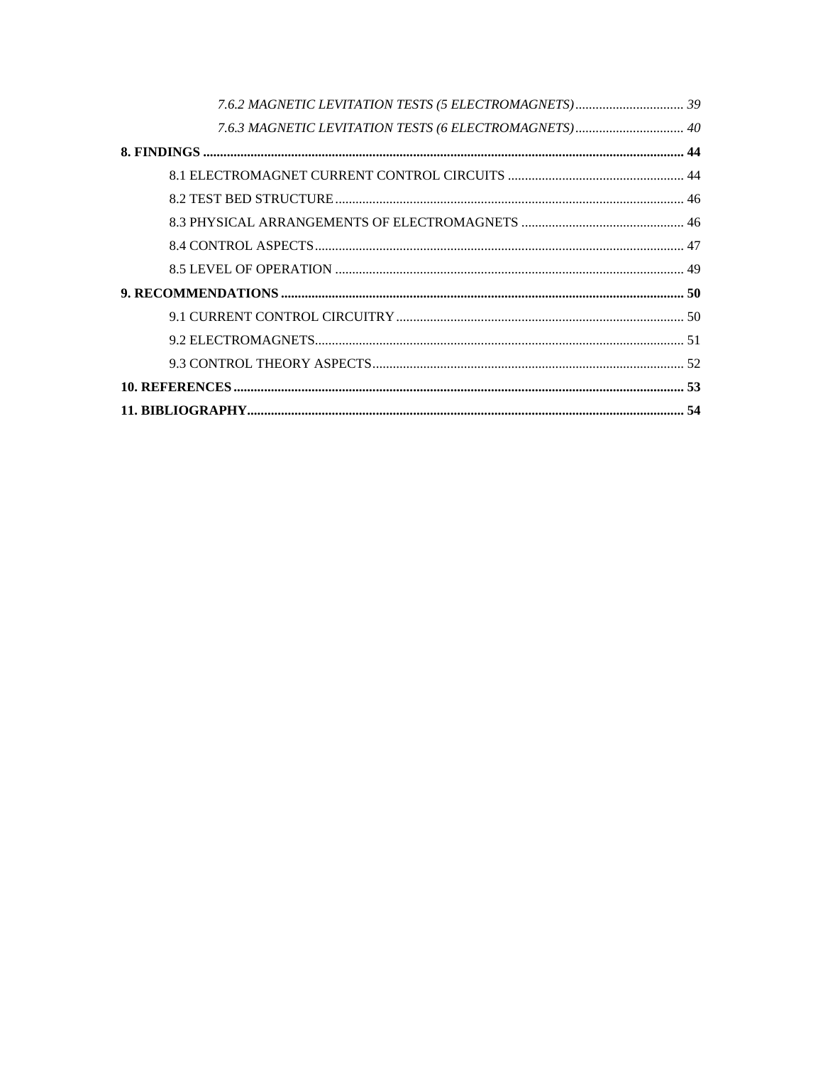*7.6.2 MAGNETIC LEVITATION TESTS (5 ELECTROMAGNETS)* ................................ *39*

*7.6.3 MAGNETIC LEVITATION TESTS (6 ELECTROMAGNETS)* ................................ *40*

**8. FINDINGS ............................................................................................................................ 44**

8.1 ELECTROMAGNET CURRENT CONTROL CIRCUITS .................................................... 44

8.2 TEST BED STRUCTURE ...................................................................................................... 46

8.3 PHYSICAL ARRANGEMENTS OF ELECTROMAGNETS ................................................ 46

8.4 CONTROL ASPECTS ........................................................................................................... 47

8.5 LEVEL OF OPERATION ...................................................................................................... 49

**9. RECOMMENDATIONS ...................................................................................................... 50**

9.1 CURRENT CONTROL CIRCUITRY .................................................................................... 50

9.2 ELECTROMAGNETS ............................................................................................................ 51

9.3 CONTROL THEORY ASPECTS ........................................................................................... 52

**10. REFERENCES .................................................................................................................... 53**

**11. BIBLIOGRAPHY ................................................................................................................ 54**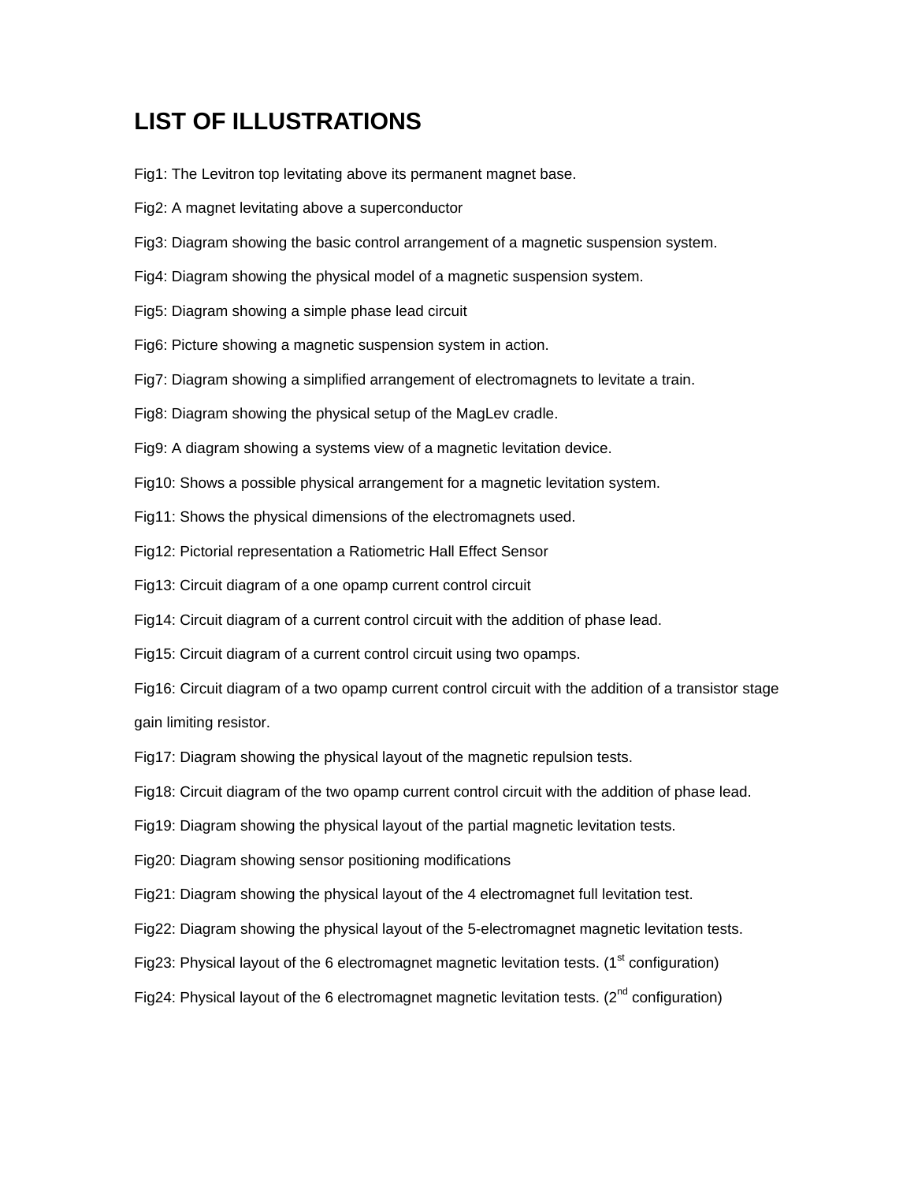# LIST OF ILLUSTRATIONS

Fig1: The Levitron top levitating above its permanent magnet base.

Fig2: A magnet levitating above a superconductor

Fig3: Diagram showing the basic control arrangement of a magnetic suspension system.

Fig4: Diagram showing the physical model of a magnetic suspension system.

Fig5: Diagram showing a simple phase lead circuit

Fig6: Picture showing a magnetic suspension system in action.

Fig7: Diagram showing a simplified arrangement of electromagnets to levitate a train.

Fig8: Diagram showing the physical setup of the MagLev cradle.

Fig9: A diagram showing a systems view of a magnetic levitation device.

Fig10: Shows a possible physical arrangement for a magnetic levitation system.

Fig11: Shows the physical dimensions of the electromagnets used.

Fig12: Pictorial representation a Ratiometric Hall Effect Sensor

Fig13: Circuit diagram of a one opamp current control circuit

Fig14: Circuit diagram of a current control circuit with the addition of phase lead.

Fig15: Circuit diagram of a current control circuit using two opamps.

Fig16: Circuit diagram of a two opamp current control circuit with the addition of a transistor stage gain limiting resistor.

Fig17: Diagram showing the physical layout of the magnetic repulsion tests.

Fig18: Circuit diagram of the two opamp current control circuit with the addition of phase lead.

Fig19: Diagram showing the physical layout of the partial magnetic levitation tests.

Fig20: Diagram showing sensor positioning modifications

Fig21: Diagram showing the physical layout of the 4 electromagnet full levitation test.

Fig22: Diagram showing the physical layout of the 5-electromagnet magnetic levitation tests.

Fig23: Physical layout of the 6 electromagnet magnetic levitation tests. (1st configuration)

Fig24: Physical layout of the 6 electromagnet magnetic levitation tests. (2nd configuration)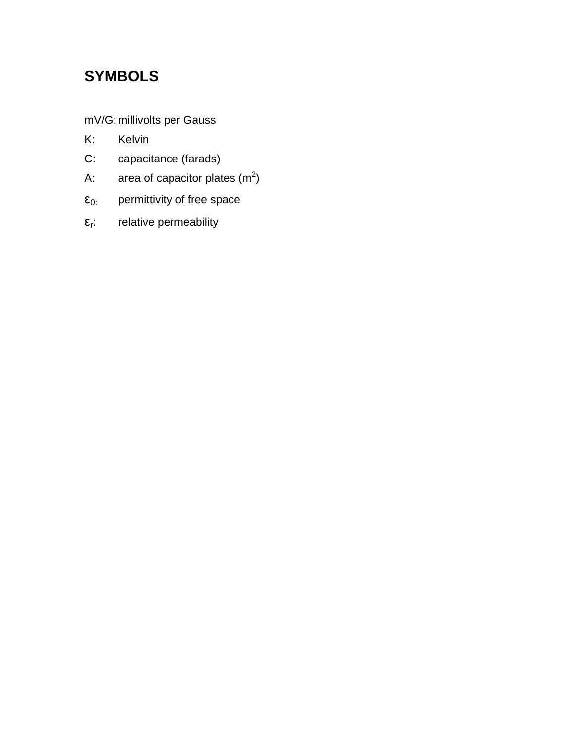## SYMBOLS

mV/G: millivolts per Gauss

K: Kelvin

C: capacitance (farads)

A: area of capacitor plates ($m^2$)

$\varepsilon_0$: permittivity of free space

$\varepsilon_r$: relative permeability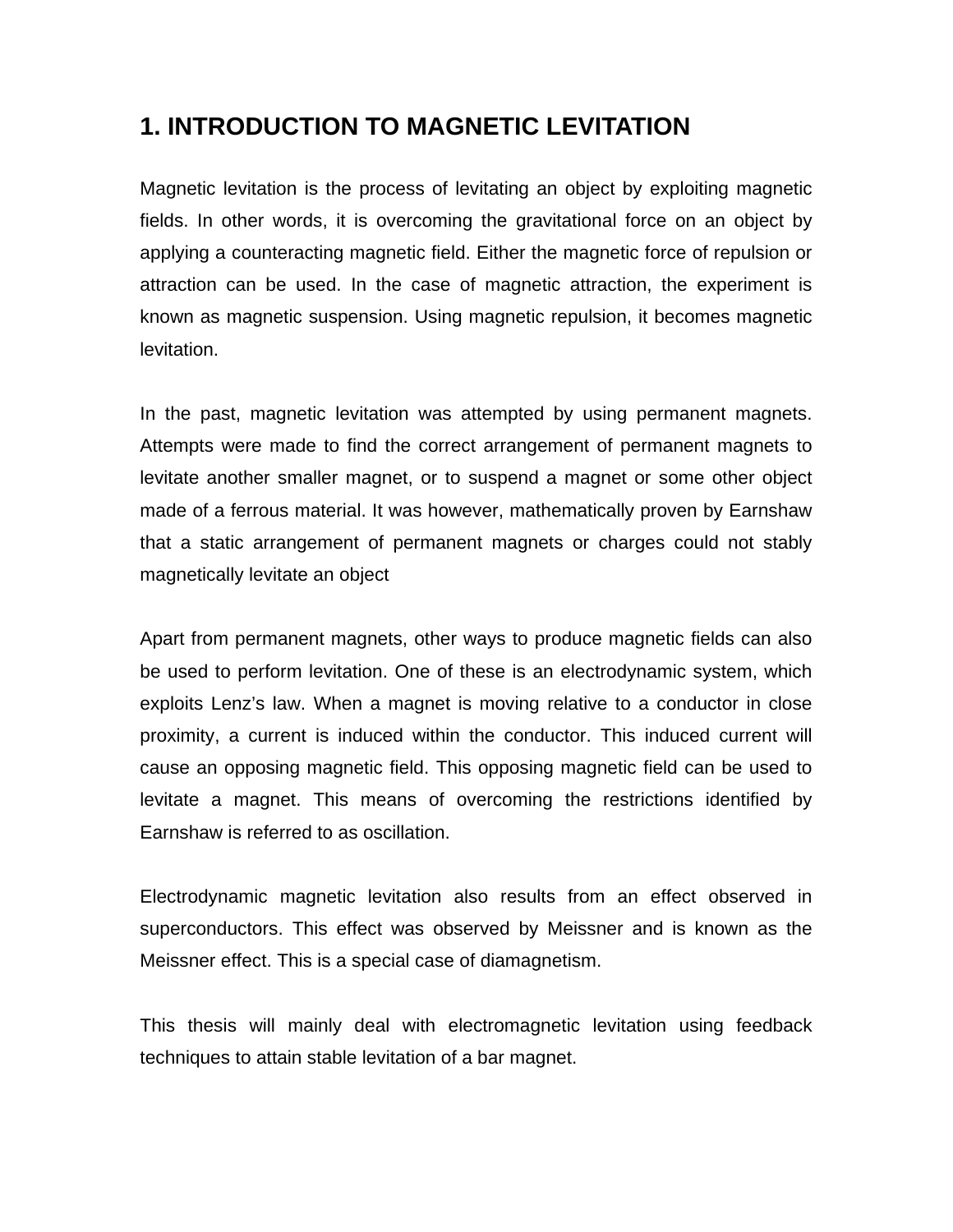# 1. INTRODUCTION TO MAGNETIC LEVITATION

Magnetic levitation is the process of levitating an object by exploiting magnetic fields. In other words, it is overcoming the gravitational force on an object by applying a counteracting magnetic field. Either the magnetic force of repulsion or attraction can be used. In the case of magnetic attraction, the experiment is known as magnetic suspension. Using magnetic repulsion, it becomes magnetic levitation.

In the past, magnetic levitation was attempted by using permanent magnets. Attempts were made to find the correct arrangement of permanent magnets to levitate another smaller magnet, or to suspend a magnet or some other object made of a ferrous material. It was however, mathematically proven by Earnshaw that a static arrangement of permanent magnets or charges could not stably magnetically levitate an object

Apart from permanent magnets, other ways to produce magnetic fields can also be used to perform levitation. One of these is an electrodynamic system, which exploits Lenz's law. When a magnet is moving relative to a conductor in close proximity, a current is induced within the conductor. This induced current will cause an opposing magnetic field. This opposing magnetic field can be used to levitate a magnet. This means of overcoming the restrictions identified by Earnshaw is referred to as oscillation.

Electrodynamic magnetic levitation also results from an effect observed in superconductors. This effect was observed by Meissner and is known as the Meissner effect. This is a special case of diamagnetism.

This thesis will mainly deal with electromagnetic levitation using feedback techniques to attain stable levitation of a bar magnet.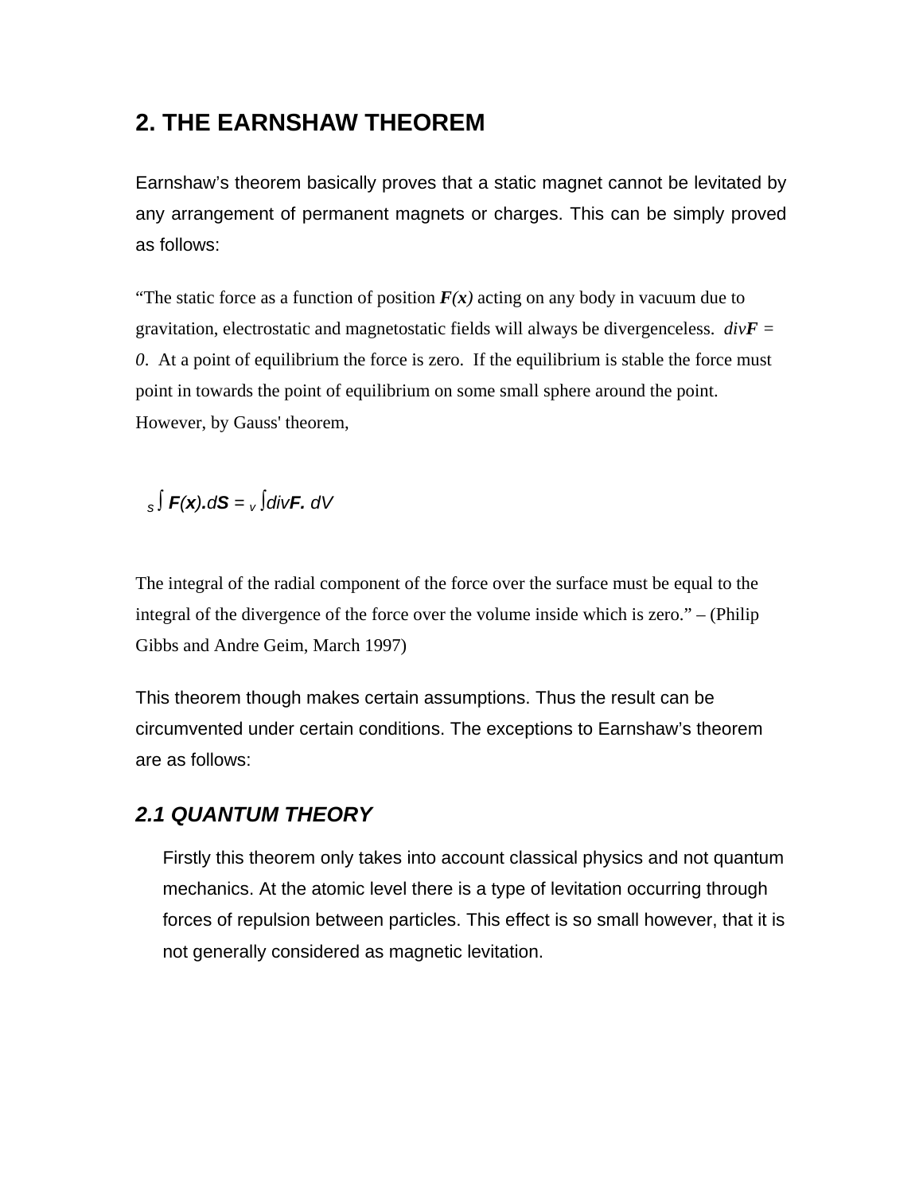## 2. THE EARNSHAW THEOREM

Earnshaw's theorem basically proves that a static magnet cannot be levitated by any arrangement of permanent magnets or charges. This can be simply proved as follows:

"The static force as a function of position ***F(x)*** acting on any body in vacuum due to gravitation, electrostatic and magnetostatic fields will always be divergenceless. *div**F** = 0*. At a point of equilibrium the force is zero. If the equilibrium is stable the force must point in towards the point of equilibrium on some small sphere around the point. However, by Gauss' theorem,

$$\int_S \mathbf{F(x)}.d\mathbf{S} = \int_V div\mathbf{F}.\, dV$$

The integral of the radial component of the force over the surface must be equal to the integral of the divergence of the force over the volume inside which is zero." – (Philip Gibbs and Andre Geim, March 1997)

This theorem though makes certain assumptions. Thus the result can be circumvented under certain conditions. The exceptions to Earnshaw's theorem are as follows:

### *2.1 QUANTUM THEORY*

Firstly this theorem only takes into account classical physics and not quantum mechanics. At the atomic level there is a type of levitation occurring through forces of repulsion between particles. This effect is so small however, that it is not generally considered as magnetic levitation.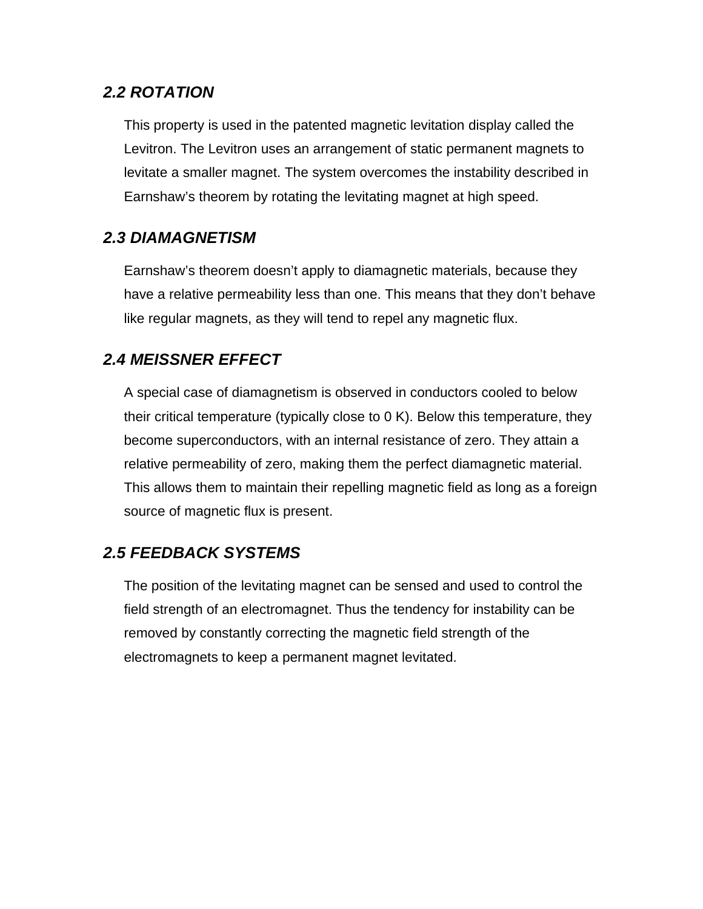### *2.2 ROTATION*

This property is used in the patented magnetic levitation display called the Levitron. The Levitron uses an arrangement of static permanent magnets to levitate a smaller magnet. The system overcomes the instability described in Earnshaw's theorem by rotating the levitating magnet at high speed.

### *2.3 DIAMAGNETISM*

Earnshaw's theorem doesn't apply to diamagnetic materials, because they have a relative permeability less than one. This means that they don't behave like regular magnets, as they will tend to repel any magnetic flux.

### *2.4 MEISSNER EFFECT*

A special case of diamagnetism is observed in conductors cooled to below their critical temperature (typically close to 0 K). Below this temperature, they become superconductors, with an internal resistance of zero. They attain a relative permeability of zero, making them the perfect diamagnetic material. This allows them to maintain their repelling magnetic field as long as a foreign source of magnetic flux is present.

### *2.5 FEEDBACK SYSTEMS*

The position of the levitating magnet can be sensed and used to control the field strength of an electromagnet. Thus the tendency for instability can be removed by constantly correcting the magnetic field strength of the electromagnets to keep a permanent magnet levitated.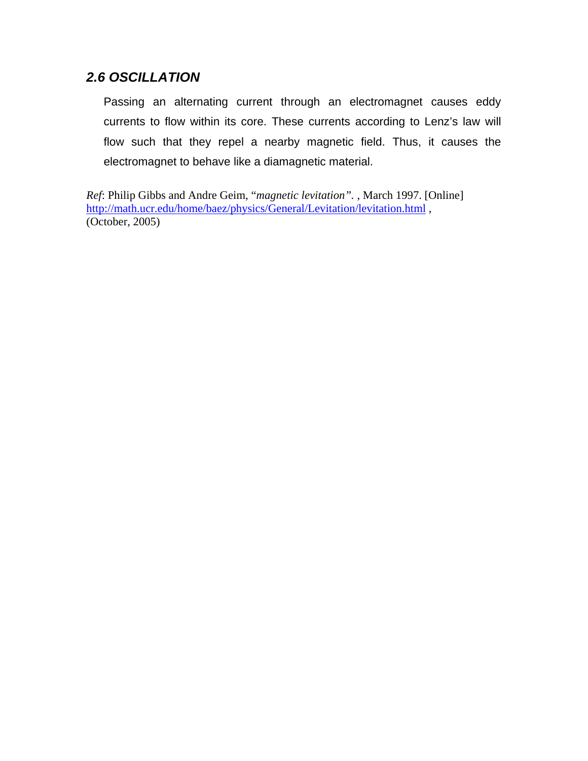### *2.6 OSCILLATION*

Passing an alternating current through an electromagnet causes eddy currents to flow within its core. These currents according to Lenz's law will flow such that they repel a nearby magnetic field. Thus, it causes the electromagnet to behave like a diamagnetic material.

*Ref*: Philip Gibbs and Andre Geim, "*magnetic levitation*". , March 1997. [Online] http://math.ucr.edu/home/baez/physics/General/Levitation/levitation.html , (October, 2005)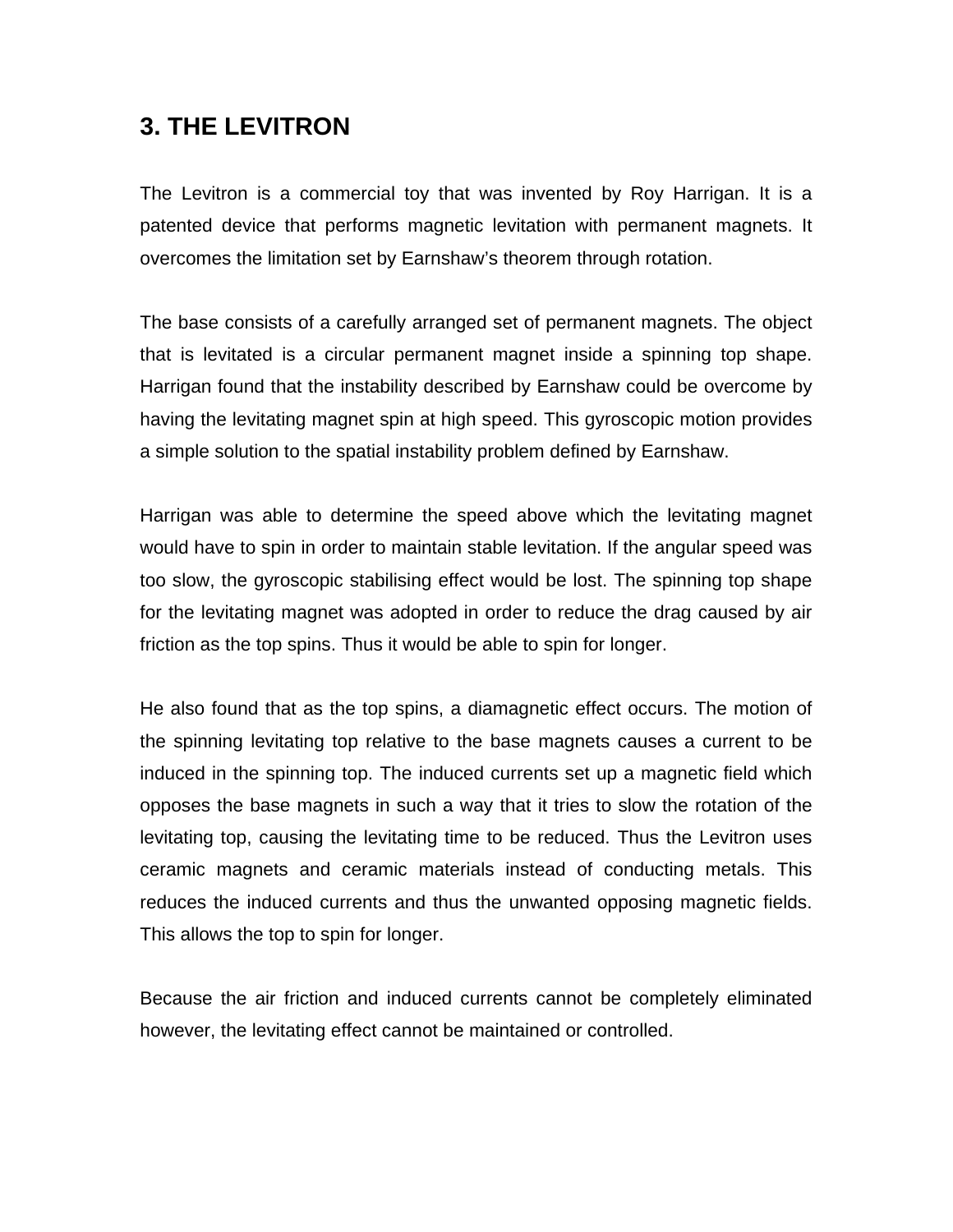## 3. THE LEVITRON

The Levitron is a commercial toy that was invented by Roy Harrigan. It is a patented device that performs magnetic levitation with permanent magnets. It overcomes the limitation set by Earnshaw's theorem through rotation.

The base consists of a carefully arranged set of permanent magnets. The object that is levitated is a circular permanent magnet inside a spinning top shape. Harrigan found that the instability described by Earnshaw could be overcome by having the levitating magnet spin at high speed. This gyroscopic motion provides a simple solution to the spatial instability problem defined by Earnshaw.

Harrigan was able to determine the speed above which the levitating magnet would have to spin in order to maintain stable levitation. If the angular speed was too slow, the gyroscopic stabilising effect would be lost. The spinning top shape for the levitating magnet was adopted in order to reduce the drag caused by air friction as the top spins. Thus it would be able to spin for longer.

He also found that as the top spins, a diamagnetic effect occurs. The motion of the spinning levitating top relative to the base magnets causes a current to be induced in the spinning top. The induced currents set up a magnetic field which opposes the base magnets in such a way that it tries to slow the rotation of the levitating top, causing the levitating time to be reduced. Thus the Levitron uses ceramic magnets and ceramic materials instead of conducting metals. This reduces the induced currents and thus the unwanted opposing magnetic fields. This allows the top to spin for longer.

Because the air friction and induced currents cannot be completely eliminated however, the levitating effect cannot be maintained or controlled.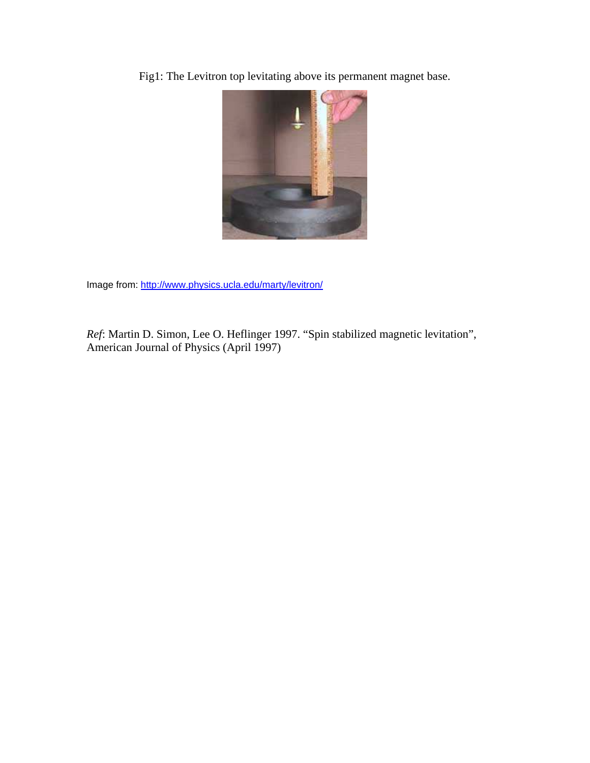Fig1: The Levitron top levitating above its permanent magnet base.

Image from: http://www.physics.ucla.edu/marty/levitron/

*Ref*: Martin D. Simon, Lee O. Heflinger 1997. "Spin stabilized magnetic levitation", American Journal of Physics (April 1997)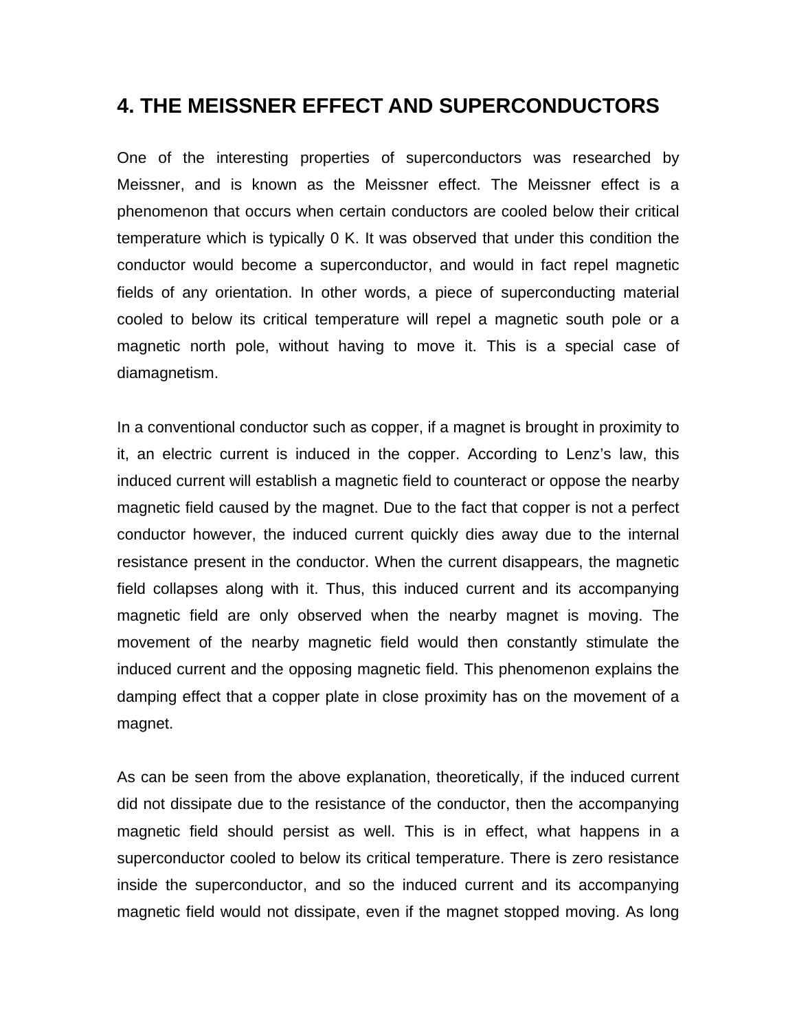## 4. THE MEISSNER EFFECT AND SUPERCONDUCTORS

One of the interesting properties of superconductors was researched by Meissner, and is known as the Meissner effect. The Meissner effect is a phenomenon that occurs when certain conductors are cooled below their critical temperature which is typically 0 K. It was observed that under this condition the conductor would become a superconductor, and would in fact repel magnetic fields of any orientation. In other words, a piece of superconducting material cooled to below its critical temperature will repel a magnetic south pole or a magnetic north pole, without having to move it. This is a special case of diamagnetism.

In a conventional conductor such as copper, if a magnet is brought in proximity to it, an electric current is induced in the copper. According to Lenz's law, this induced current will establish a magnetic field to counteract or oppose the nearby magnetic field caused by the magnet. Due to the fact that copper is not a perfect conductor however, the induced current quickly dies away due to the internal resistance present in the conductor. When the current disappears, the magnetic field collapses along with it. Thus, this induced current and its accompanying magnetic field are only observed when the nearby magnet is moving. The movement of the nearby magnetic field would then constantly stimulate the induced current and the opposing magnetic field. This phenomenon explains the damping effect that a copper plate in close proximity has on the movement of a magnet.

As can be seen from the above explanation, theoretically, if the induced current did not dissipate due to the resistance of the conductor, then the accompanying magnetic field should persist as well. This is in effect, what happens in a superconductor cooled to below its critical temperature. There is zero resistance inside the superconductor, and so the induced current and its accompanying magnetic field would not dissipate, even if the magnet stopped moving. As long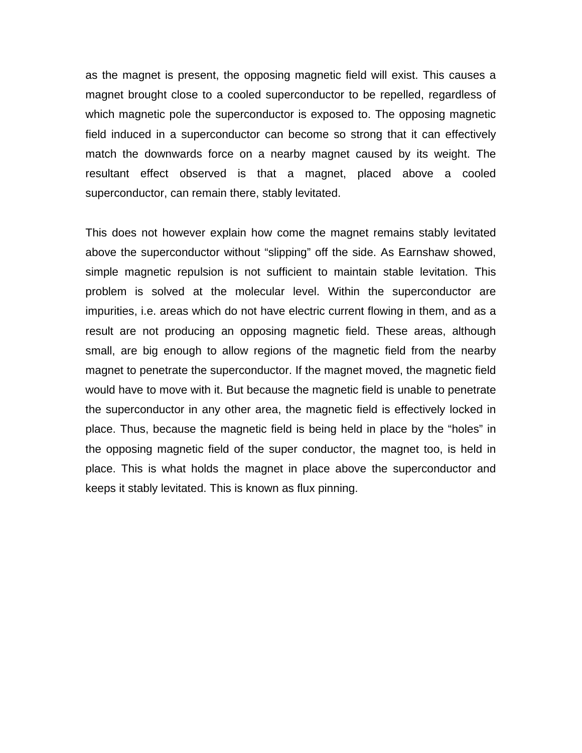as the magnet is present, the opposing magnetic field will exist. This causes a magnet brought close to a cooled superconductor to be repelled, regardless of which magnetic pole the superconductor is exposed to. The opposing magnetic field induced in a superconductor can become so strong that it can effectively match the downwards force on a nearby magnet caused by its weight. The resultant effect observed is that a magnet, placed above a cooled superconductor, can remain there, stably levitated.

This does not however explain how come the magnet remains stably levitated above the superconductor without "slipping" off the side. As Earnshaw showed, simple magnetic repulsion is not sufficient to maintain stable levitation. This problem is solved at the molecular level. Within the superconductor are impurities, i.e. areas which do not have electric current flowing in them, and as a result are not producing an opposing magnetic field. These areas, although small, are big enough to allow regions of the magnetic field from the nearby magnet to penetrate the superconductor. If the magnet moved, the magnetic field would have to move with it. But because the magnetic field is unable to penetrate the superconductor in any other area, the magnetic field is effectively locked in place. Thus, because the magnetic field is being held in place by the "holes" in the opposing magnetic field of the super conductor, the magnet too, is held in place. This is what holds the magnet in place above the superconductor and keeps it stably levitated. This is known as flux pinning.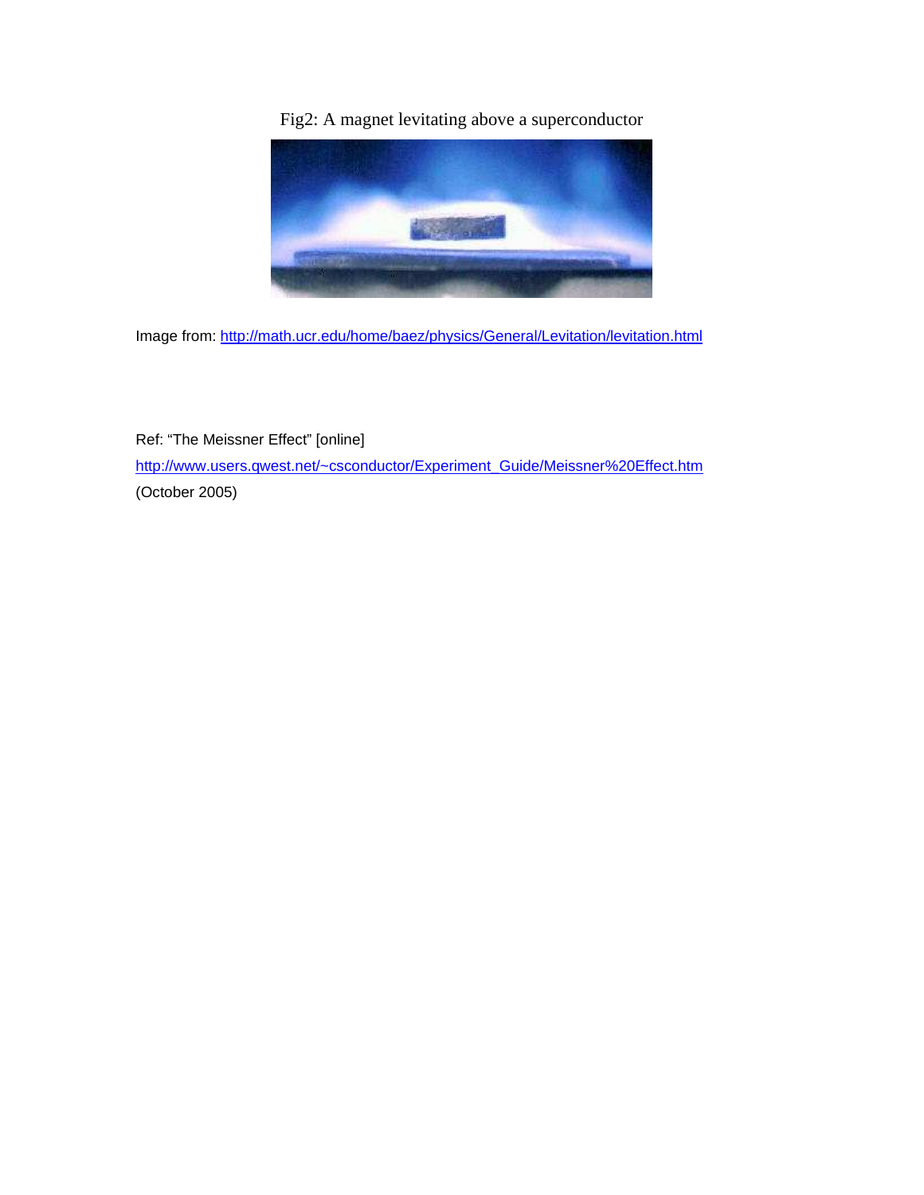Fig2: A magnet levitating above a superconductor

Image from: http://math.ucr.edu/home/baez/physics/General/Levitation/levitation.html

Ref: “The Meissner Effect” [online]

http://www.users.qwest.net/~csconductor/Experiment_Guide/Meissner%20Effect.htm

(October 2005)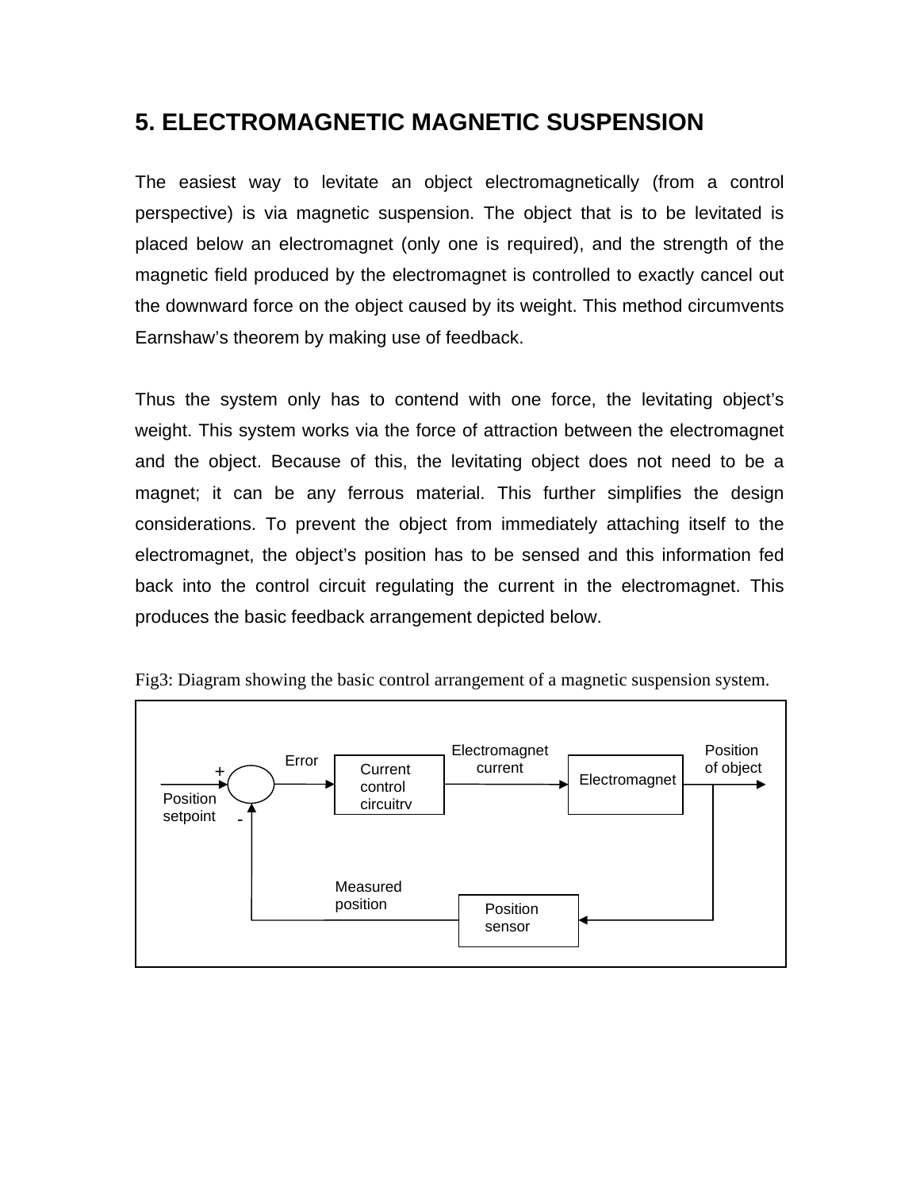# 5. ELECTROMAGNETIC MAGNETIC SUSPENSION

The easiest way to levitate an object electromagnetically (from a control perspective) is via magnetic suspension. The object that is to be levitated is placed below an electromagnet (only one is required), and the strength of the magnetic field produced by the electromagnet is controlled to exactly cancel out the downward force on the object caused by its weight. This method circumvents Earnshaw's theorem by making use of feedback.

Thus the system only has to contend with one force, the levitating object's weight. This system works via the force of attraction between the electromagnet and the object. Because of this, the levitating object does not need to be a magnet; it can be any ferrous material. This further simplifies the design considerations. To prevent the object from immediately attaching itself to the electromagnet, the object's position has to be sensed and this information fed back into the control circuit regulating the current in the electromagnet. This produces the basic feedback arrangement depicted below.

Fig3: Diagram showing the basic control arrangement of a magnetic suspension system.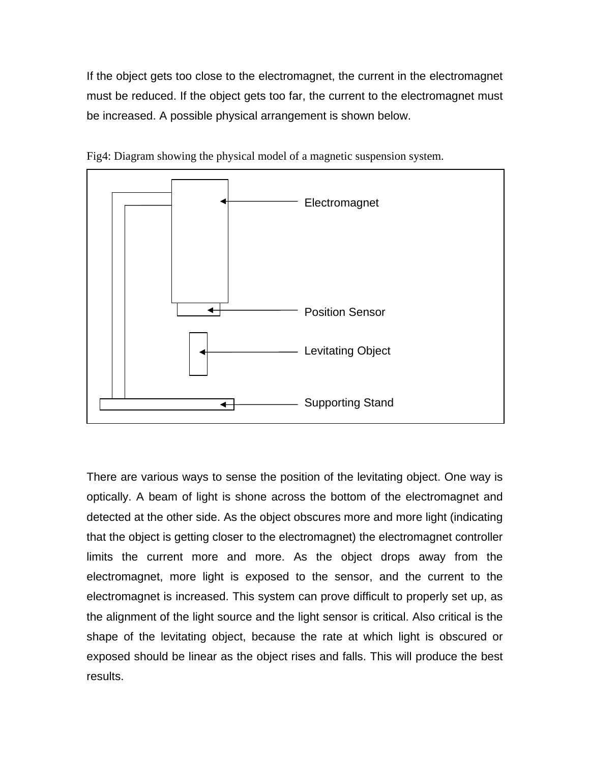If the object gets too close to the electromagnet, the current in the electromagnet must be reduced. If the object gets too far, the current to the electromagnet must be increased. A possible physical arrangement is shown below.

Fig4: Diagram showing the physical model of a magnetic suspension system.

Electromagnet

Position Sensor

Levitating Object

Supporting Stand

There are various ways to sense the position of the levitating object. One way is optically. A beam of light is shone across the bottom of the electromagnet and detected at the other side. As the object obscures more and more light (indicating that the object is getting closer to the electromagnet) the electromagnet controller limits the current more and more. As the object drops away from the electromagnet, more light is exposed to the sensor, and the current to the electromagnet is increased. This system can prove difficult to properly set up, as the alignment of the light source and the light sensor is critical. Also critical is the shape of the levitating object, because the rate at which light is obscured or exposed should be linear as the object rises and falls. This will produce the best results.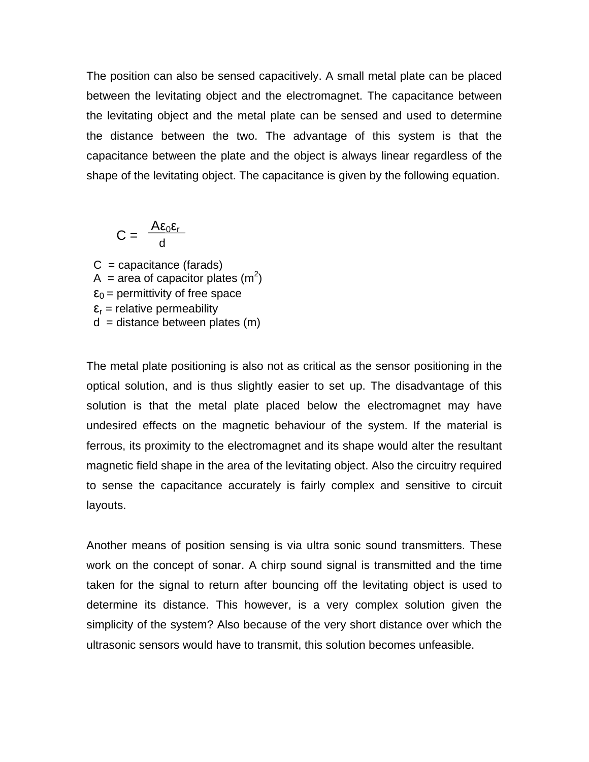The position can also be sensed capacitively. A small metal plate can be placed between the levitating object and the electromagnet. The capacitance between the levitating object and the metal plate can be sensed and used to determine the distance between the two. The advantage of this system is that the capacitance between the plate and the object is always linear regardless of the shape of the levitating object. The capacitance is given by the following equation.

$$C = \frac{A\varepsilon_0\varepsilon_r}{d}$$

C = capacitance (farads)
A = area of capacitor plates ($m^2$)
$\varepsilon_0$ = permittivity of free space
$\varepsilon_r$ = relative permeability
d = distance between plates (m)

The metal plate positioning is also not as critical as the sensor positioning in the optical solution, and is thus slightly easier to set up. The disadvantage of this solution is that the metal plate placed below the electromagnet may have undesired effects on the magnetic behaviour of the system. If the material is ferrous, its proximity to the electromagnet and its shape would alter the resultant magnetic field shape in the area of the levitating object. Also the circuitry required to sense the capacitance accurately is fairly complex and sensitive to circuit layouts.

Another means of position sensing is via ultra sonic sound transmitters. These work on the concept of sonar. A chirp sound signal is transmitted and the time taken for the signal to return after bouncing off the levitating object is used to determine its distance. This however, is a very complex solution given the simplicity of the system? Also because of the very short distance over which the ultrasonic sensors would have to transmit, this solution becomes unfeasible.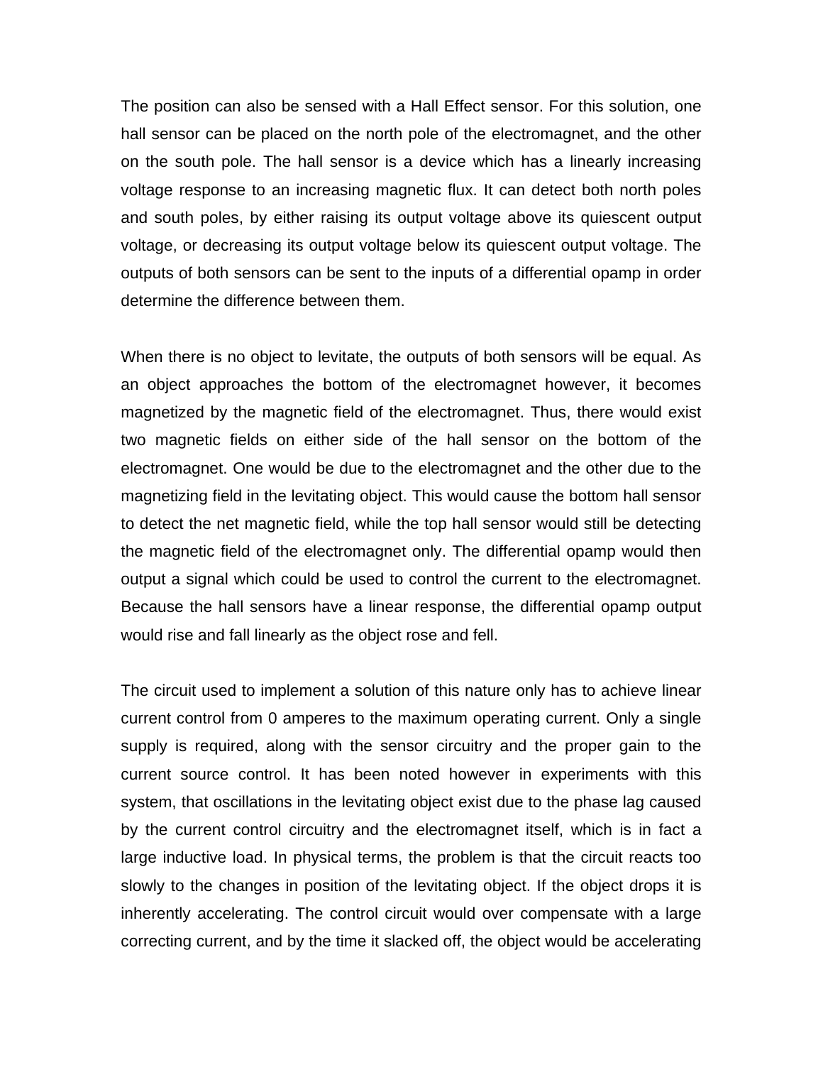The position can also be sensed with a Hall Effect sensor. For this solution, one hall sensor can be placed on the north pole of the electromagnet, and the other on the south pole. The hall sensor is a device which has a linearly increasing voltage response to an increasing magnetic flux. It can detect both north poles and south poles, by either raising its output voltage above its quiescent output voltage, or decreasing its output voltage below its quiescent output voltage. The outputs of both sensors can be sent to the inputs of a differential opamp in order determine the difference between them.

When there is no object to levitate, the outputs of both sensors will be equal. As an object approaches the bottom of the electromagnet however, it becomes magnetized by the magnetic field of the electromagnet. Thus, there would exist two magnetic fields on either side of the hall sensor on the bottom of the electromagnet. One would be due to the electromagnet and the other due to the magnetizing field in the levitating object. This would cause the bottom hall sensor to detect the net magnetic field, while the top hall sensor would still be detecting the magnetic field of the electromagnet only. The differential opamp would then output a signal which could be used to control the current to the electromagnet. Because the hall sensors have a linear response, the differential opamp output would rise and fall linearly as the object rose and fell.

The circuit used to implement a solution of this nature only has to achieve linear current control from 0 amperes to the maximum operating current. Only a single supply is required, along with the sensor circuitry and the proper gain to the current source control. It has been noted however in experiments with this system, that oscillations in the levitating object exist due to the phase lag caused by the current control circuitry and the electromagnet itself, which is in fact a large inductive load. In physical terms, the problem is that the circuit reacts too slowly to the changes in position of the levitating object. If the object drops it is inherently accelerating. The control circuit would over compensate with a large correcting current, and by the time it slacked off, the object would be accelerating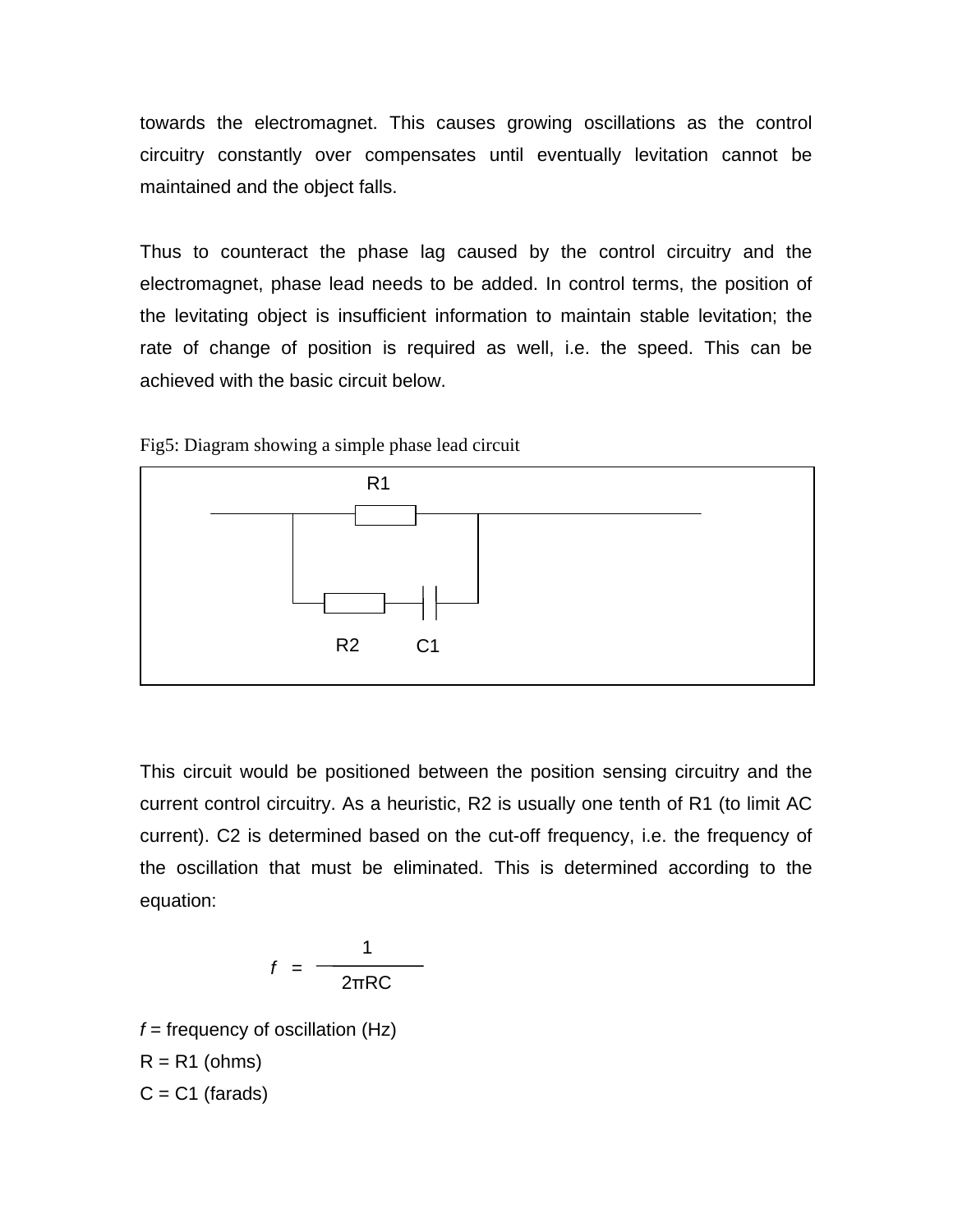towards the electromagnet. This causes growing oscillations as the control circuitry constantly over compensates until eventually levitation cannot be maintained and the object falls.

Thus to counteract the phase lag caused by the control circuitry and the electromagnet, phase lead needs to be added. In control terms, the position of the levitating object is insufficient information to maintain stable levitation; the rate of change of position is required as well, i.e. the speed. This can be achieved with the basic circuit below.

Fig5: Diagram showing a simple phase lead circuit

R1

R2 C1

This circuit would be positioned between the position sensing circuitry and the current control circuitry. As a heuristic, R2 is usually one tenth of R1 (to limit AC current). C2 is determined based on the cut-off frequency, i.e. the frequency of the oscillation that must be eliminated. This is determined according to the equation:

$$f = \frac{1}{2\pi RC}$$

$f$ = frequency of oscillation (Hz)
R = R1 (ohms)
C = C1 (farads)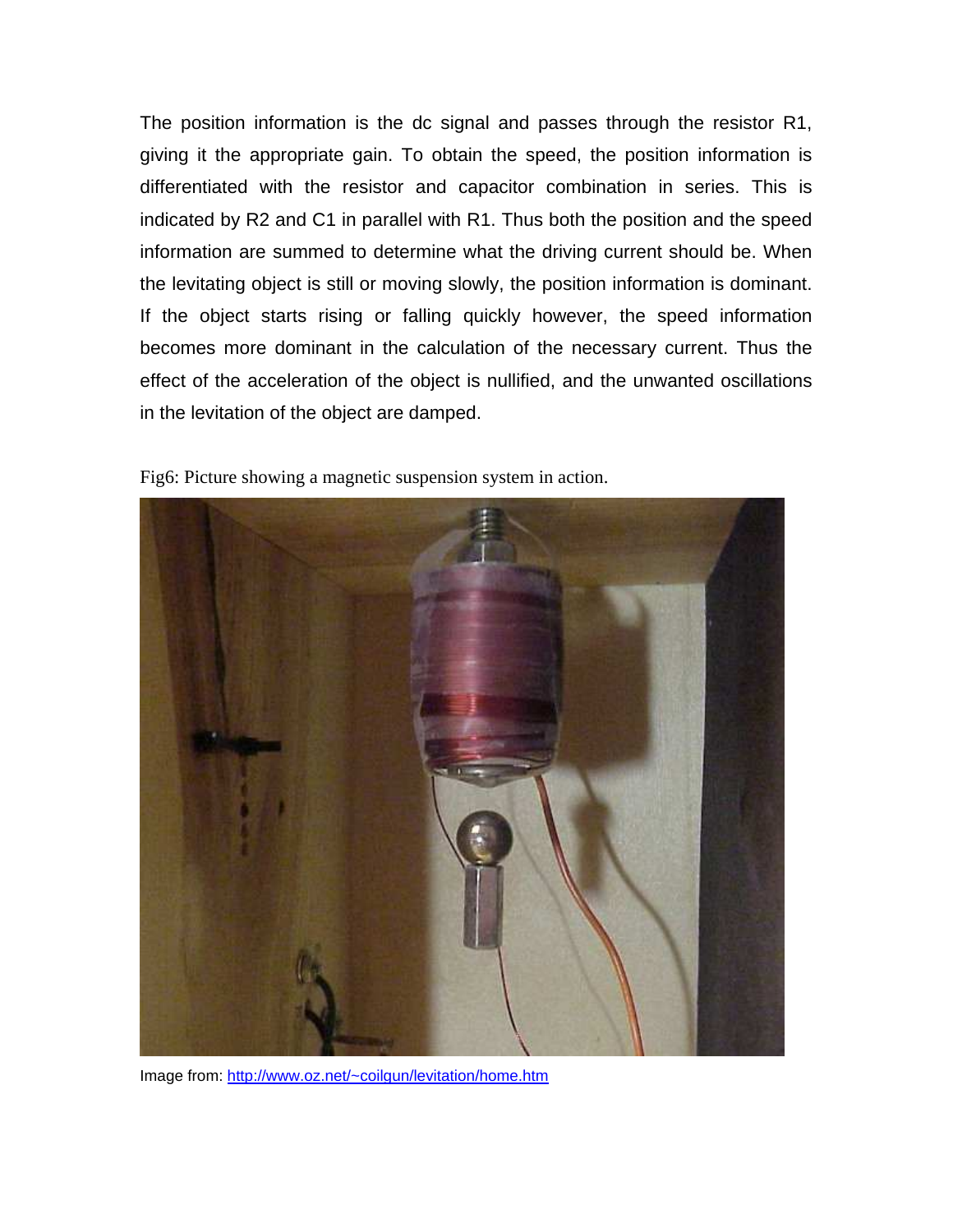The position information is the dc signal and passes through the resistor R1, giving it the appropriate gain. To obtain the speed, the position information is differentiated with the resistor and capacitor combination in series. This is indicated by R2 and C1 in parallel with R1. Thus both the position and the speed information are summed to determine what the driving current should be. When the levitating object is still or moving slowly, the position information is dominant. If the object starts rising or falling quickly however, the speed information becomes more dominant in the calculation of the necessary current. Thus the effect of the acceleration of the object is nullified, and the unwanted oscillations in the levitation of the object are damped.

Fig6: Picture showing a magnetic suspension system in action.

Image from: [http://www.oz.net/~coilgun/levitation/home.htm](http://www.oz.net/~coilgun/levitation/home.htm)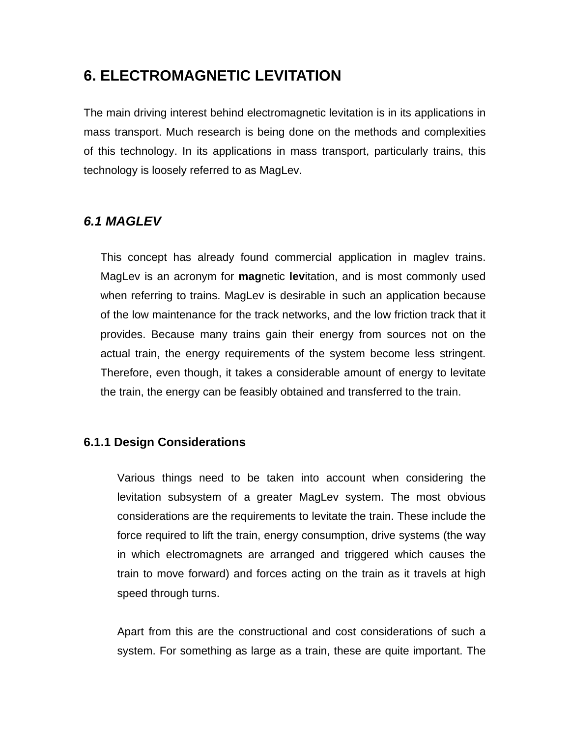# 6. ELECTROMAGNETIC LEVITATION

The main driving interest behind electromagnetic levitation is in its applications in mass transport. Much research is being done on the methods and complexities of this technology. In its applications in mass transport, particularly trains, this technology is loosely referred to as MagLev.

## *6.1 MAGLEV*

This concept has already found commercial application in maglev trains. MagLev is an acronym for **mag**netic **lev**itation, and is most commonly used when referring to trains. MagLev is desirable in such an application because of the low maintenance for the track networks, and the low friction track that it provides. Because many trains gain their energy from sources not on the actual train, the energy requirements of the system become less stringent. Therefore, even though, it takes a considerable amount of energy to levitate the train, the energy can be feasibly obtained and transferred to the train.

### 6.1.1 Design Considerations

Various things need to be taken into account when considering the levitation subsystem of a greater MagLev system. The most obvious considerations are the requirements to levitate the train. These include the force required to lift the train, energy consumption, drive systems (the way in which electromagnets are arranged and triggered which causes the train to move forward) and forces acting on the train as it travels at high speed through turns.

Apart from this are the constructional and cost considerations of such a system. For something as large as a train, these are quite important. The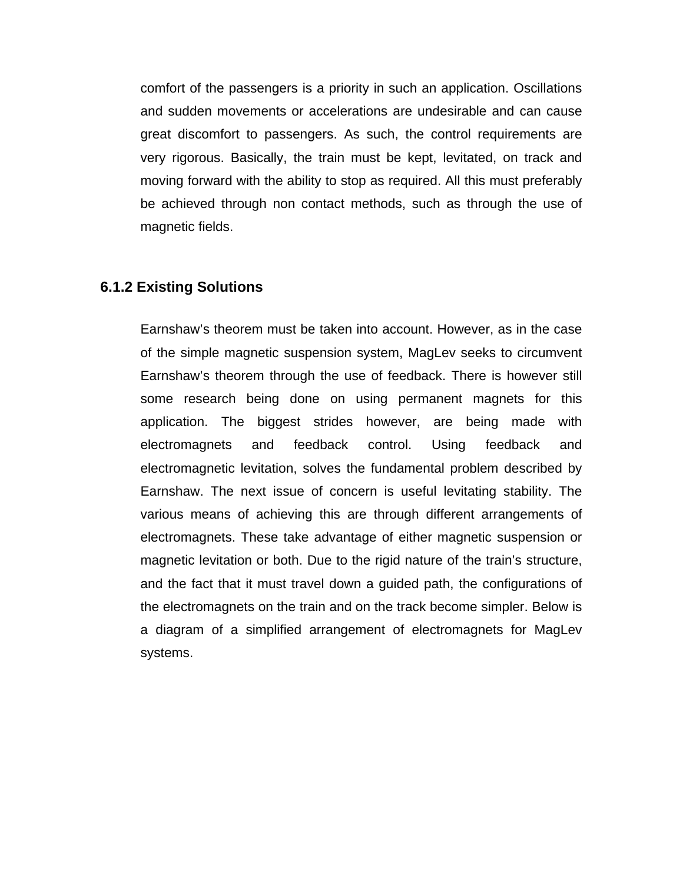comfort of the passengers is a priority in such an application. Oscillations and sudden movements or accelerations are undesirable and can cause great discomfort to passengers. As such, the control requirements are very rigorous. Basically, the train must be kept, levitated, on track and moving forward with the ability to stop as required. All this must preferably be achieved through non contact methods, such as through the use of magnetic fields.

### 6.1.2 Existing Solutions

Earnshaw's theorem must be taken into account. However, as in the case of the simple magnetic suspension system, MagLev seeks to circumvent Earnshaw's theorem through the use of feedback. There is however still some research being done on using permanent magnets for this application. The biggest strides however, are being made with electromagnets and feedback control. Using feedback and electromagnetic levitation, solves the fundamental problem described by Earnshaw. The next issue of concern is useful levitating stability. The various means of achieving this are through different arrangements of electromagnets. These take advantage of either magnetic suspension or magnetic levitation or both. Due to the rigid nature of the train's structure, and the fact that it must travel down a guided path, the configurations of the electromagnets on the train and on the track become simpler. Below is a diagram of a simplified arrangement of electromagnets for MagLev systems.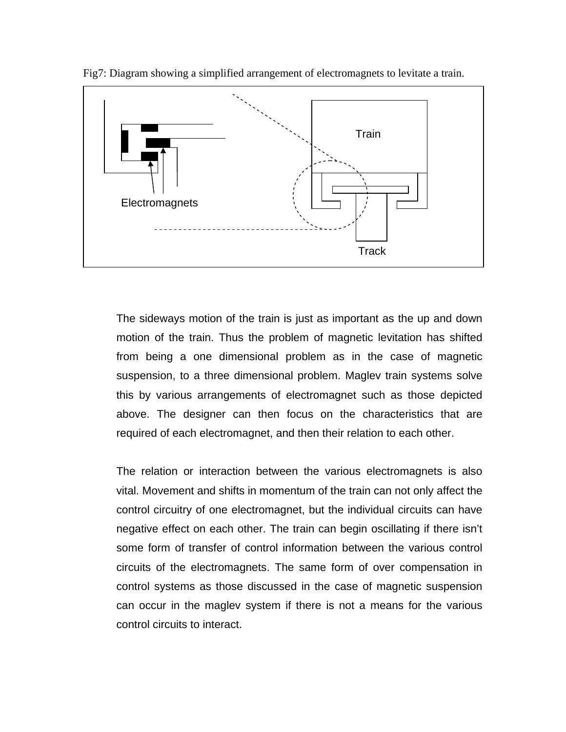Fig7: Diagram showing a simplified arrangement of electromagnets to levitate a train.

The sideways motion of the train is just as important as the up and down motion of the train. Thus the problem of magnetic levitation has shifted from being a one dimensional problem as in the case of magnetic suspension, to a three dimensional problem. Maglev train systems solve this by various arrangements of electromagnet such as those depicted above. The designer can then focus on the characteristics that are required of each electromagnet, and then their relation to each other.

The relation or interaction between the various electromagnets is also vital. Movement and shifts in momentum of the train can not only affect the control circuitry of one electromagnet, but the individual circuits can have negative effect on each other. The train can begin oscillating if there isn't some form of transfer of control information between the various control circuits of the electromagnets. The same form of over compensation in control systems as those discussed in the case of magnetic suspension can occur in the maglev system if there is not a means for the various control circuits to interact.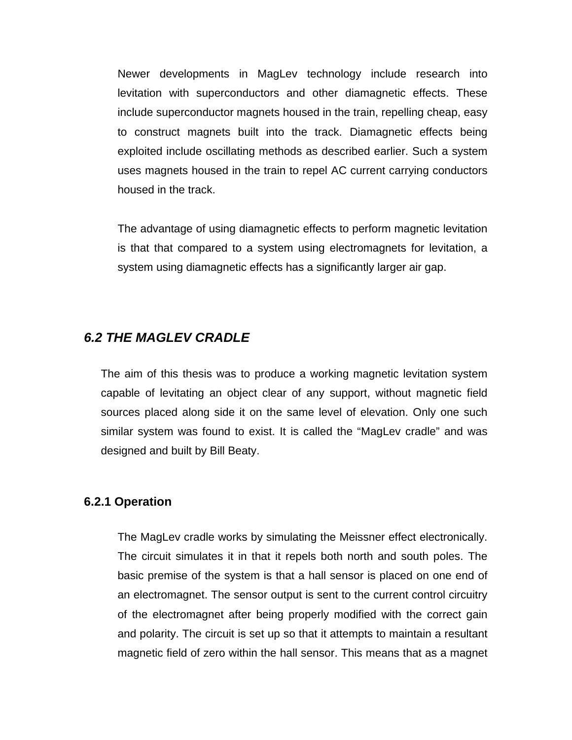Newer developments in MagLev technology include research into levitation with superconductors and other diamagnetic effects. These include superconductor magnets housed in the train, repelling cheap, easy to construct magnets built into the track. Diamagnetic effects being exploited include oscillating methods as described earlier. Such a system uses magnets housed in the train to repel AC current carrying conductors housed in the track.

The advantage of using diamagnetic effects to perform magnetic levitation is that that compared to a system using electromagnets for levitation, a system using diamagnetic effects has a significantly larger air gap.

## *6.2 THE MAGLEV CRADLE*

The aim of this thesis was to produce a working magnetic levitation system capable of levitating an object clear of any support, without magnetic field sources placed along side it on the same level of elevation. Only one such similar system was found to exist. It is called the “MagLev cradle” and was designed and built by Bill Beaty.

### 6.2.1 Operation

The MagLev cradle works by simulating the Meissner effect electronically. The circuit simulates it in that it repels both north and south poles. The basic premise of the system is that a hall sensor is placed on one end of an electromagnet. The sensor output is sent to the current control circuitry of the electromagnet after being properly modified with the correct gain and polarity. The circuit is set up so that it attempts to maintain a resultant magnetic field of zero within the hall sensor. This means that as a magnet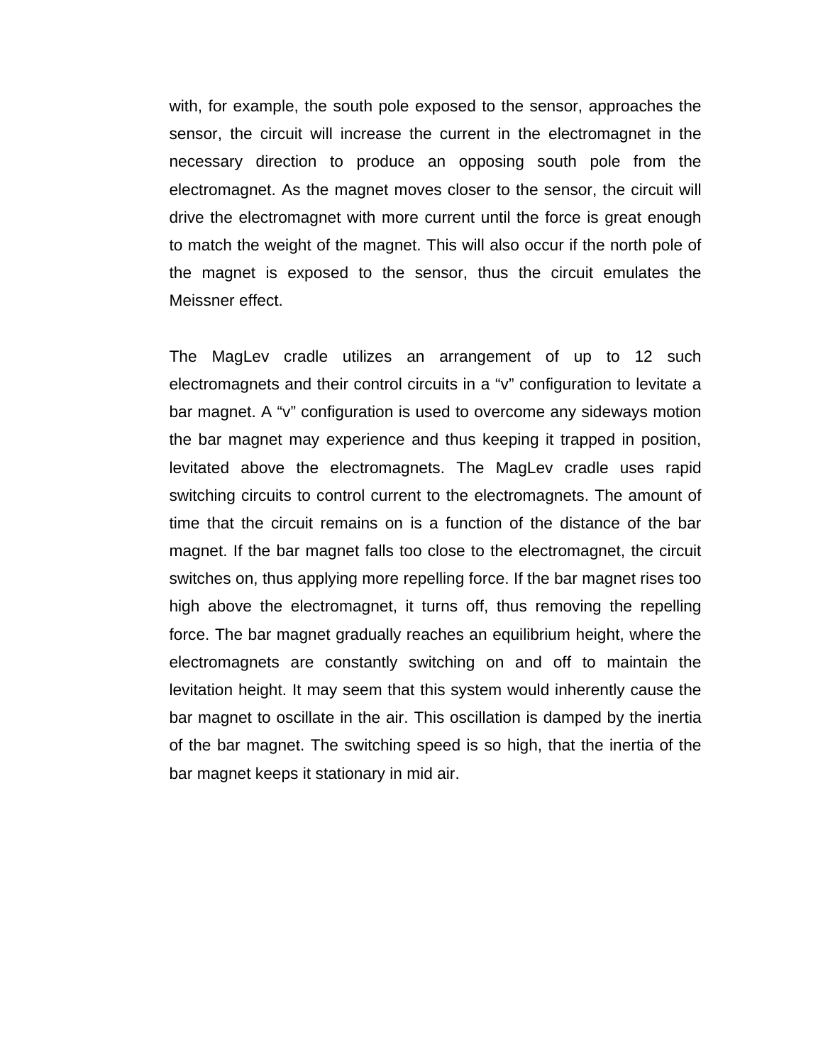with, for example, the south pole exposed to the sensor, approaches the sensor, the circuit will increase the current in the electromagnet in the necessary direction to produce an opposing south pole from the electromagnet. As the magnet moves closer to the sensor, the circuit will drive the electromagnet with more current until the force is great enough to match the weight of the magnet. This will also occur if the north pole of the magnet is exposed to the sensor, thus the circuit emulates the Meissner effect.

The MagLev cradle utilizes an arrangement of up to 12 such electromagnets and their control circuits in a “v” configuration to levitate a bar magnet. A “v” configuration is used to overcome any sideways motion the bar magnet may experience and thus keeping it trapped in position, levitated above the electromagnets. The MagLev cradle uses rapid switching circuits to control current to the electromagnets. The amount of time that the circuit remains on is a function of the distance of the bar magnet. If the bar magnet falls too close to the electromagnet, the circuit switches on, thus applying more repelling force. If the bar magnet rises too high above the electromagnet, it turns off, thus removing the repelling force. The bar magnet gradually reaches an equilibrium height, where the electromagnets are constantly switching on and off to maintain the levitation height. It may seem that this system would inherently cause the bar magnet to oscillate in the air. This oscillation is damped by the inertia of the bar magnet. The switching speed is so high, that the inertia of the bar magnet keeps it stationary in mid air.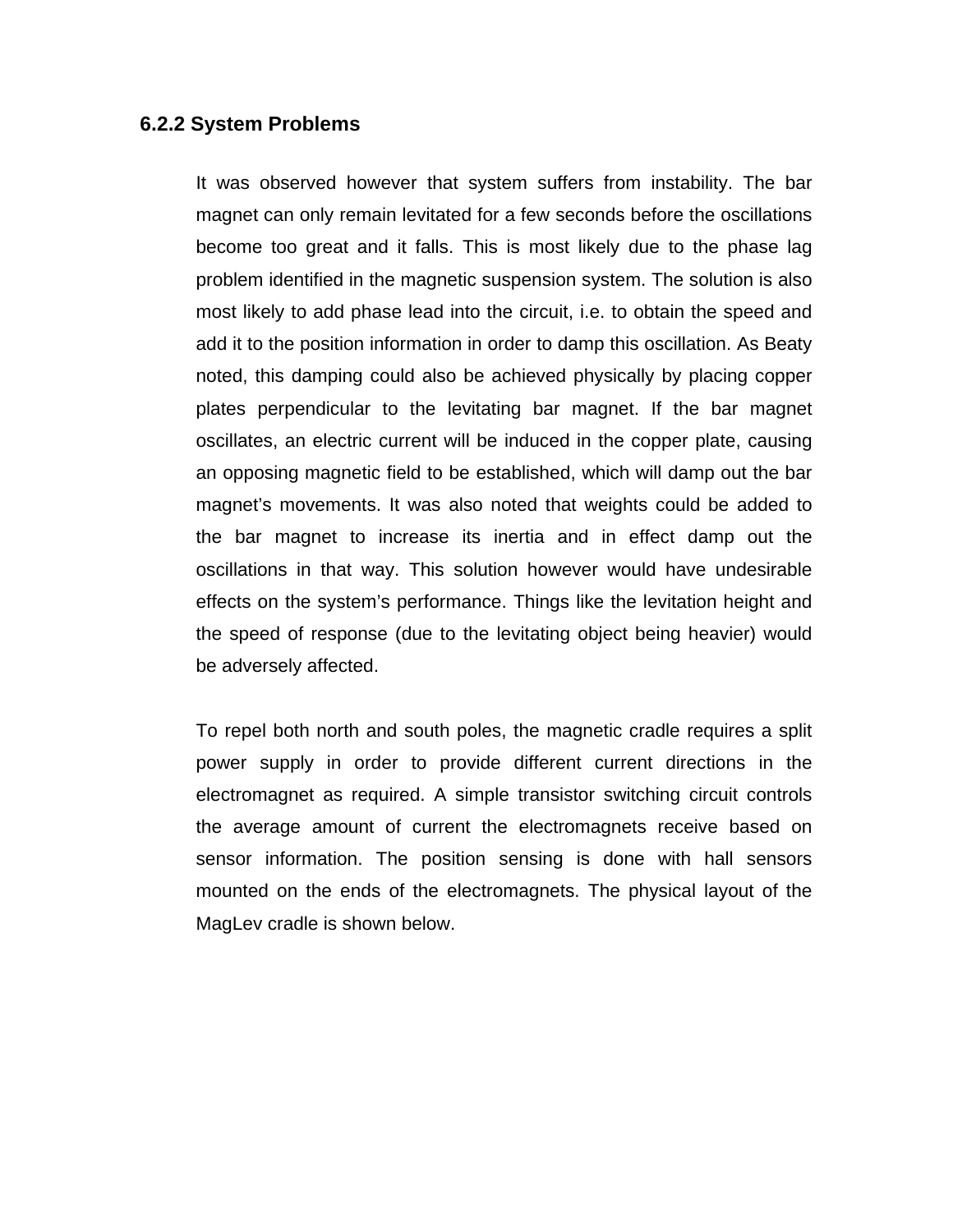### 6.2.2 System Problems

It was observed however that system suffers from instability. The bar magnet can only remain levitated for a few seconds before the oscillations become too great and it falls. This is most likely due to the phase lag problem identified in the magnetic suspension system. The solution is also most likely to add phase lead into the circuit, i.e. to obtain the speed and add it to the position information in order to damp this oscillation. As Beaty noted, this damping could also be achieved physically by placing copper plates perpendicular to the levitating bar magnet. If the bar magnet oscillates, an electric current will be induced in the copper plate, causing an opposing magnetic field to be established, which will damp out the bar magnet's movements. It was also noted that weights could be added to the bar magnet to increase its inertia and in effect damp out the oscillations in that way. This solution however would have undesirable effects on the system's performance. Things like the levitation height and the speed of response (due to the levitating object being heavier) would be adversely affected.

To repel both north and south poles, the magnetic cradle requires a split power supply in order to provide different current directions in the electromagnet as required. A simple transistor switching circuit controls the average amount of current the electromagnets receive based on sensor information. The position sensing is done with hall sensors mounted on the ends of the electromagnets. The physical layout of the MagLev cradle is shown below.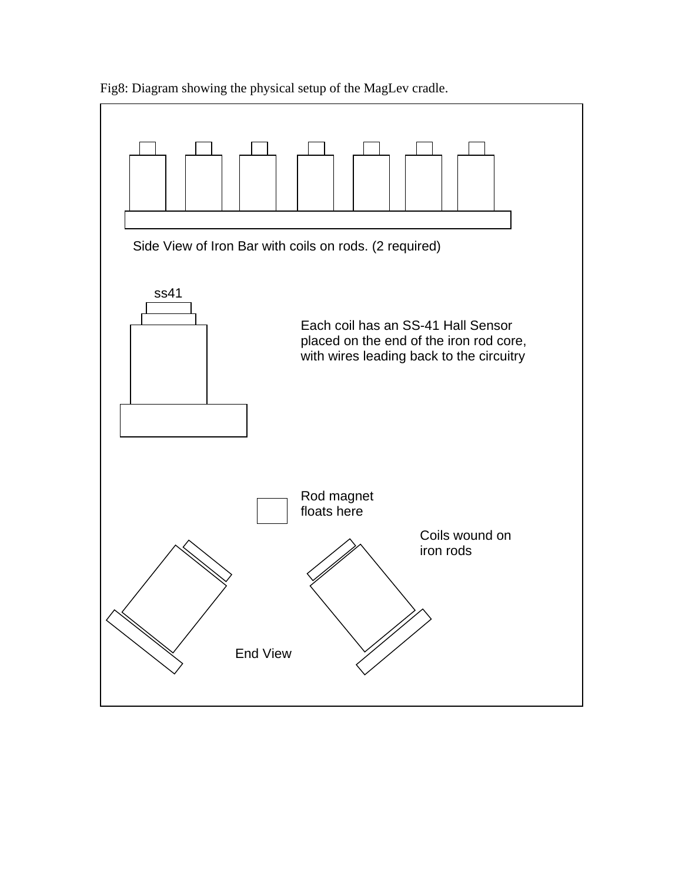Fig8: Diagram showing the physical setup of the MagLev cradle.

Side View of Iron Bar with coils on rods. (2 required)

ss41

Each coil has an SS-41 Hall Sensor placed on the end of the iron rod core, with wires leading back to the circuitry

Rod magnet floats here

Coils wound on iron rods

End View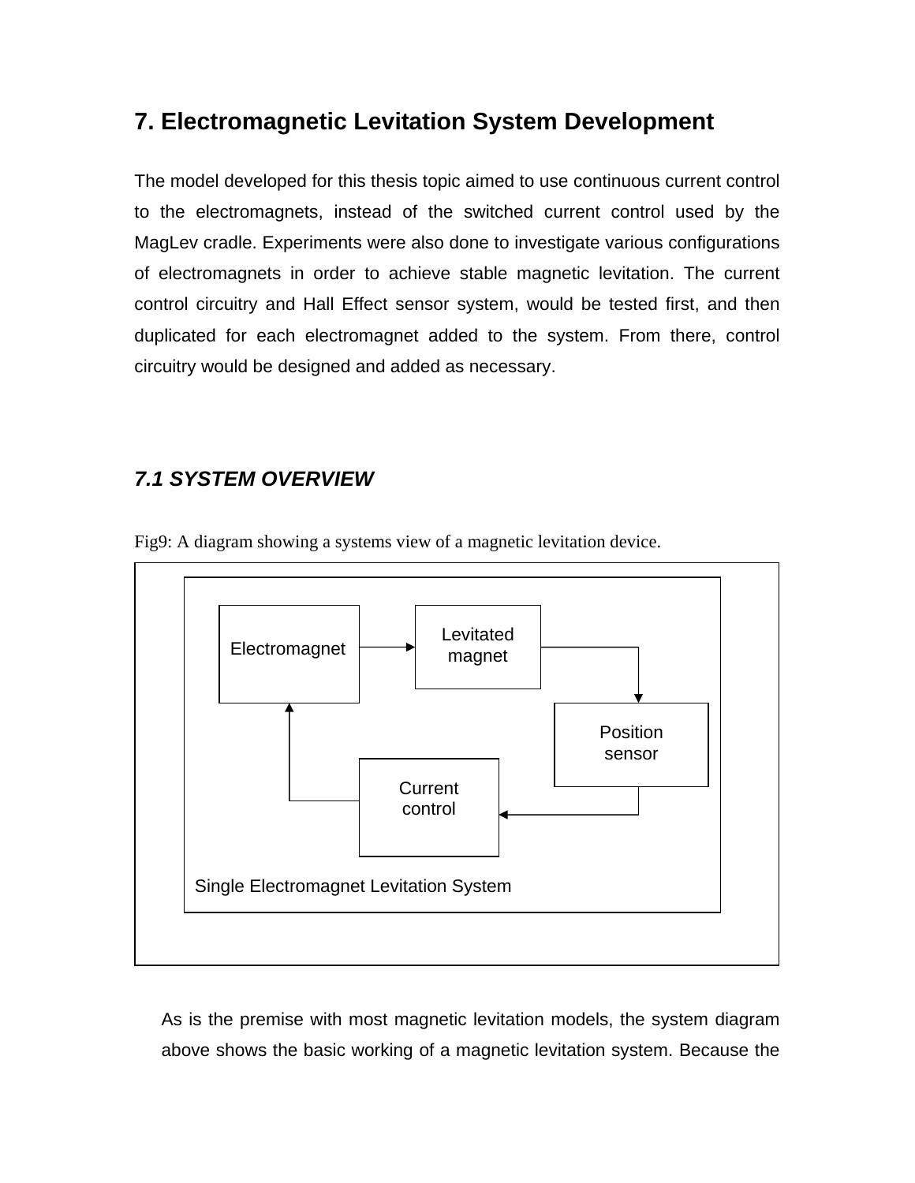# 7. Electromagnetic Levitation System Development

The model developed for this thesis topic aimed to use continuous current control to the electromagnets, instead of the switched current control used by the MagLev cradle. Experiments were also done to investigate various configurations of electromagnets in order to achieve stable magnetic levitation. The current control circuitry and Hall Effect sensor system, would be tested first, and then duplicated for each electromagnet added to the system. From there, control circuitry would be designed and added as necessary.

## *7.1 SYSTEM OVERVIEW*

Fig9: A diagram showing a systems view of a magnetic levitation device.

Electromagnet → Levitated magnet → Position sensor → Current control → Electromagnet

Single Electromagnet Levitation System

As is the premise with most magnetic levitation models, the system diagram above shows the basic working of a magnetic levitation system. Because the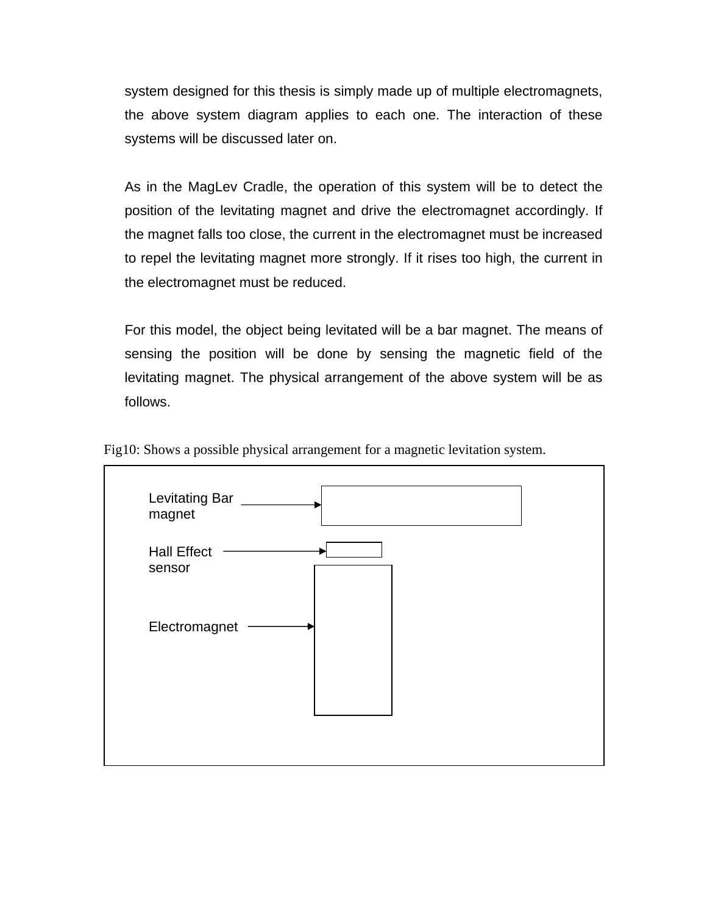system designed for this thesis is simply made up of multiple electromagnets, the above system diagram applies to each one. The interaction of these systems will be discussed later on.

As in the MagLev Cradle, the operation of this system will be to detect the position of the levitating magnet and drive the electromagnet accordingly. If the magnet falls too close, the current in the electromagnet must be increased to repel the levitating magnet more strongly. If it rises too high, the current in the electromagnet must be reduced.

For this model, the object being levitated will be a bar magnet. The means of sensing the position will be done by sensing the magnetic field of the levitating magnet. The physical arrangement of the above system will be as follows.

Fig10: Shows a possible physical arrangement for a magnetic levitation system.

Levitating Bar magnet

Hall Effect sensor

Electromagnet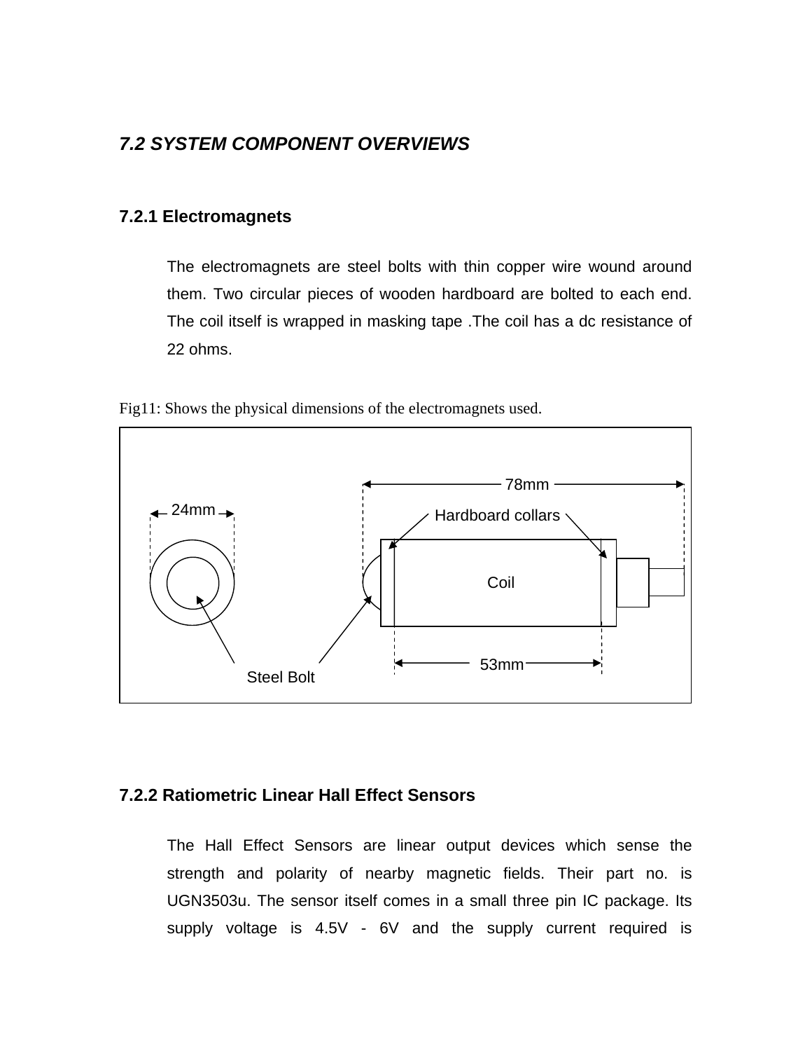### *7.2 SYSTEM COMPONENT OVERVIEWS*

#### 7.2.1 Electromagnets

The electromagnets are steel bolts with thin copper wire wound around them. Two circular pieces of wooden hardboard are bolted to each end. The coil itself is wrapped in masking tape .The coil has a dc resistance of 22 ohms.

Fig11: Shows the physical dimensions of the electromagnets used.

24mm

78mm

Hardboard collars

Coil

Steel Bolt

53mm

#### 7.2.2 Ratiometric Linear Hall Effect Sensors

The Hall Effect Sensors are linear output devices which sense the strength and polarity of nearby magnetic fields. Their part no. is UGN3503u. The sensor itself comes in a small three pin IC package. Its supply voltage is 4.5V - 6V and the supply current required is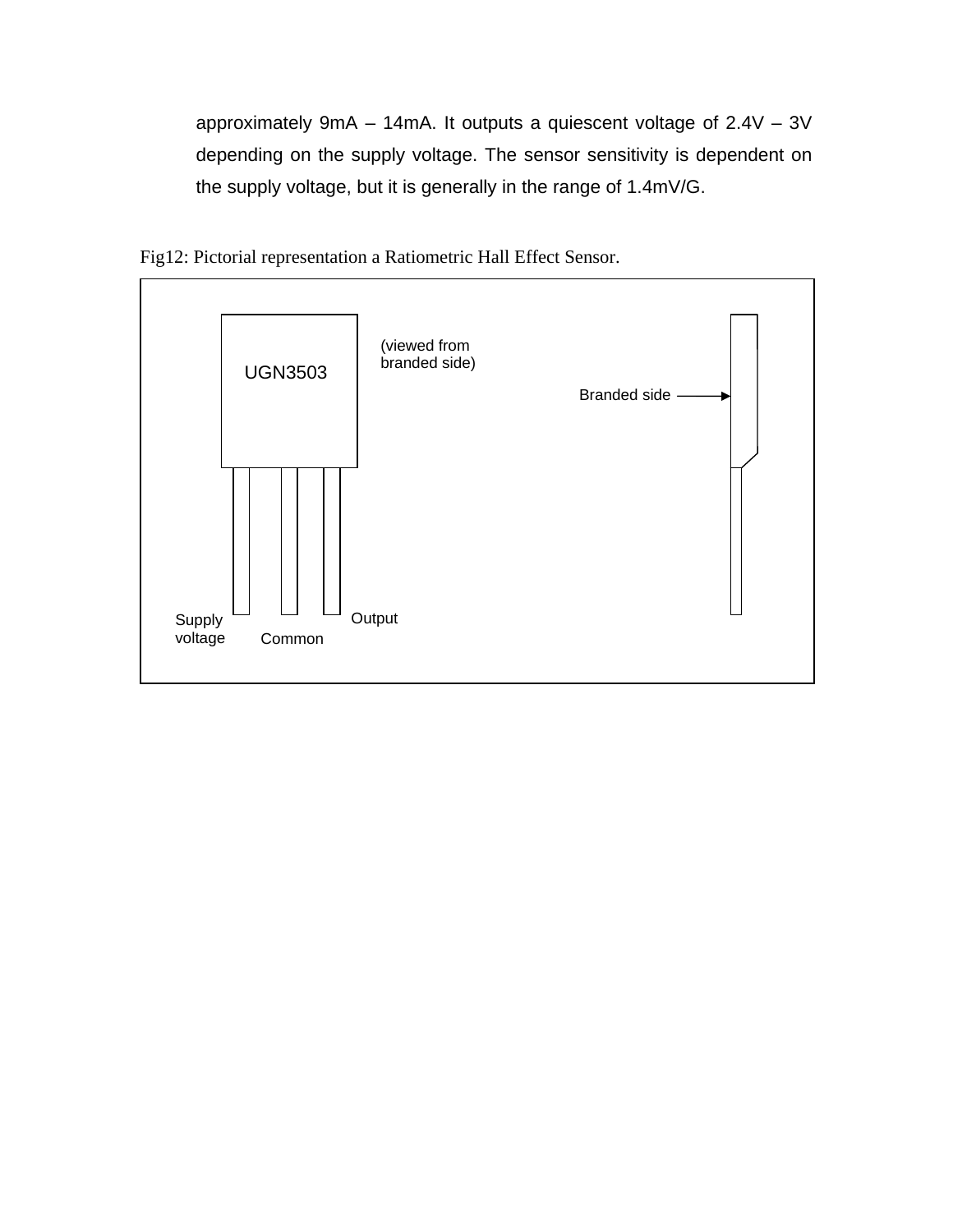approximately 9mA – 14mA. It outputs a quiescent voltage of 2.4V – 3V depending on the supply voltage. The sensor sensitivity is dependent on the supply voltage, but it is generally in the range of 1.4mV/G.

Fig12: Pictorial representation a Ratiometric Hall Effect Sensor.

UGN3503

(viewed from branded side)

Branded side

Supply voltage

Common

Output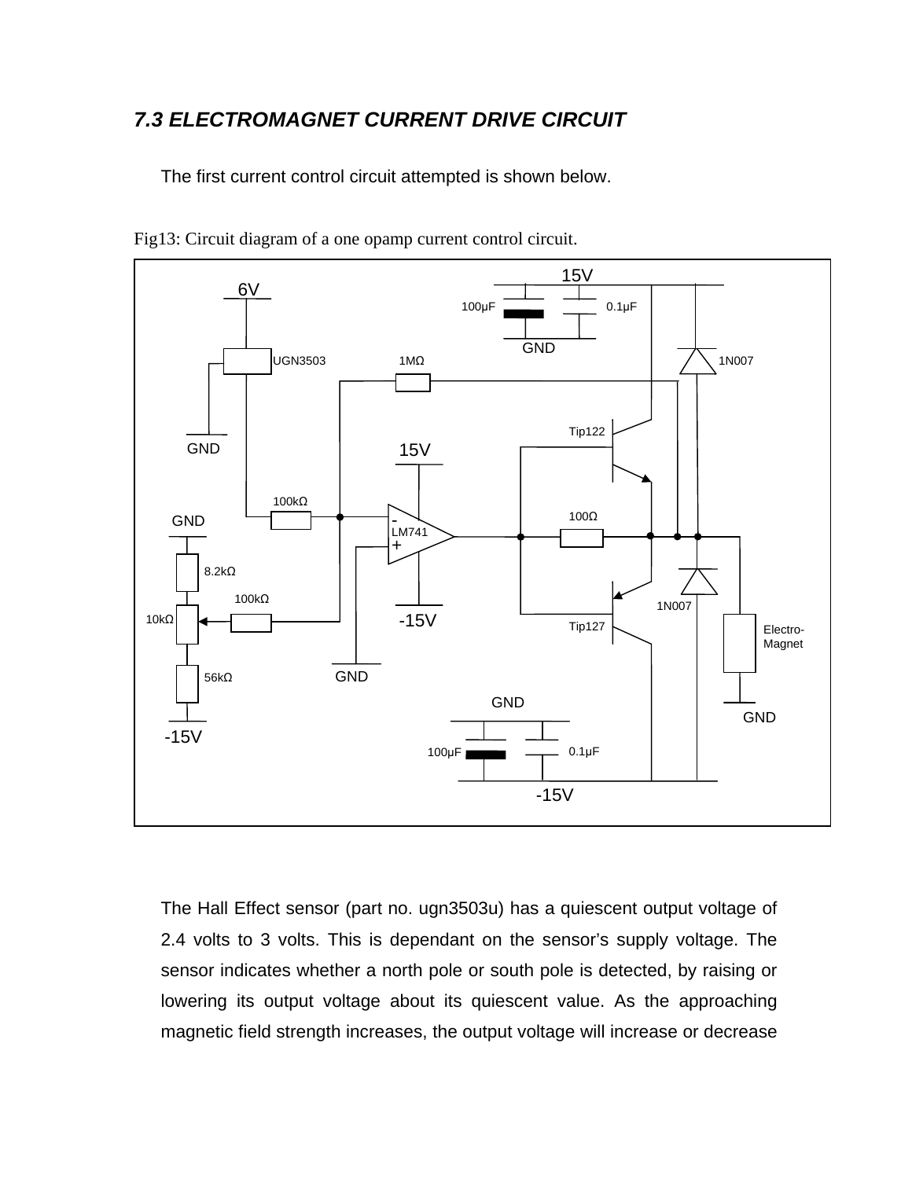### *7.3 ELECTROMAGNET CURRENT DRIVE CIRCUIT*

The first current control circuit attempted is shown below.

Fig13: Circuit diagram of a one opamp current control circuit.

The Hall Effect sensor (part no. ugn3503u) has a quiescent output voltage of 2.4 volts to 3 volts. This is dependant on the sensor's supply voltage. The sensor indicates whether a north pole or south pole is detected, by raising or lowering its output voltage about its quiescent value. As the approaching magnetic field strength increases, the output voltage will increase or decrease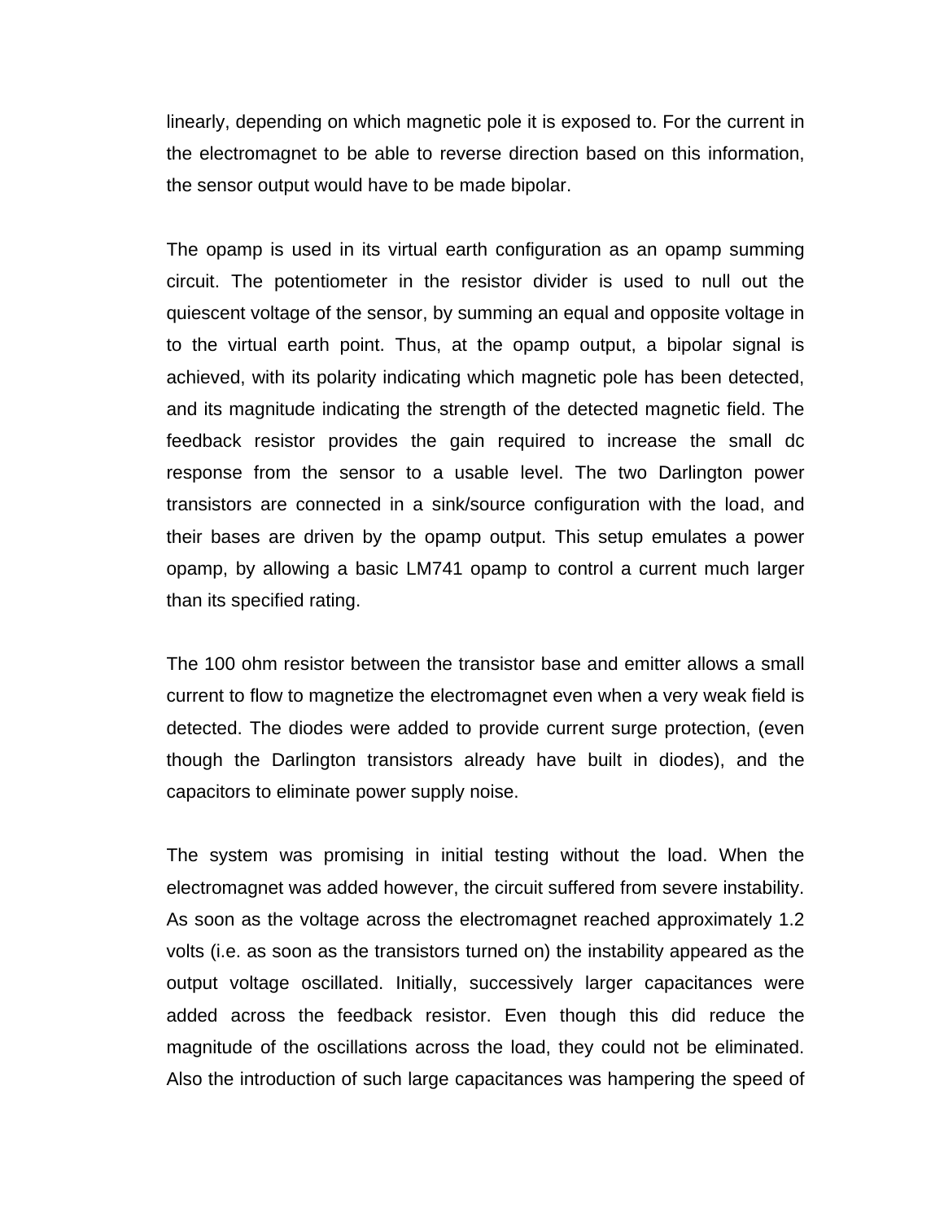linearly, depending on which magnetic pole it is exposed to. For the current in the electromagnet to be able to reverse direction based on this information, the sensor output would have to be made bipolar.

The opamp is used in its virtual earth configuration as an opamp summing circuit. The potentiometer in the resistor divider is used to null out the quiescent voltage of the sensor, by summing an equal and opposite voltage in to the virtual earth point. Thus, at the opamp output, a bipolar signal is achieved, with its polarity indicating which magnetic pole has been detected, and its magnitude indicating the strength of the detected magnetic field. The feedback resistor provides the gain required to increase the small dc response from the sensor to a usable level. The two Darlington power transistors are connected in a sink/source configuration with the load, and their bases are driven by the opamp output. This setup emulates a power opamp, by allowing a basic LM741 opamp to control a current much larger than its specified rating.

The 100 ohm resistor between the transistor base and emitter allows a small current to flow to magnetize the electromagnet even when a very weak field is detected. The diodes were added to provide current surge protection, (even though the Darlington transistors already have built in diodes), and the capacitors to eliminate power supply noise.

The system was promising in initial testing without the load. When the electromagnet was added however, the circuit suffered from severe instability. As soon as the voltage across the electromagnet reached approximately 1.2 volts (i.e. as soon as the transistors turned on) the instability appeared as the output voltage oscillated. Initially, successively larger capacitances were added across the feedback resistor. Even though this did reduce the magnitude of the oscillations across the load, they could not be eliminated. Also the introduction of such large capacitances was hampering the speed of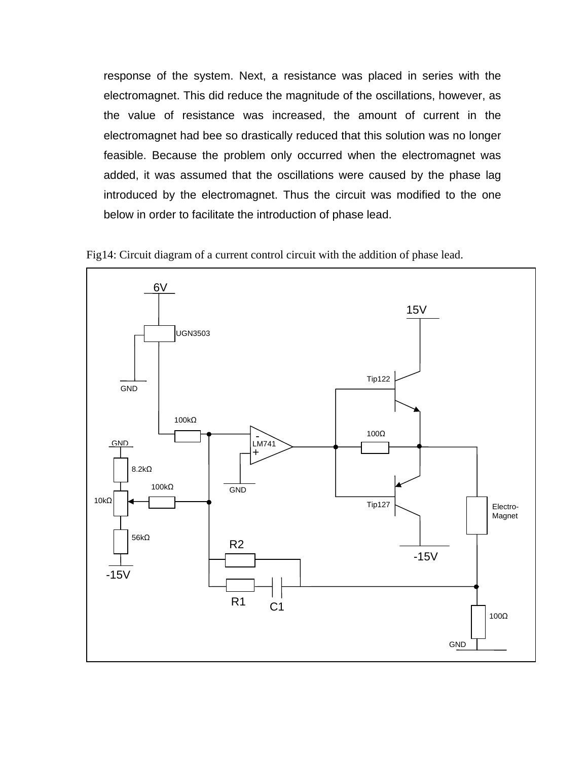response of the system. Next, a resistance was placed in series with the electromagnet. This did reduce the magnitude of the oscillations, however, as the value of resistance was increased, the amount of current in the electromagnet had bee so drastically reduced that this solution was no longer feasible. Because the problem only occurred when the electromagnet was added, it was assumed that the oscillations were caused by the phase lag introduced by the electromagnet. Thus the circuit was modified to the one below in order to facilitate the introduction of phase lead.

Fig14: Circuit diagram of a current control circuit with the addition of phase lead.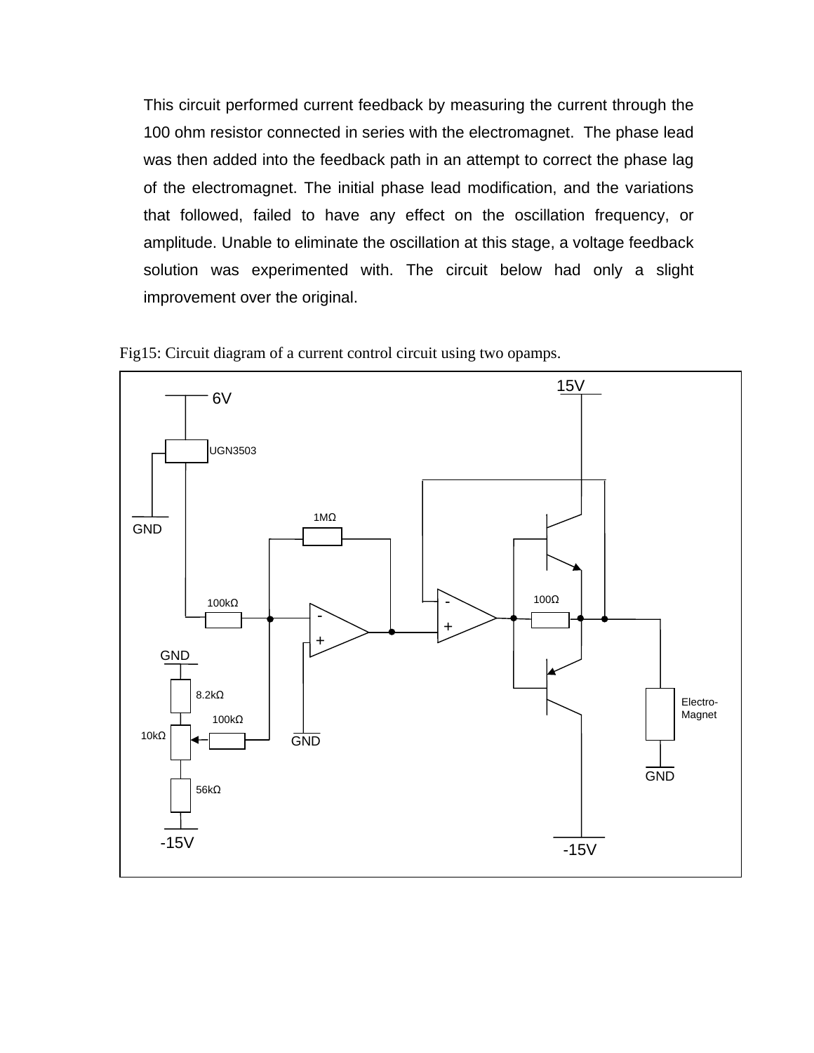This circuit performed current feedback by measuring the current through the 100 ohm resistor connected in series with the electromagnet. The phase lead was then added into the feedback path in an attempt to correct the phase lag of the electromagnet. The initial phase lead modification, and the variations that followed, failed to have any effect on the oscillation frequency, or amplitude. Unable to eliminate the oscillation at this stage, a voltage feedback solution was experimented with. The circuit below had only a slight improvement over the original.

Fig15: Circuit diagram of a current control circuit using two opamps.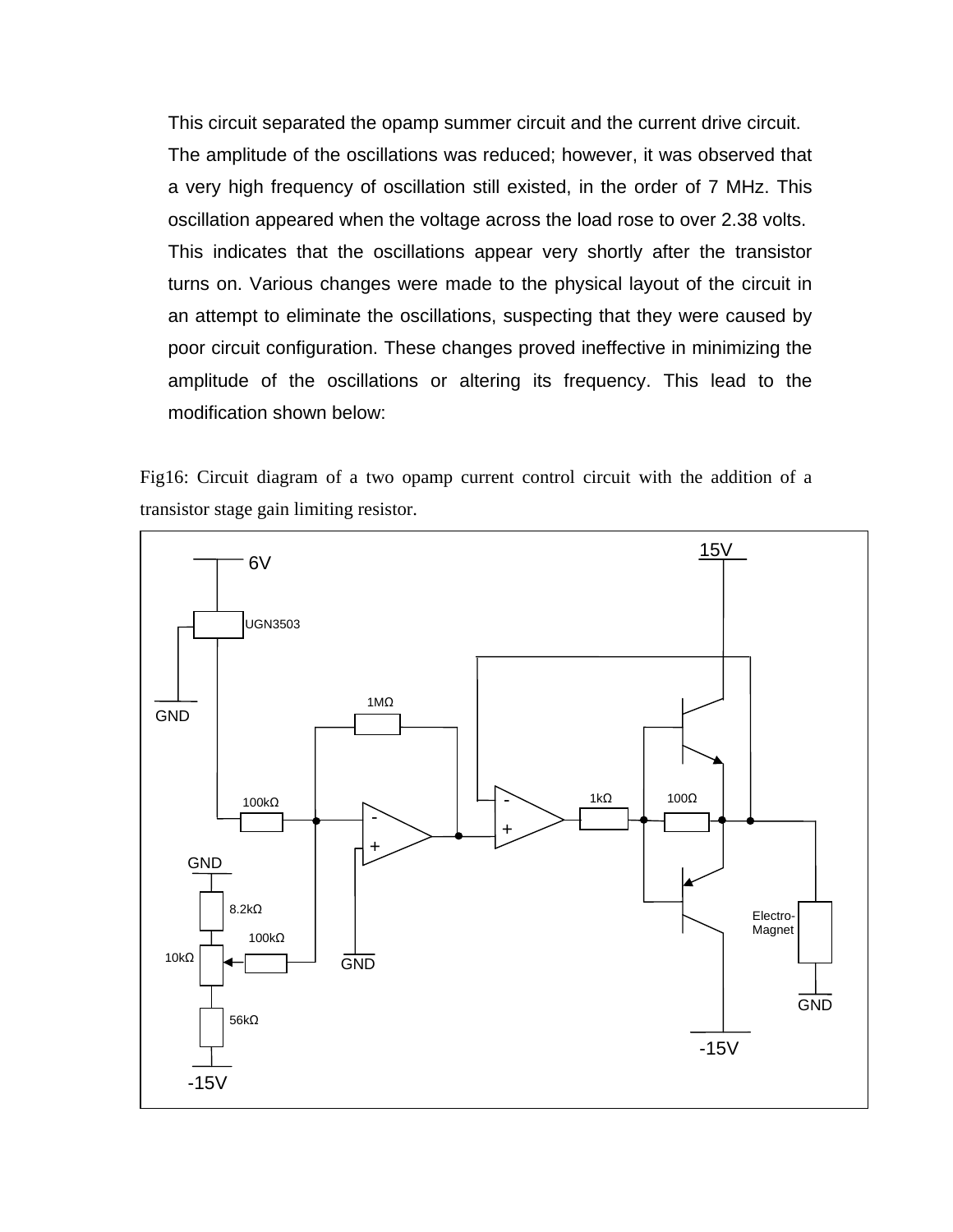This circuit separated the opamp summer circuit and the current drive circuit. The amplitude of the oscillations was reduced; however, it was observed that a very high frequency of oscillation still existed, in the order of 7 MHz. This oscillation appeared when the voltage across the load rose to over 2.38 volts. This indicates that the oscillations appear very shortly after the transistor turns on. Various changes were made to the physical layout of the circuit in an attempt to eliminate the oscillations, suspecting that they were caused by poor circuit configuration. These changes proved ineffective in minimizing the amplitude of the oscillations or altering its frequency. This lead to the modification shown below:

Fig16: Circuit diagram of a two opamp current control circuit with the addition of a transistor stage gain limiting resistor.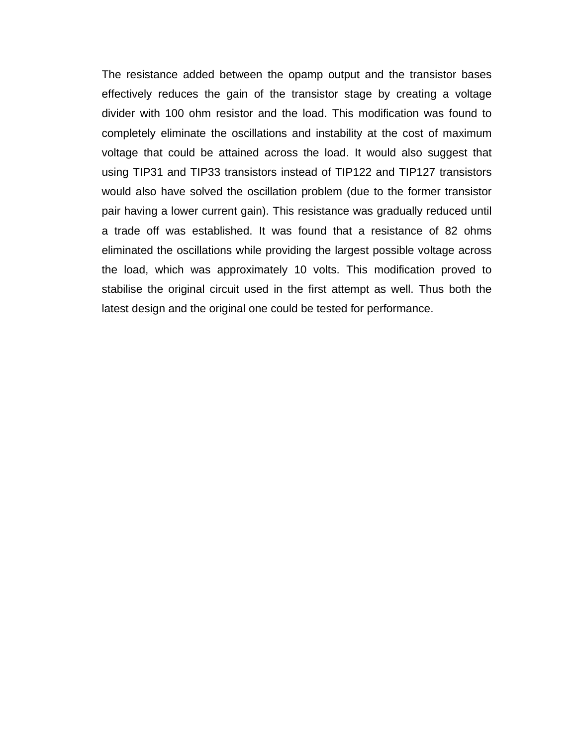The resistance added between the opamp output and the transistor bases effectively reduces the gain of the transistor stage by creating a voltage divider with 100 ohm resistor and the load. This modification was found to completely eliminate the oscillations and instability at the cost of maximum voltage that could be attained across the load. It would also suggest that using TIP31 and TIP33 transistors instead of TIP122 and TIP127 transistors would also have solved the oscillation problem (due to the former transistor pair having a lower current gain). This resistance was gradually reduced until a trade off was established. It was found that a resistance of 82 ohms eliminated the oscillations while providing the largest possible voltage across the load, which was approximately 10 volts. This modification proved to stabilise the original circuit used in the first attempt as well. Thus both the latest design and the original one could be tested for performance.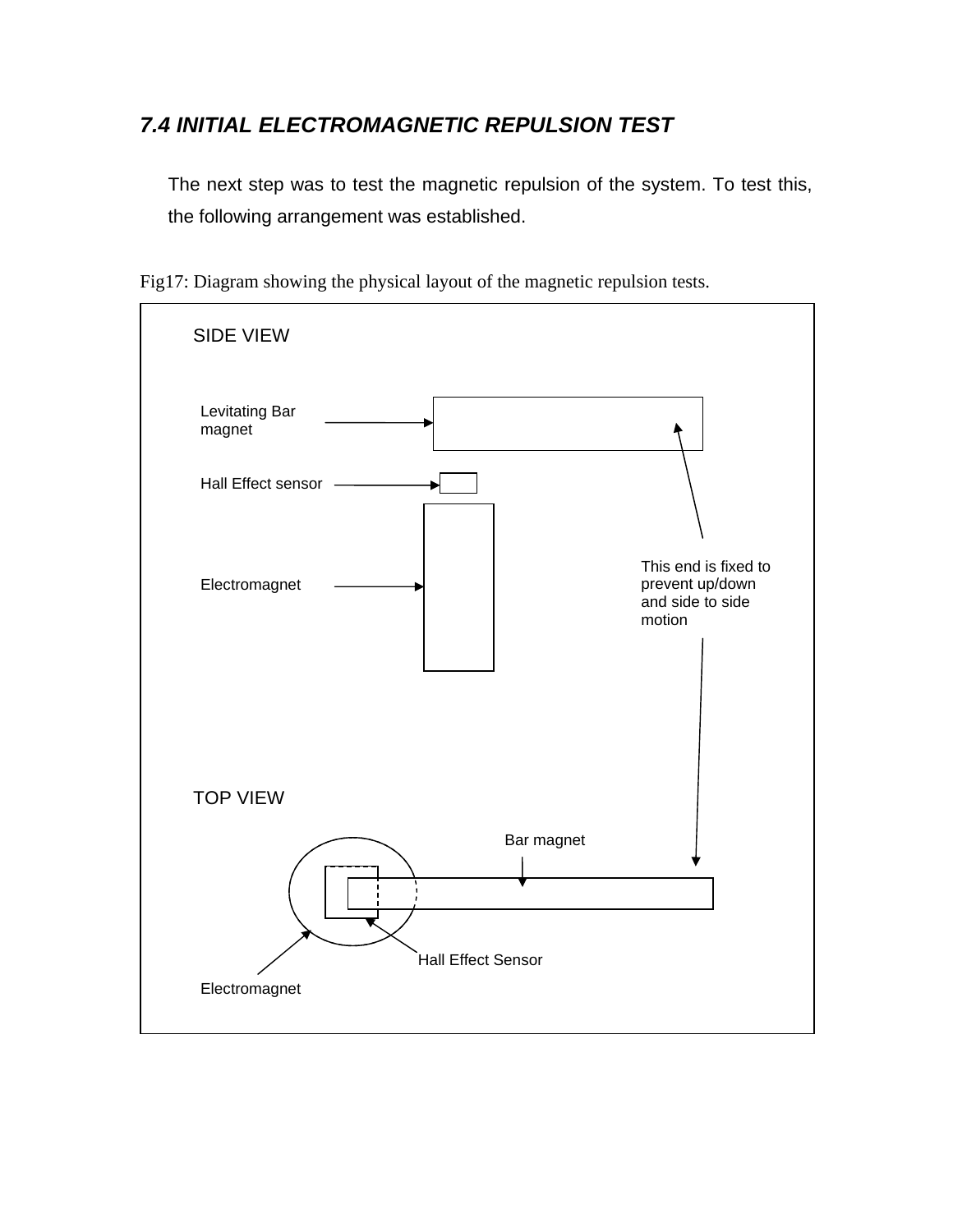### *7.4 INITIAL ELECTROMAGNETIC REPULSION TEST*

The next step was to test the magnetic repulsion of the system. To test this, the following arrangement was established.

Fig17: Diagram showing the physical layout of the magnetic repulsion tests.

SIDE VIEW

Levitating Bar magnet

Hall Effect sensor

Electromagnet

This end is fixed to prevent up/down and side to side motion

TOP VIEW

Bar magnet

Hall Effect Sensor

Electromagnet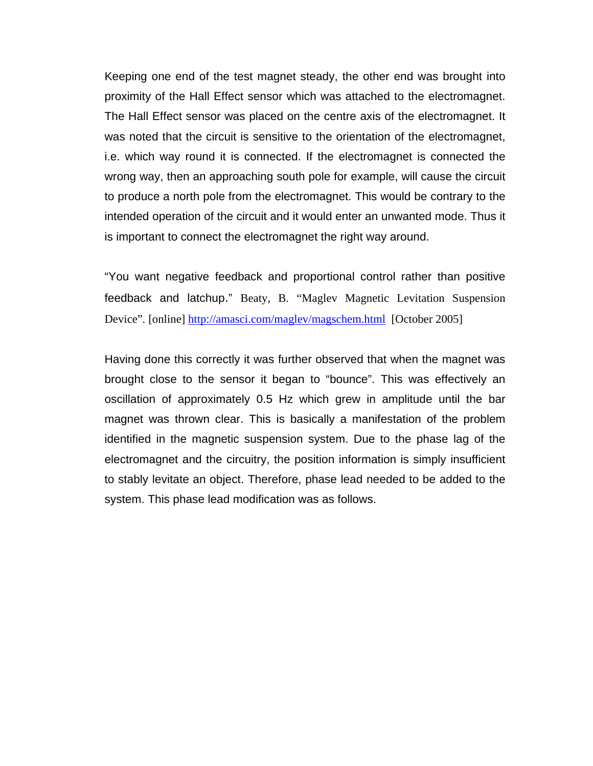Keeping one end of the test magnet steady, the other end was brought into proximity of the Hall Effect sensor which was attached to the electromagnet. The Hall Effect sensor was placed on the centre axis of the electromagnet. It was noted that the circuit is sensitive to the orientation of the electromagnet, i.e. which way round it is connected. If the electromagnet is connected the wrong way, then an approaching south pole for example, will cause the circuit to produce a north pole from the electromagnet. This would be contrary to the intended operation of the circuit and it would enter an unwanted mode. Thus it is important to connect the electromagnet the right way around.

"You want negative feedback and proportional control rather than positive feedback and latchup." Beaty, B. "Maglev Magnetic Levitation Suspension Device". [online] http://amasci.com/maglev/magschem.html [October 2005]

Having done this correctly it was further observed that when the magnet was brought close to the sensor it began to "bounce". This was effectively an oscillation of approximately 0.5 Hz which grew in amplitude until the bar magnet was thrown clear. This is basically a manifestation of the problem identified in the magnetic suspension system. Due to the phase lag of the electromagnet and the circuitry, the position information is simply insufficient to stably levitate an object. Therefore, phase lead needed to be added to the system. This phase lead modification was as follows.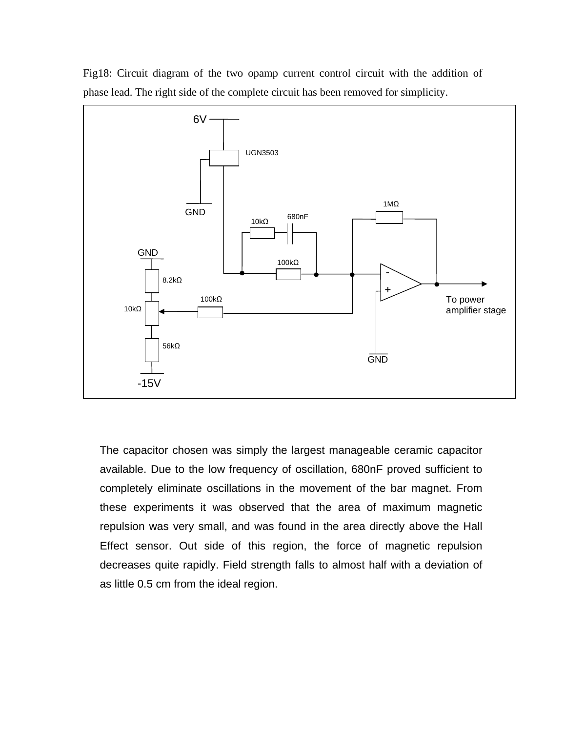Fig18: Circuit diagram of the two opamp current control circuit with the addition of phase lead. The right side of the complete circuit has been removed for simplicity.

The capacitor chosen was simply the largest manageable ceramic capacitor available. Due to the low frequency of oscillation, 680nF proved sufficient to completely eliminate oscillations in the movement of the bar magnet. From these experiments it was observed that the area of maximum magnetic repulsion was very small, and was found in the area directly above the Hall Effect sensor. Out side of this region, the force of magnetic repulsion decreases quite rapidly. Field strength falls to almost half with a deviation of as little 0.5 cm from the ideal region.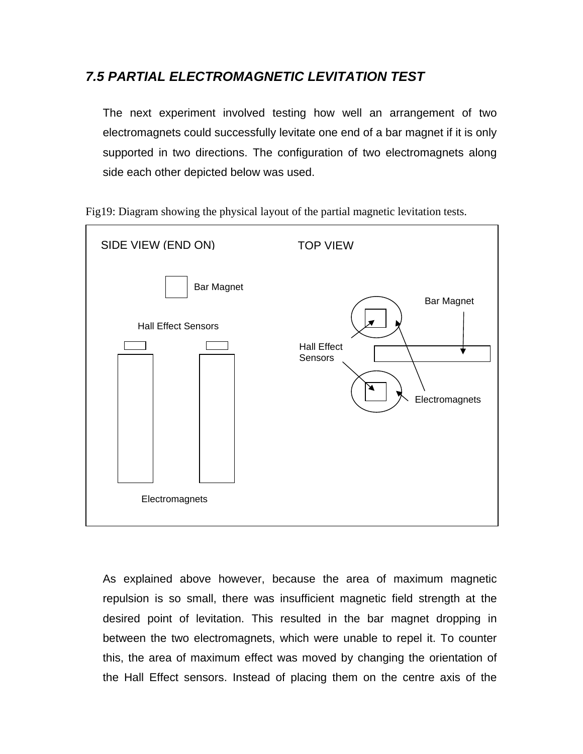### *7.5 PARTIAL ELECTROMAGNETIC LEVITATION TEST*

The next experiment involved testing how well an arrangement of two electromagnets could successfully levitate one end of a bar magnet if it is only supported in two directions. The configuration of two electromagnets along side each other depicted below was used.

Fig19: Diagram showing the physical layout of the partial magnetic levitation tests.

SIDE VIEW (END ON)

Bar Magnet

Hall Effect Sensors

Electromagnets

TOP VIEW

Bar Magnet

Hall Effect Sensors

Electromagnets

As explained above however, because the area of maximum magnetic repulsion is so small, there was insufficient magnetic field strength at the desired point of levitation. This resulted in the bar magnet dropping in between the two electromagnets, which were unable to repel it. To counter this, the area of maximum effect was moved by changing the orientation of the Hall Effect sensors. Instead of placing them on the centre axis of the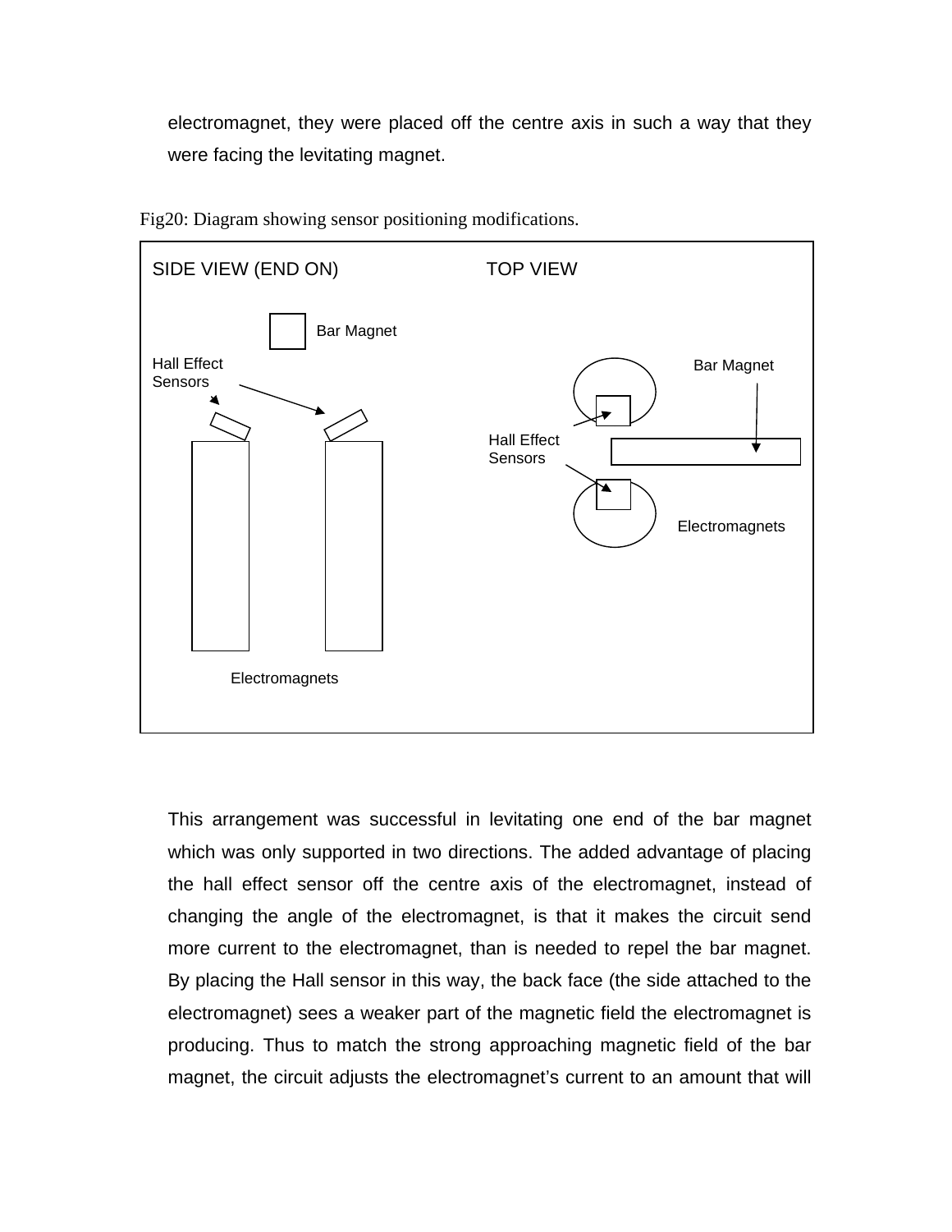electromagnet, they were placed off the centre axis in such a way that they were facing the levitating magnet.

Fig20: Diagram showing sensor positioning modifications.

SIDE VIEW (END ON)

Bar Magnet

Hall Effect Sensors

Electromagnets

TOP VIEW

Bar Magnet

Hall Effect Sensors

Electromagnets

This arrangement was successful in levitating one end of the bar magnet which was only supported in two directions. The added advantage of placing the hall effect sensor off the centre axis of the electromagnet, instead of changing the angle of the electromagnet, is that it makes the circuit send more current to the electromagnet, than is needed to repel the bar magnet. By placing the Hall sensor in this way, the back face (the side attached to the electromagnet) sees a weaker part of the magnetic field the electromagnet is producing. Thus to match the strong approaching magnetic field of the bar magnet, the circuit adjusts the electromagnet's current to an amount that will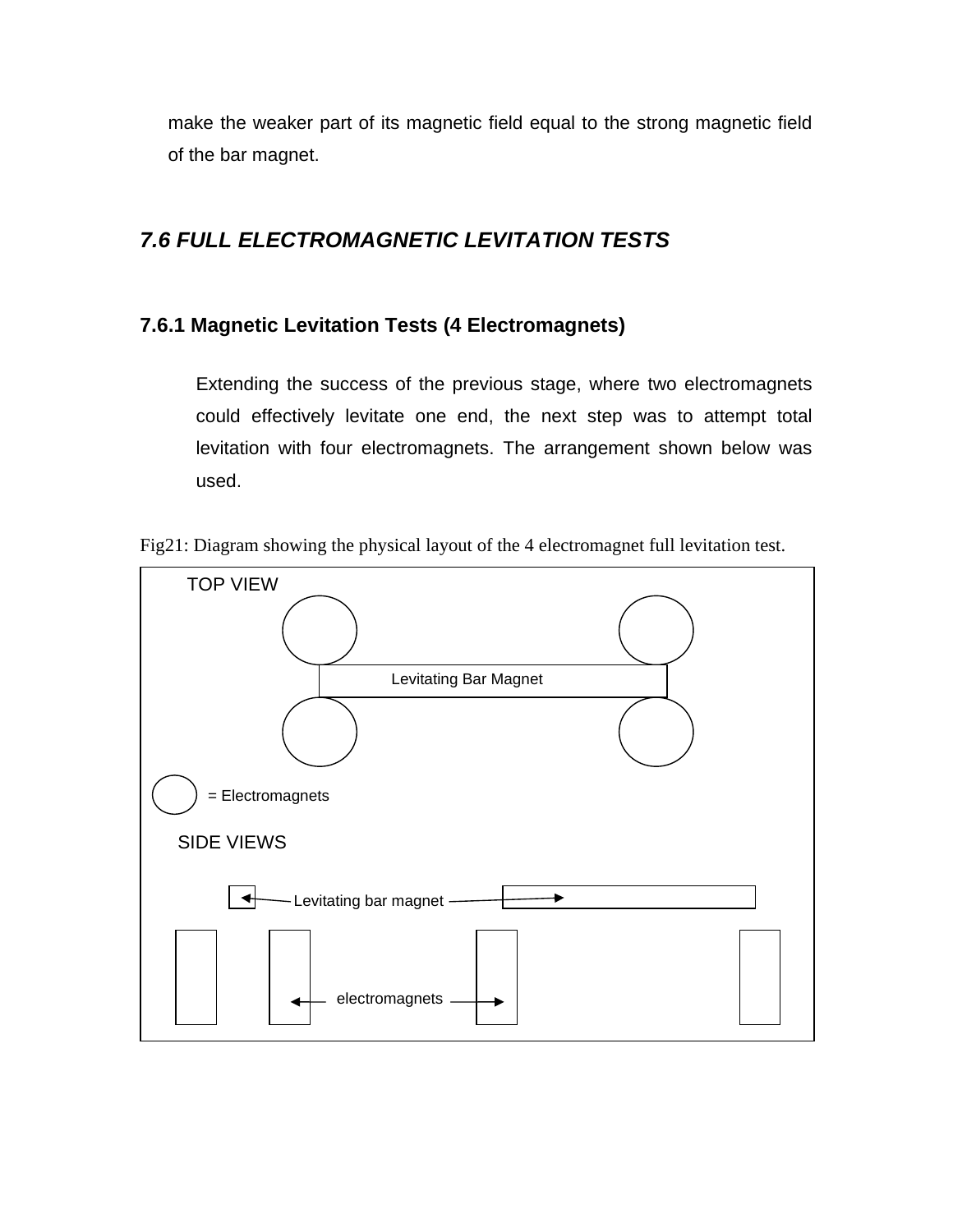make the weaker part of its magnetic field equal to the strong magnetic field of the bar magnet.

## *7.6 FULL ELECTROMAGNETIC LEVITATION TESTS*

### 7.6.1 Magnetic Levitation Tests (4 Electromagnets)

Extending the success of the previous stage, where two electromagnets could effectively levitate one end, the next step was to attempt total levitation with four electromagnets. The arrangement shown below was used.

Fig21: Diagram showing the physical layout of the 4 electromagnet full levitation test.

TOP VIEW

Levitating Bar Magnet

= Electromagnets

SIDE VIEWS

Levitating bar magnet

electromagnets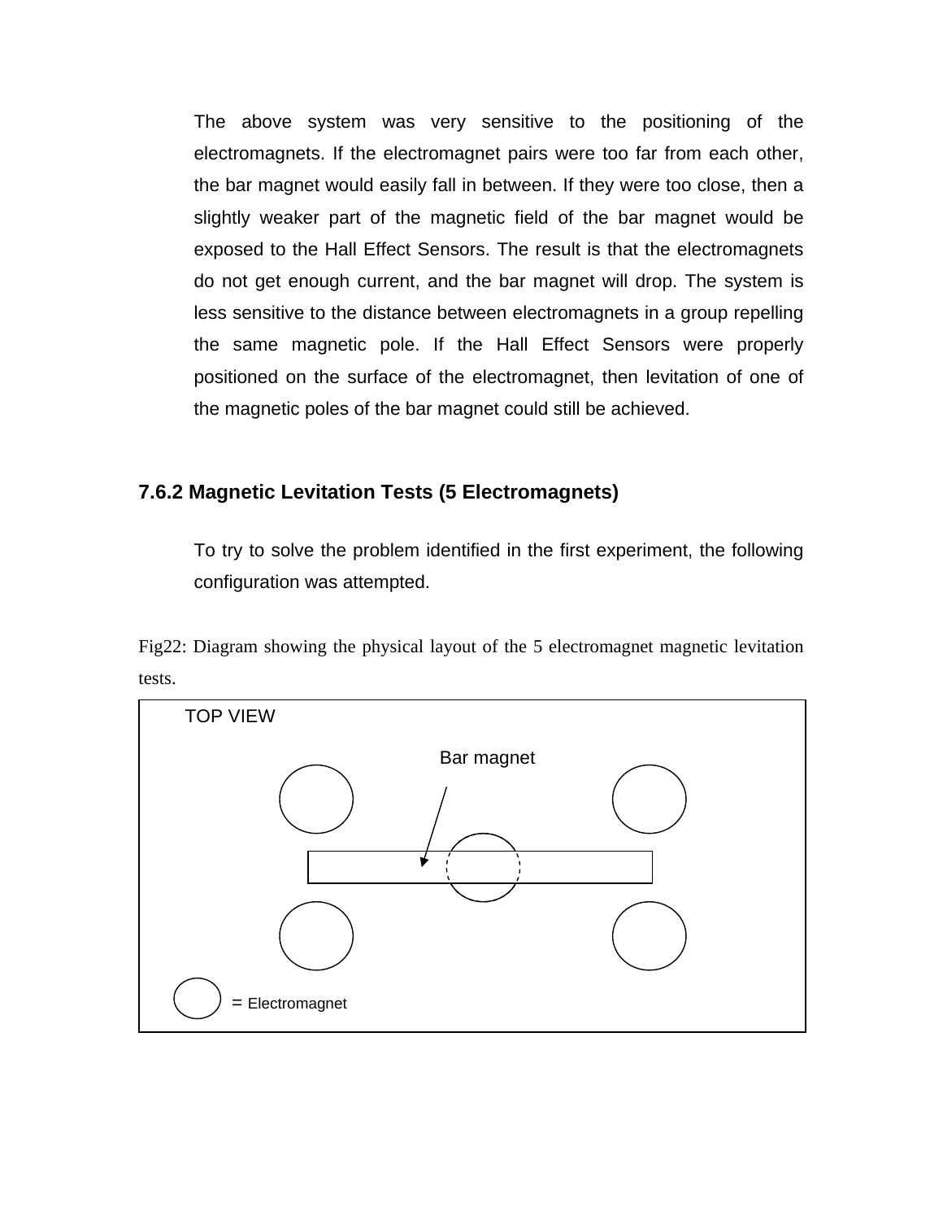The above system was very sensitive to the positioning of the electromagnets. If the electromagnet pairs were too far from each other, the bar magnet would easily fall in between. If they were too close, then a slightly weaker part of the magnetic field of the bar magnet would be exposed to the Hall Effect Sensors. The result is that the electromagnets do not get enough current, and the bar magnet will drop. The system is less sensitive to the distance between electromagnets in a group repelling the same magnetic pole. If the Hall Effect Sensors were properly positioned on the surface of the electromagnet, then levitation of one of the magnetic poles of the bar magnet could still be achieved.

### 7.6.2 Magnetic Levitation Tests (5 Electromagnets)

To try to solve the problem identified in the first experiment, the following configuration was attempted.

Fig22: Diagram showing the physical layout of the 5 electromagnet magnetic levitation tests.

TOP VIEW

Bar magnet

= Electromagnet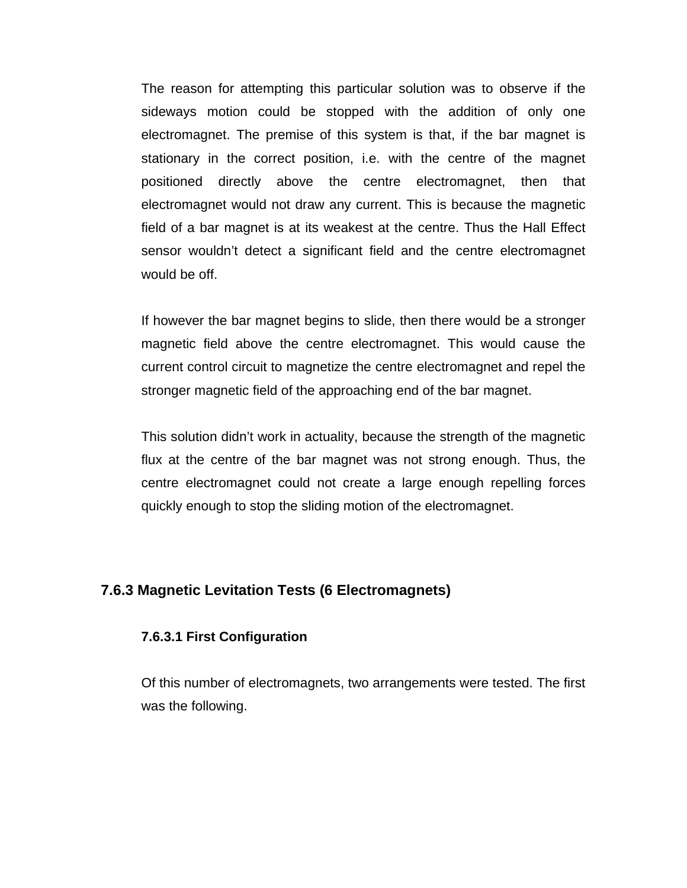The reason for attempting this particular solution was to observe if the sideways motion could be stopped with the addition of only one electromagnet. The premise of this system is that, if the bar magnet is stationary in the correct position, i.e. with the centre of the magnet positioned directly above the centre electromagnet, then that electromagnet would not draw any current. This is because the magnetic field of a bar magnet is at its weakest at the centre. Thus the Hall Effect sensor wouldn’t detect a significant field and the centre electromagnet would be off.

If however the bar magnet begins to slide, then there would be a stronger magnetic field above the centre electromagnet. This would cause the current control circuit to magnetize the centre electromagnet and repel the stronger magnetic field of the approaching end of the bar magnet.

This solution didn’t work in actuality, because the strength of the magnetic flux at the centre of the bar magnet was not strong enough. Thus, the centre electromagnet could not create a large enough repelling forces quickly enough to stop the sliding motion of the electromagnet.

## 7.6.3 Magnetic Levitation Tests (6 Electromagnets)

### 7.6.3.1 First Configuration

Of this number of electromagnets, two arrangements were tested. The first was the following.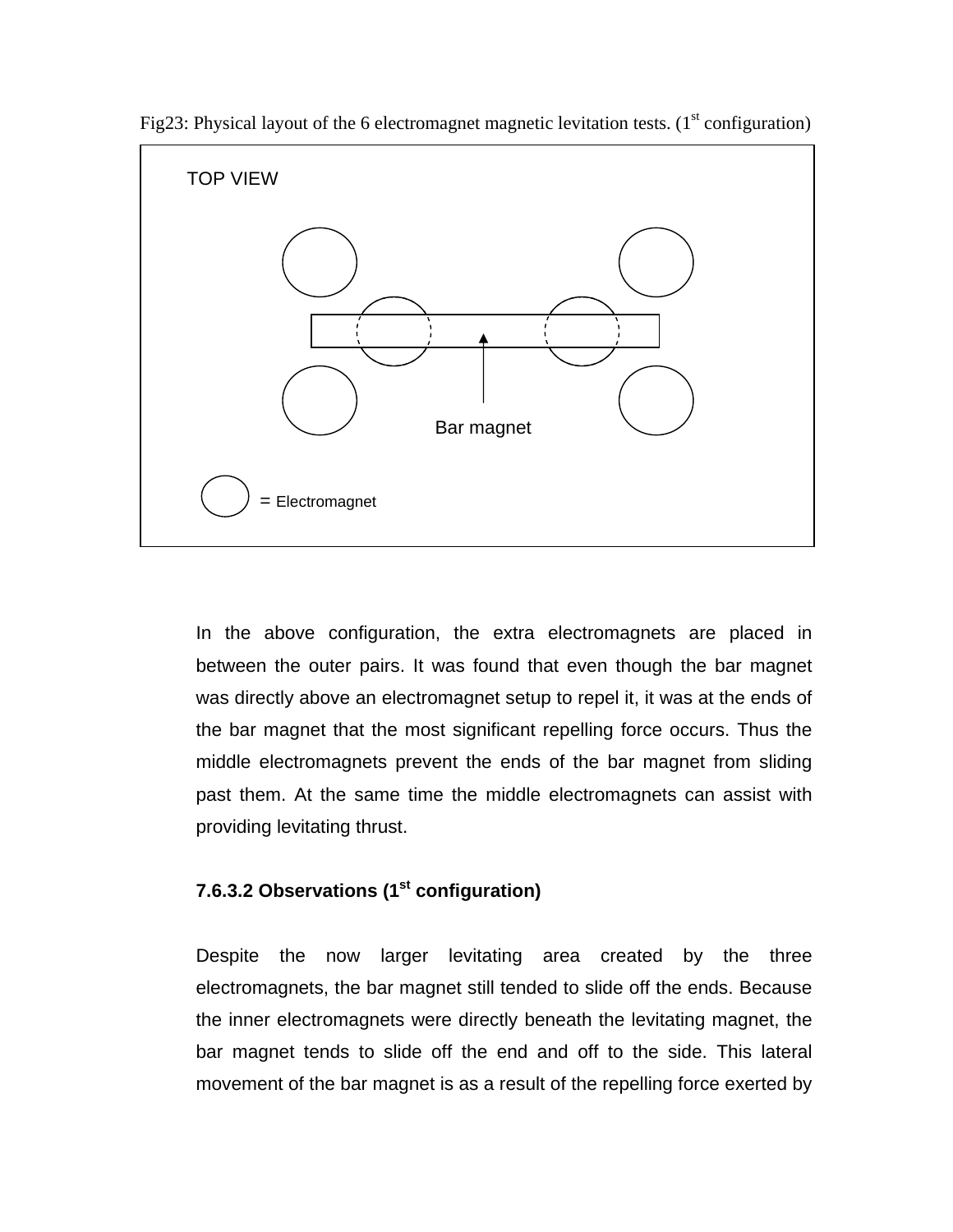Fig23: Physical layout of the 6 electromagnet magnetic levitation tests. (1st configuration)

TOP VIEW

Bar magnet

= Electromagnet

In the above configuration, the extra electromagnets are placed in between the outer pairs. It was found that even though the bar magnet was directly above an electromagnet setup to repel it, it was at the ends of the bar magnet that the most significant repelling force occurs. Thus the middle electromagnets prevent the ends of the bar magnet from sliding past them. At the same time the middle electromagnets can assist with providing levitating thrust.

**7.6.3.2 Observations (1st configuration)**

Despite the now larger levitating area created by the three electromagnets, the bar magnet still tended to slide off the ends. Because the inner electromagnets were directly beneath the levitating magnet, the bar magnet tends to slide off the end and off to the side. This lateral movement of the bar magnet is as a result of the repelling force exerted by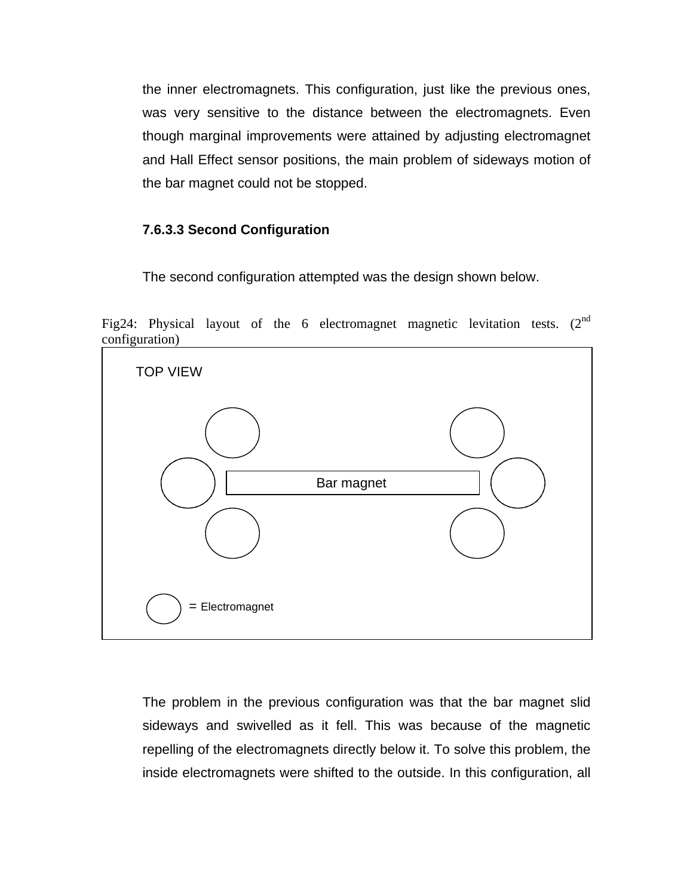the inner electromagnets. This configuration, just like the previous ones, was very sensitive to the distance between the electromagnets. Even though marginal improvements were attained by adjusting electromagnet and Hall Effect sensor positions, the main problem of sideways motion of the bar magnet could not be stopped.

#### 7.6.3.3 Second Configuration

The second configuration attempted was the design shown below.

Fig24: Physical layout of the 6 electromagnet magnetic levitation tests. (2nd configuration)

TOP VIEW

Bar magnet

= Electromagnet

The problem in the previous configuration was that the bar magnet slid sideways and swivelled as it fell. This was because of the magnetic repelling of the electromagnets directly below it. To solve this problem, the inside electromagnets were shifted to the outside. In this configuration, all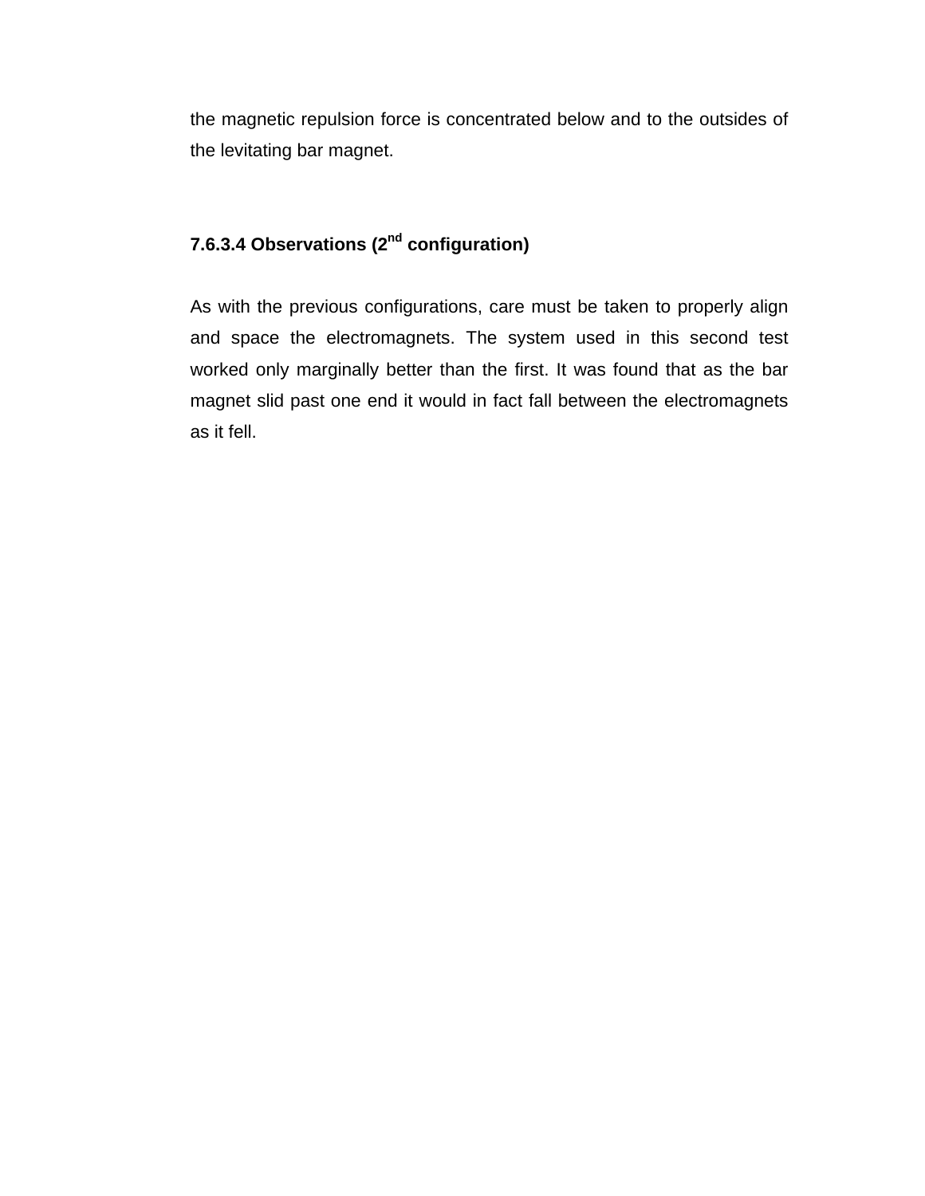the magnetic repulsion force is concentrated below and to the outsides of the levitating bar magnet.

#### 7.6.3.4 Observations (2nd configuration)

As with the previous configurations, care must be taken to properly align and space the electromagnets. The system used in this second test worked only marginally better than the first. It was found that as the bar magnet slid past one end it would in fact fall between the electromagnets as it fell.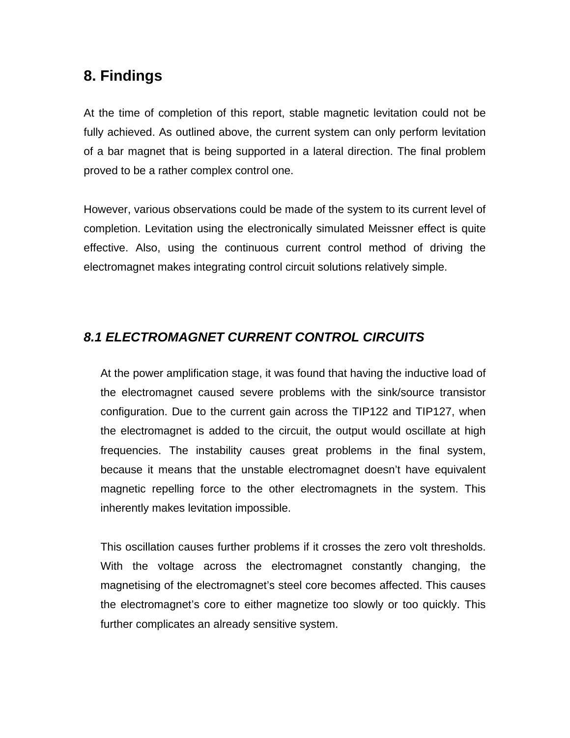# 8. Findings

At the time of completion of this report, stable magnetic levitation could not be fully achieved. As outlined above, the current system can only perform levitation of a bar magnet that is being supported in a lateral direction. The final problem proved to be a rather complex control one.

However, various observations could be made of the system to its current level of completion. Levitation using the electronically simulated Meissner effect is quite effective. Also, using the continuous current control method of driving the electromagnet makes integrating control circuit solutions relatively simple.

## *8.1 ELECTROMAGNET CURRENT CONTROL CIRCUITS*

At the power amplification stage, it was found that having the inductive load of the electromagnet caused severe problems with the sink/source transistor configuration. Due to the current gain across the TIP122 and TIP127, when the electromagnet is added to the circuit, the output would oscillate at high frequencies. The instability causes great problems in the final system, because it means that the unstable electromagnet doesn't have equivalent magnetic repelling force to the other electromagnets in the system. This inherently makes levitation impossible.

This oscillation causes further problems if it crosses the zero volt thresholds. With the voltage across the electromagnet constantly changing, the magnetising of the electromagnet's steel core becomes affected. This causes the electromagnet's core to either magnetize too slowly or too quickly. This further complicates an already sensitive system.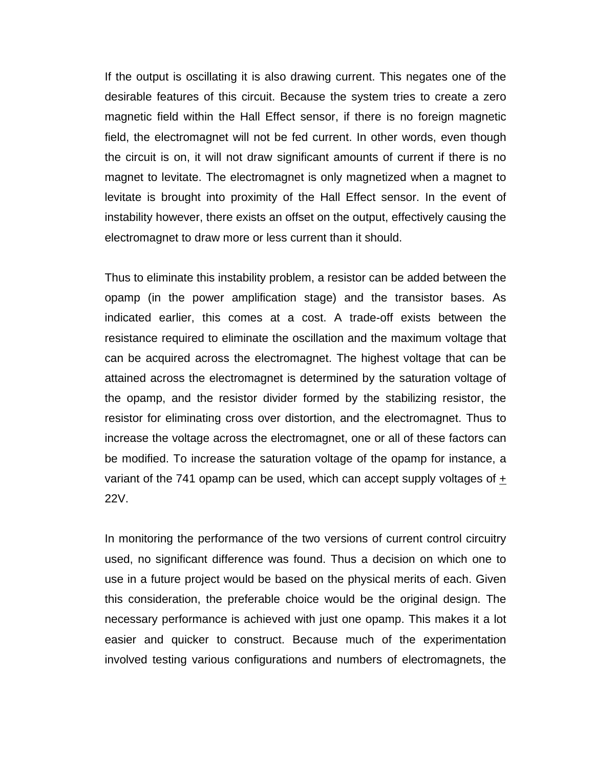If the output is oscillating it is also drawing current. This negates one of the desirable features of this circuit. Because the system tries to create a zero magnetic field within the Hall Effect sensor, if there is no foreign magnetic field, the electromagnet will not be fed current. In other words, even though the circuit is on, it will not draw significant amounts of current if there is no magnet to levitate. The electromagnet is only magnetized when a magnet to levitate is brought into proximity of the Hall Effect sensor. In the event of instability however, there exists an offset on the output, effectively causing the electromagnet to draw more or less current than it should.

Thus to eliminate this instability problem, a resistor can be added between the opamp (in the power amplification stage) and the transistor bases. As indicated earlier, this comes at a cost. A trade-off exists between the resistance required to eliminate the oscillation and the maximum voltage that can be acquired across the electromagnet. The highest voltage that can be attained across the electromagnet is determined by the saturation voltage of the opamp, and the resistor divider formed by the stabilizing resistor, the resistor for eliminating cross over distortion, and the electromagnet. Thus to increase the voltage across the electromagnet, one or all of these factors can be modified. To increase the saturation voltage of the opamp for instance, a variant of the 741 opamp can be used, which can accept supply voltages of $\pm$ 22V.

In monitoring the performance of the two versions of current control circuitry used, no significant difference was found. Thus a decision on which one to use in a future project would be based on the physical merits of each. Given this consideration, the preferable choice would be the original design. The necessary performance is achieved with just one opamp. This makes it a lot easier and quicker to construct. Because much of the experimentation involved testing various configurations and numbers of electromagnets, the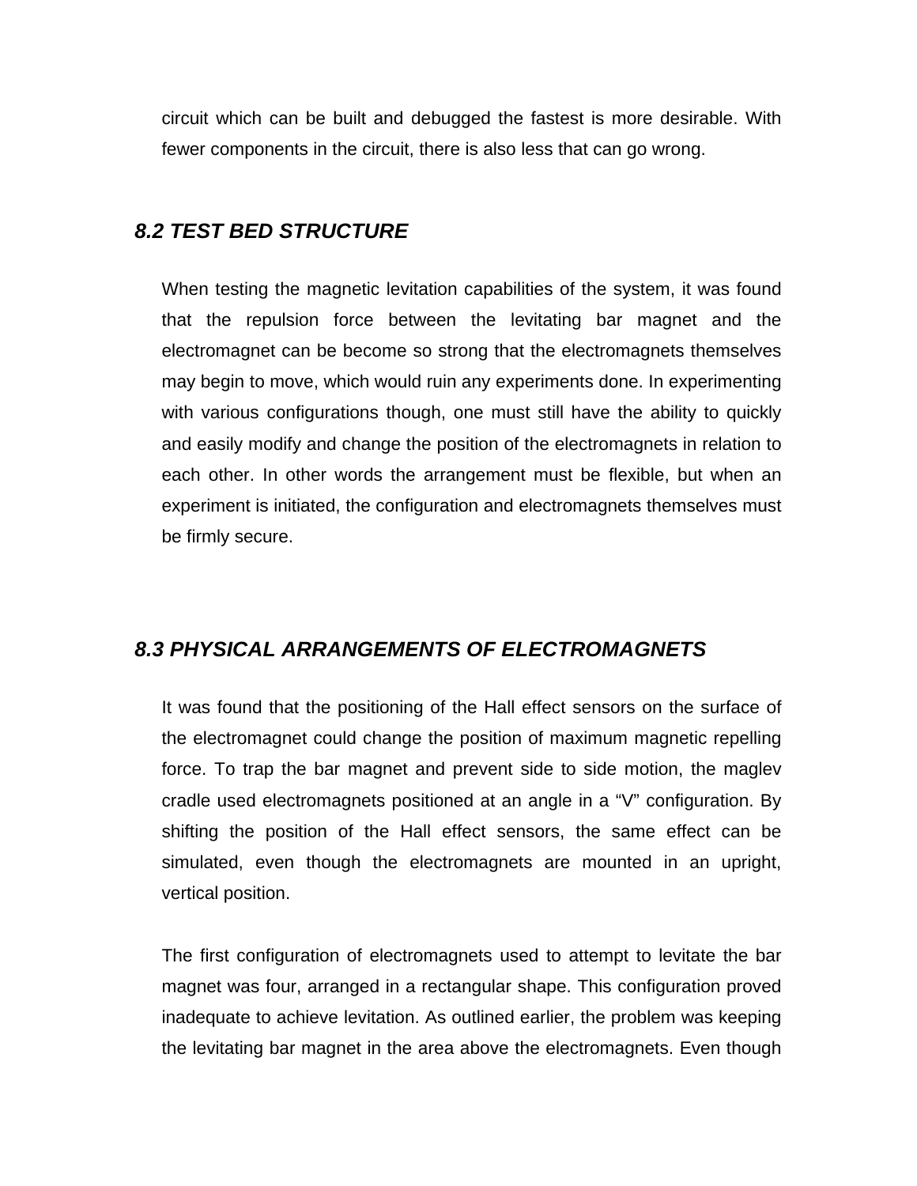circuit which can be built and debugged the fastest is more desirable. With fewer components in the circuit, there is also less that can go wrong.

## *8.2 TEST BED STRUCTURE*

When testing the magnetic levitation capabilities of the system, it was found that the repulsion force between the levitating bar magnet and the electromagnet can be become so strong that the electromagnets themselves may begin to move, which would ruin any experiments done. In experimenting with various configurations though, one must still have the ability to quickly and easily modify and change the position of the electromagnets in relation to each other. In other words the arrangement must be flexible, but when an experiment is initiated, the configuration and electromagnets themselves must be firmly secure.

## *8.3 PHYSICAL ARRANGEMENTS OF ELECTROMAGNETS*

It was found that the positioning of the Hall effect sensors on the surface of the electromagnet could change the position of maximum magnetic repelling force. To trap the bar magnet and prevent side to side motion, the maglev cradle used electromagnets positioned at an angle in a "V" configuration. By shifting the position of the Hall effect sensors, the same effect can be simulated, even though the electromagnets are mounted in an upright, vertical position.

The first configuration of electromagnets used to attempt to levitate the bar magnet was four, arranged in a rectangular shape. This configuration proved inadequate to achieve levitation. As outlined earlier, the problem was keeping the levitating bar magnet in the area above the electromagnets. Even though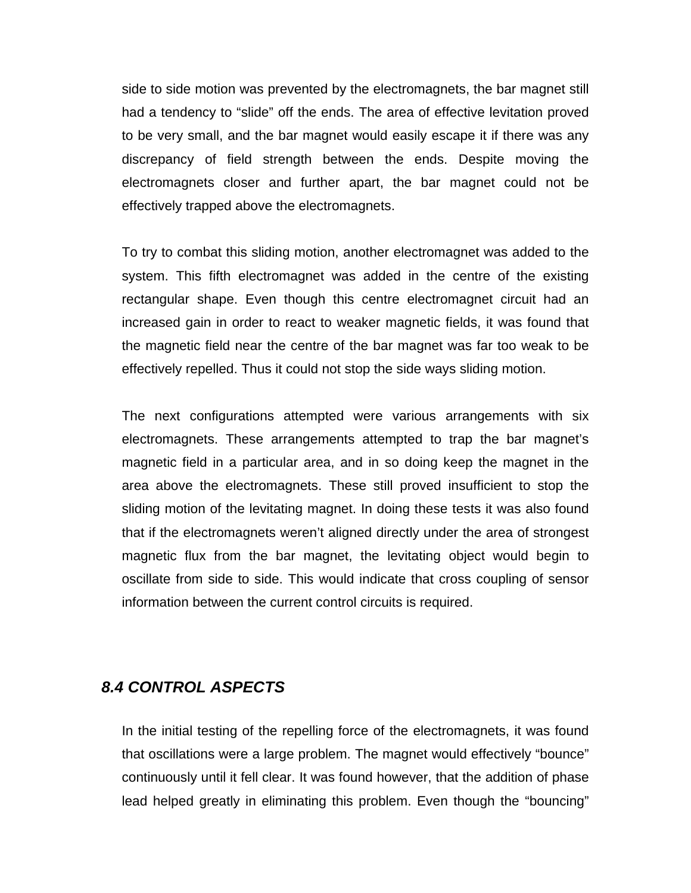side to side motion was prevented by the electromagnets, the bar magnet still had a tendency to "slide" off the ends. The area of effective levitation proved to be very small, and the bar magnet would easily escape it if there was any discrepancy of field strength between the ends. Despite moving the electromagnets closer and further apart, the bar magnet could not be effectively trapped above the electromagnets.

To try to combat this sliding motion, another electromagnet was added to the system. This fifth electromagnet was added in the centre of the existing rectangular shape. Even though this centre electromagnet circuit had an increased gain in order to react to weaker magnetic fields, it was found that the magnetic field near the centre of the bar magnet was far too weak to be effectively repelled. Thus it could not stop the side ways sliding motion.

The next configurations attempted were various arrangements with six electromagnets. These arrangements attempted to trap the bar magnet's magnetic field in a particular area, and in so doing keep the magnet in the area above the electromagnets. These still proved insufficient to stop the sliding motion of the levitating magnet. In doing these tests it was also found that if the electromagnets weren't aligned directly under the area of strongest magnetic flux from the bar magnet, the levitating object would begin to oscillate from side to side. This would indicate that cross coupling of sensor information between the current control circuits is required.

## *8.4 CONTROL ASPECTS*

In the initial testing of the repelling force of the electromagnets, it was found that oscillations were a large problem. The magnet would effectively "bounce" continuously until it fell clear. It was found however, that the addition of phase lead helped greatly in eliminating this problem. Even though the "bouncing"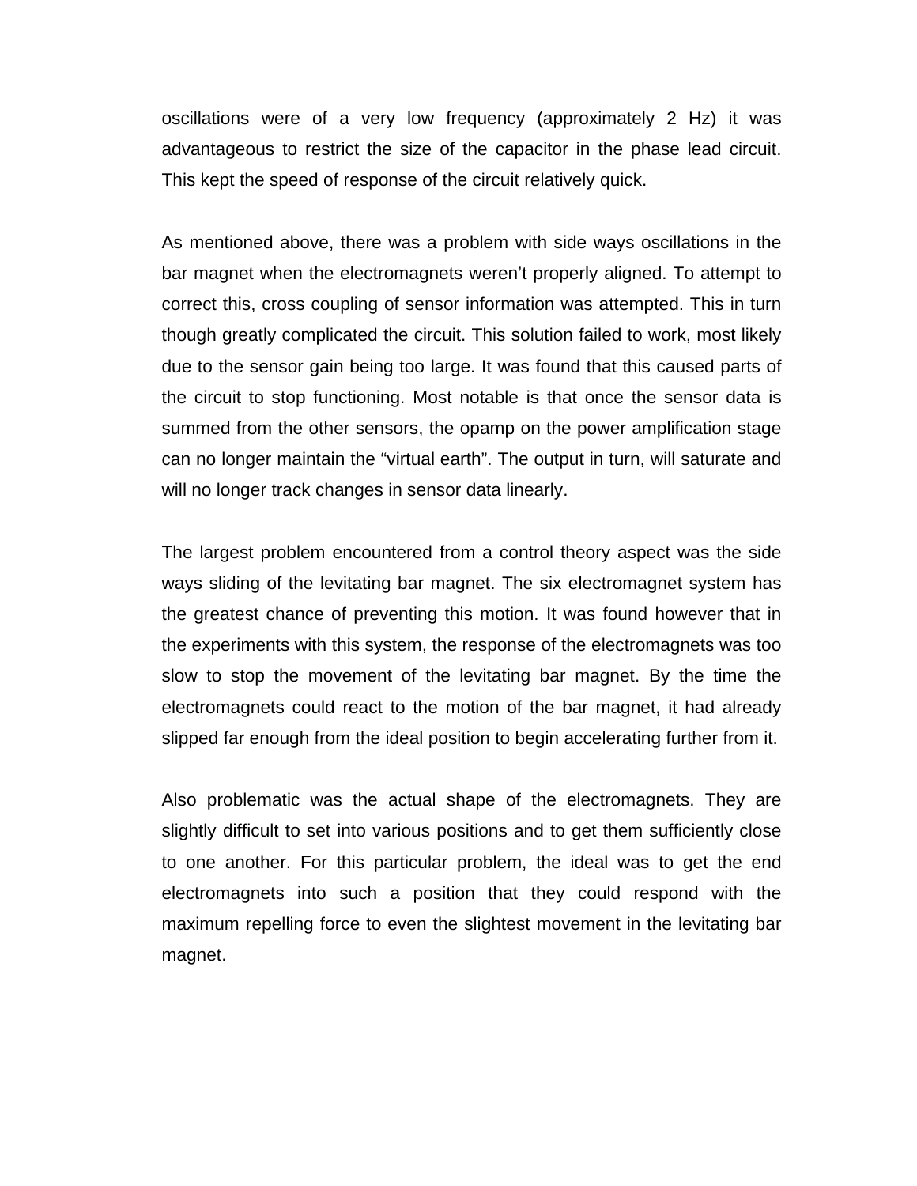oscillations were of a very low frequency (approximately 2 Hz) it was advantageous to restrict the size of the capacitor in the phase lead circuit. This kept the speed of response of the circuit relatively quick.

As mentioned above, there was a problem with side ways oscillations in the bar magnet when the electromagnets weren't properly aligned. To attempt to correct this, cross coupling of sensor information was attempted. This in turn though greatly complicated the circuit. This solution failed to work, most likely due to the sensor gain being too large. It was found that this caused parts of the circuit to stop functioning. Most notable is that once the sensor data is summed from the other sensors, the opamp on the power amplification stage can no longer maintain the "virtual earth". The output in turn, will saturate and will no longer track changes in sensor data linearly.

The largest problem encountered from a control theory aspect was the side ways sliding of the levitating bar magnet. The six electromagnet system has the greatest chance of preventing this motion. It was found however that in the experiments with this system, the response of the electromagnets was too slow to stop the movement of the levitating bar magnet. By the time the electromagnets could react to the motion of the bar magnet, it had already slipped far enough from the ideal position to begin accelerating further from it.

Also problematic was the actual shape of the electromagnets. They are slightly difficult to set into various positions and to get them sufficiently close to one another. For this particular problem, the ideal was to get the end electromagnets into such a position that they could respond with the maximum repelling force to even the slightest movement in the levitating bar magnet.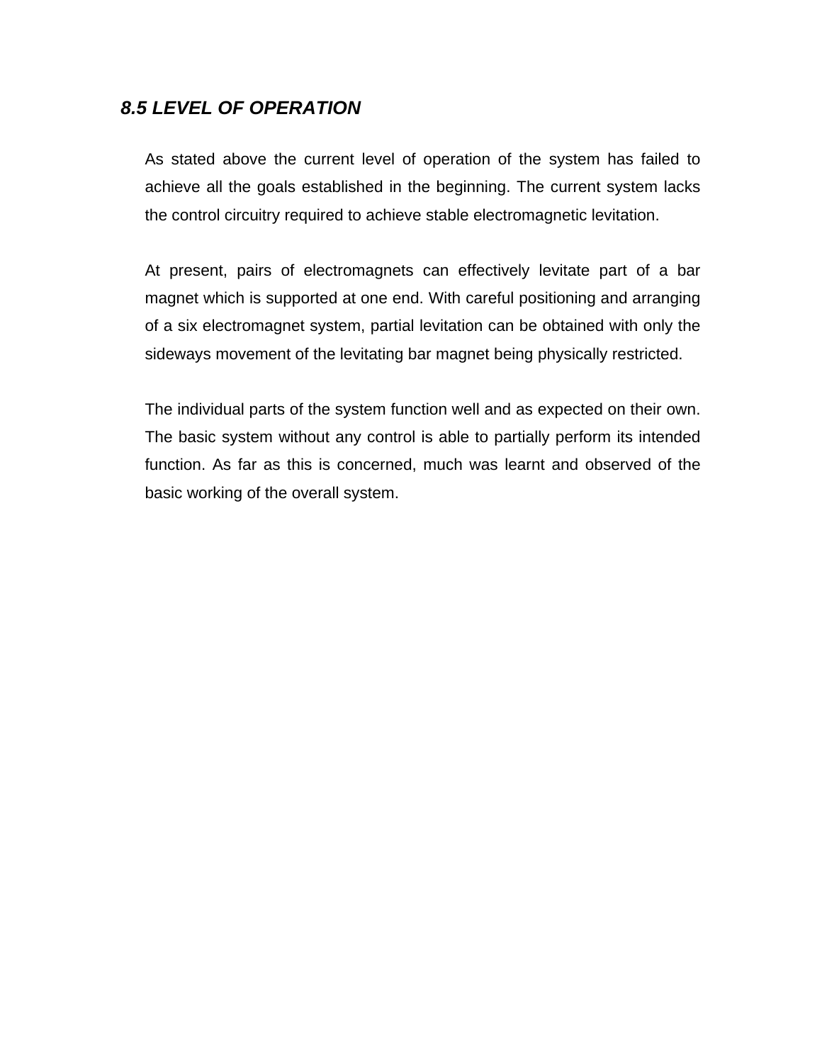### *8.5 LEVEL OF OPERATION*

As stated above the current level of operation of the system has failed to achieve all the goals established in the beginning. The current system lacks the control circuitry required to achieve stable electromagnetic levitation.

At present, pairs of electromagnets can effectively levitate part of a bar magnet which is supported at one end. With careful positioning and arranging of a six electromagnet system, partial levitation can be obtained with only the sideways movement of the levitating bar magnet being physically restricted.

The individual parts of the system function well and as expected on their own. The basic system without any control is able to partially perform its intended function. As far as this is concerned, much was learnt and observed of the basic working of the overall system.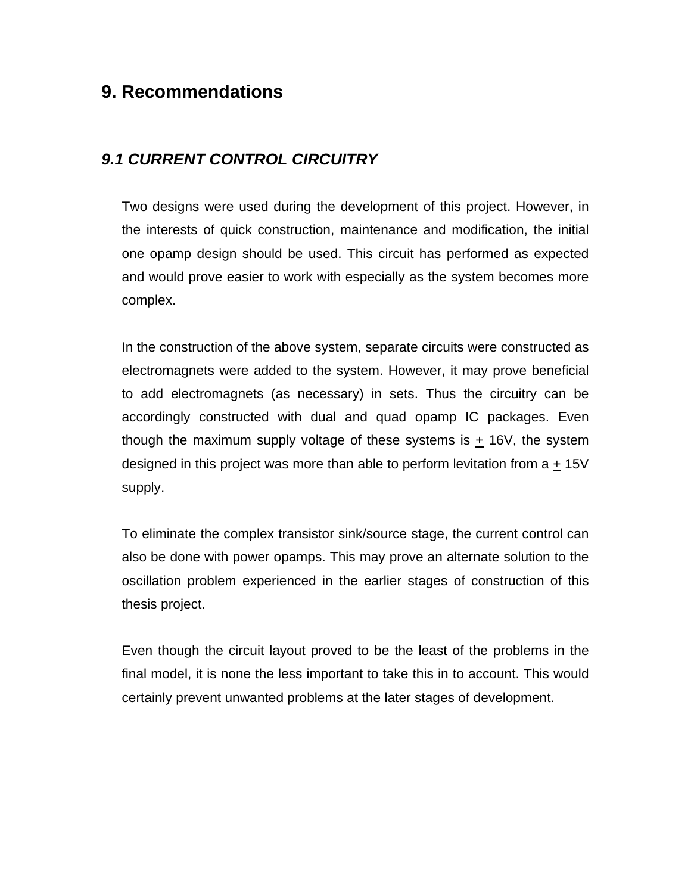# 9. Recommendations

## *9.1 CURRENT CONTROL CIRCUITRY*

Two designs were used during the development of this project. However, in the interests of quick construction, maintenance and modification, the initial one opamp design should be used. This circuit has performed as expected and would prove easier to work with especially as the system becomes more complex.

In the construction of the above system, separate circuits were constructed as electromagnets were added to the system. However, it may prove beneficial to add electromagnets (as necessary) in sets. Thus the circuitry can be accordingly constructed with dual and quad opamp IC packages. Even though the maximum supply voltage of these systems is ± 16V, the system designed in this project was more than able to perform levitation from a ± 15V supply.

To eliminate the complex transistor sink/source stage, the current control can also be done with power opamps. This may prove an alternate solution to the oscillation problem experienced in the earlier stages of construction of this thesis project.

Even though the circuit layout proved to be the least of the problems in the final model, it is none the less important to take this in to account. This would certainly prevent unwanted problems at the later stages of development.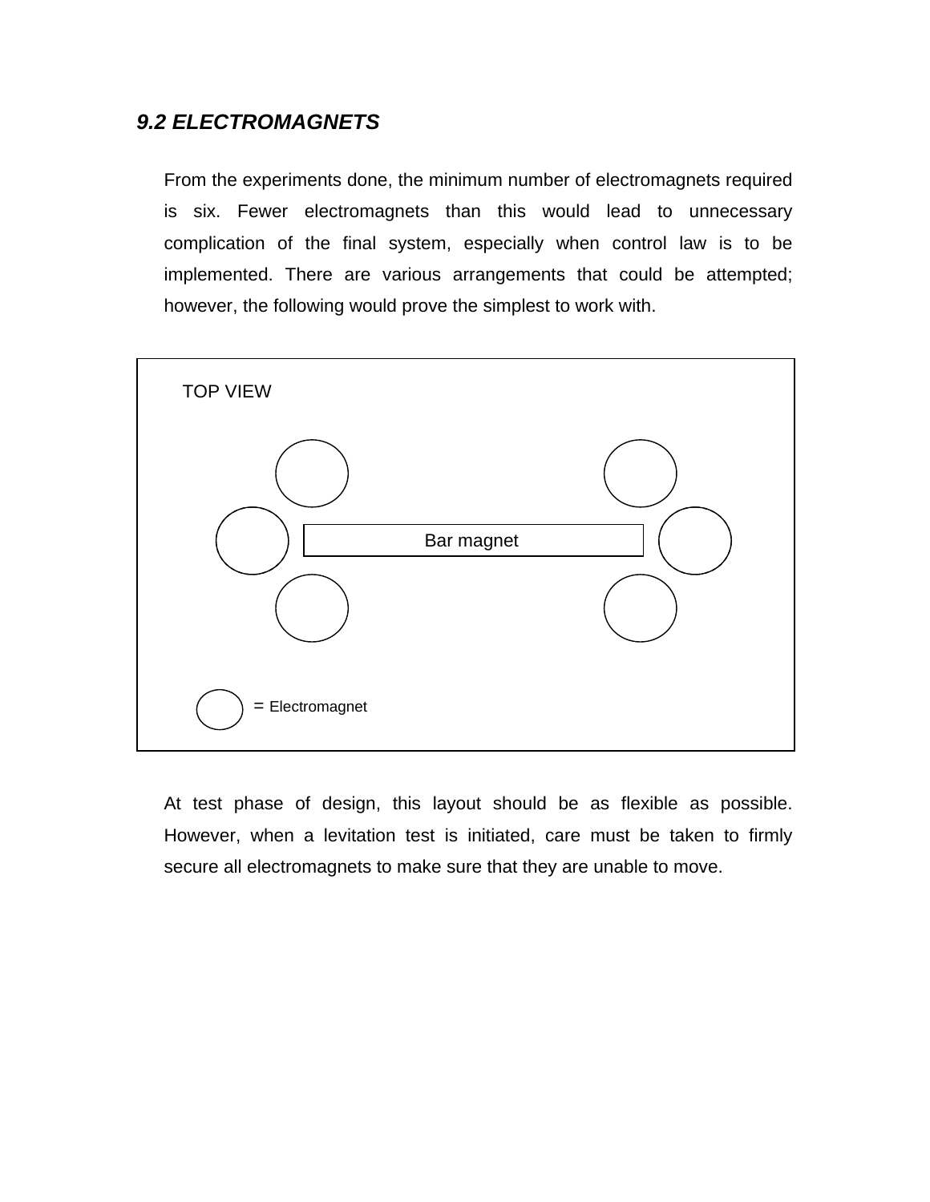### *9.2 ELECTROMAGNETS*

From the experiments done, the minimum number of electromagnets required is six. Fewer electromagnets than this would lead to unnecessary complication of the final system, especially when control law is to be implemented. There are various arrangements that could be attempted; however, the following would prove the simplest to work with.

TOP VIEW

Bar magnet

= Electromagnet

At test phase of design, this layout should be as flexible as possible. However, when a levitation test is initiated, care must be taken to firmly secure all electromagnets to make sure that they are unable to move.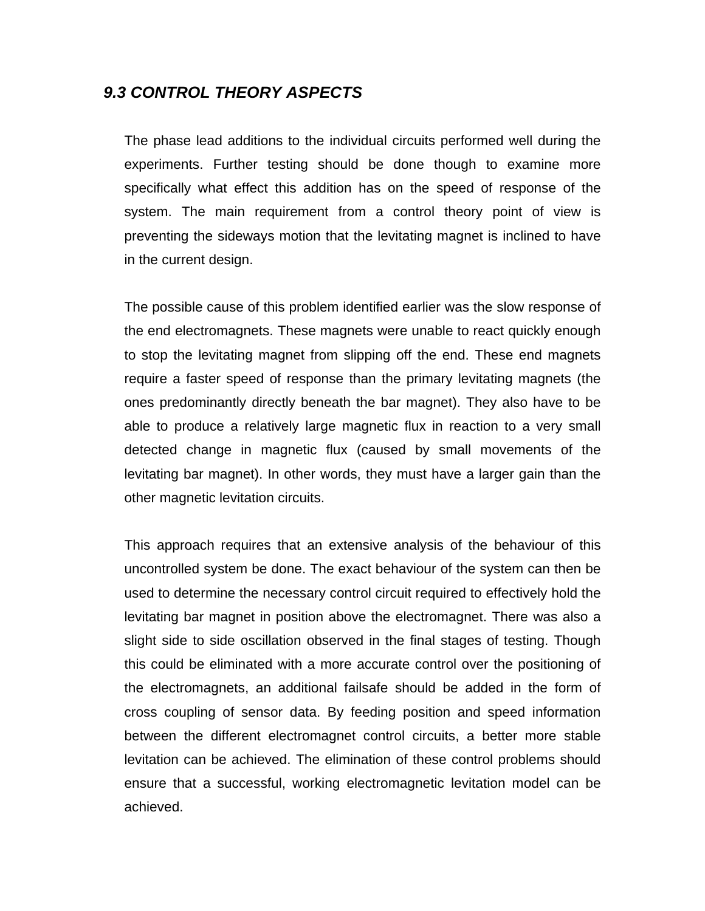## *9.3 CONTROL THEORY ASPECTS*

The phase lead additions to the individual circuits performed well during the experiments. Further testing should be done though to examine more specifically what effect this addition has on the speed of response of the system. The main requirement from a control theory point of view is preventing the sideways motion that the levitating magnet is inclined to have in the current design.

The possible cause of this problem identified earlier was the slow response of the end electromagnets. These magnets were unable to react quickly enough to stop the levitating magnet from slipping off the end. These end magnets require a faster speed of response than the primary levitating magnets (the ones predominantly directly beneath the bar magnet). They also have to be able to produce a relatively large magnetic flux in reaction to a very small detected change in magnetic flux (caused by small movements of the levitating bar magnet). In other words, they must have a larger gain than the other magnetic levitation circuits.

This approach requires that an extensive analysis of the behaviour of this uncontrolled system be done. The exact behaviour of the system can then be used to determine the necessary control circuit required to effectively hold the levitating bar magnet in position above the electromagnet. There was also a slight side to side oscillation observed in the final stages of testing. Though this could be eliminated with a more accurate control over the positioning of the electromagnets, an additional failsafe should be added in the form of cross coupling of sensor data. By feeding position and speed information between the different electromagnet control circuits, a better more stable levitation can be achieved. The elimination of these control problems should ensure that a successful, working electromagnetic levitation model can be achieved.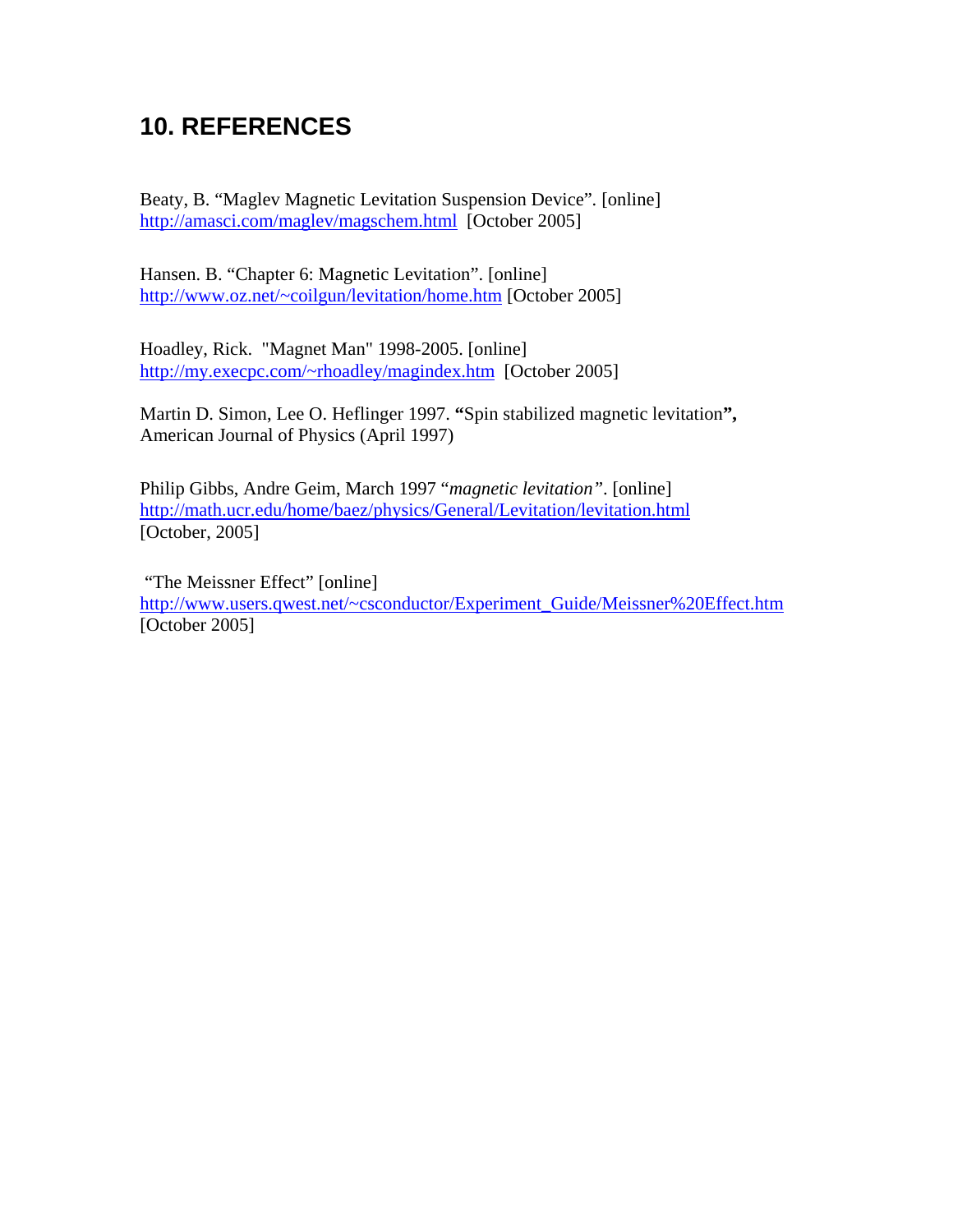## 10. REFERENCES

Beaty, B. “Maglev Magnetic Levitation Suspension Device”. [online]
http://amasci.com/maglev/magschem.html [October 2005]

Hansen. B. “Chapter 6: Magnetic Levitation”. [online]
http://www.oz.net/~coilgun/levitation/home.htm [October 2005]

Hoadley, Rick. "Magnet Man" 1998-2005. [online]
http://my.execpc.com/~rhoadley/magindex.htm [October 2005]

Martin D. Simon, Lee O. Heflinger 1997. **“**Spin stabilized magnetic levitation**”,**
American Journal of Physics (April 1997)

Philip Gibbs, Andre Geim, March 1997 “*magnetic levitation”*. [online]
http://math.ucr.edu/home/baez/physics/General/Levitation/levitation.html
[October, 2005]

“The Meissner Effect” [online]
http://www.users.qwest.net/~csconductor/Experiment_Guide/Meissner%20Effect.htm
[October 2005]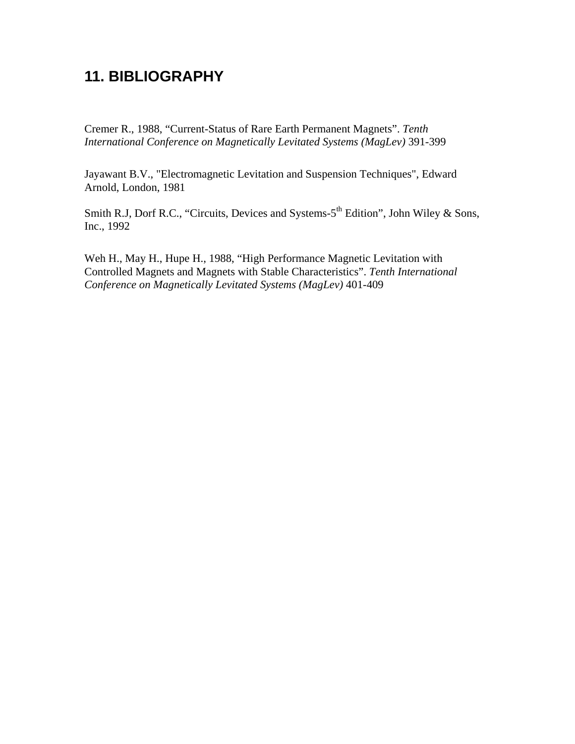# 11. BIBLIOGRAPHY

Cremer R., 1988, "Current-Status of Rare Earth Permanent Magnets". *Tenth International Conference on Magnetically Levitated Systems (MagLev)* 391-399

Jayawant B.V., "Electromagnetic Levitation and Suspension Techniques", Edward Arnold, London, 1981

Smith R.J, Dorf R.C., "Circuits, Devices and Systems-5th Edition", John Wiley & Sons, Inc., 1992

Weh H., May H., Hupe H., 1988, "High Performance Magnetic Levitation with Controlled Magnets and Magnets with Stable Characteristics". *Tenth International Conference on Magnetically Levitated Systems (MagLev)* 401-409